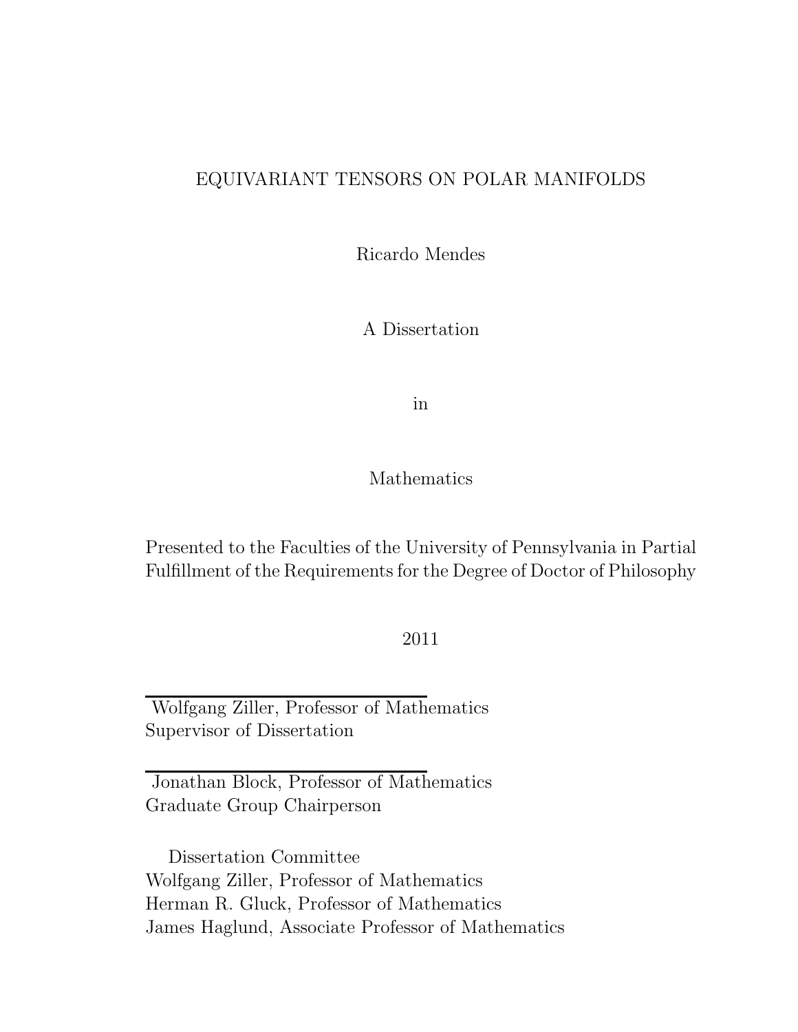# EQUIVARIANT TENSORS ON POLAR MANIFOLDS

Ricardo Mendes

A Dissertation

in

Mathematics

Presented to the Faculties of the University of Pennsylvania in Partial Fulfillment of the Requirements for the Degree of Doctor of Philosophy

2011

---

Wolfgang Ziller, Professor of Mathematics
Supervisor of Dissertation

---

Jonathan Block, Professor of Mathematics
Graduate Group Chairperson

Dissertation Committee
Wolfgang Ziller, Professor of Mathematics
Herman R. Gluck, Professor of Mathematics
James Haglund, Associate Professor of Mathematics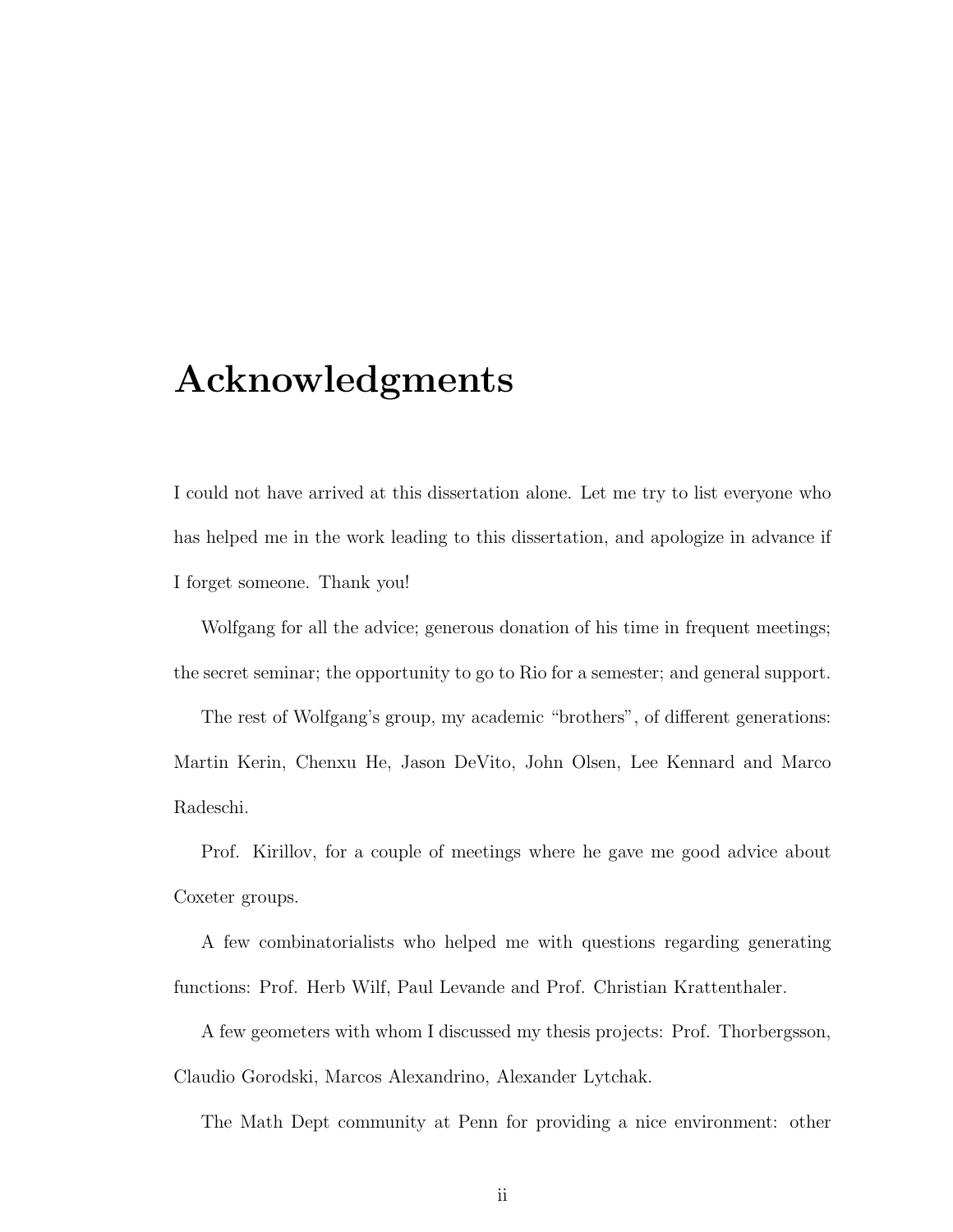# Acknowledgments

I could not have arrived at this dissertation alone. Let me try to list everyone who has helped me in the work leading to this dissertation, and apologize in advance if I forget someone. Thank you!

Wolfgang for all the advice; generous donation of his time in frequent meetings; the secret seminar; the opportunity to go to Rio for a semester; and general support.

The rest of Wolfgang's group, my academic "brothers", of different generations: Martin Kerin, Chenxu He, Jason DeVito, John Olsen, Lee Kennard and Marco Radeschi.

Prof. Kirillov, for a couple of meetings where he gave me good advice about Coxeter groups.

A few combinatorialists who helped me with questions regarding generating functions: Prof. Herb Wilf, Paul Levande and Prof. Christian Krattenthaler.

A few geometers with whom I discussed my thesis projects: Prof. Thorbergsson, Claudio Gorodski, Marcos Alexandrino, Alexander Lytchak.

The Math Dept community at Penn for providing a nice environment: other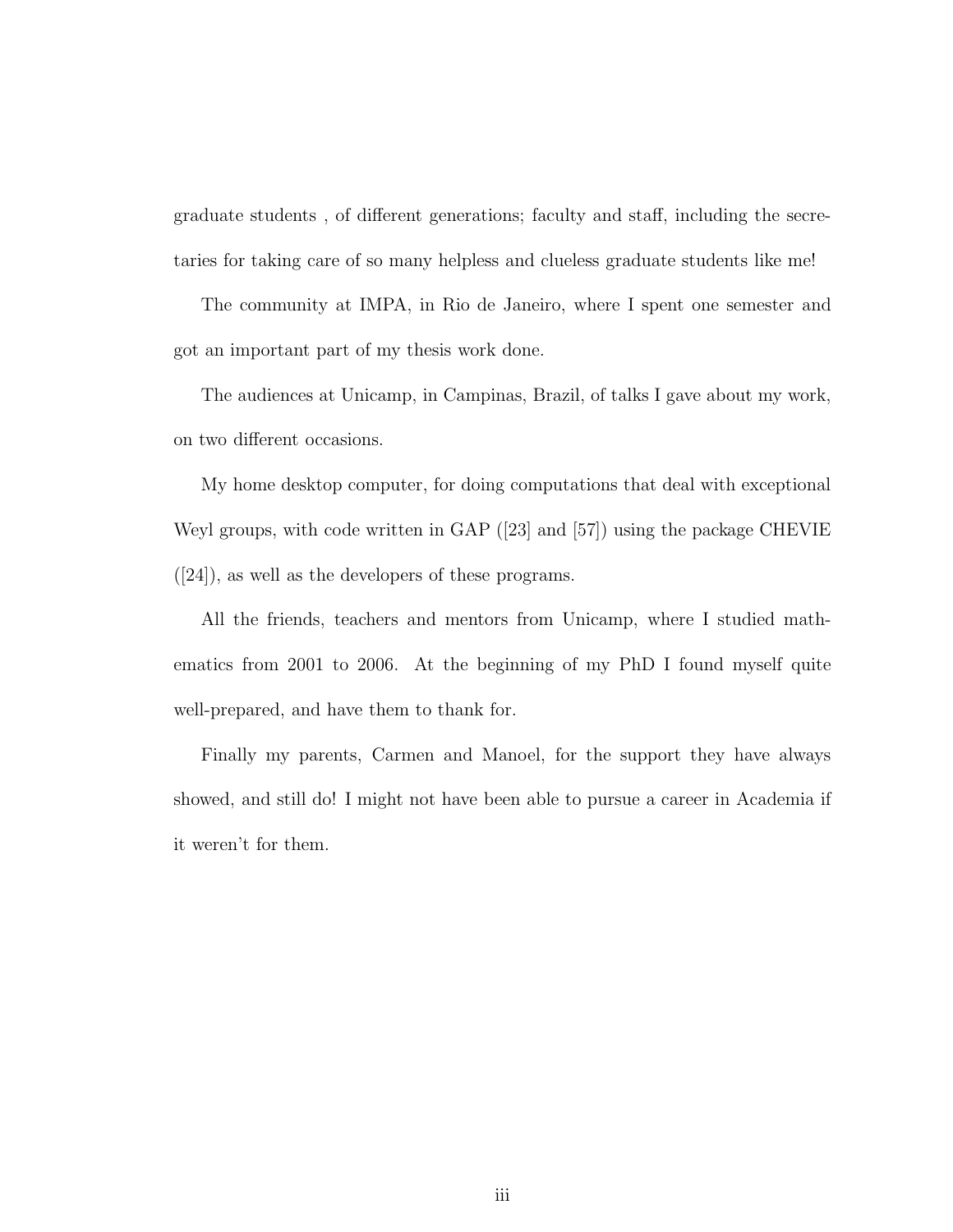graduate students , of different generations; faculty and staff, including the secretaries for taking care of so many helpless and clueless graduate students like me!

The community at IMPA, in Rio de Janeiro, where I spent one semester and got an important part of my thesis work done.

The audiences at Unicamp, in Campinas, Brazil, of talks I gave about my work, on two different occasions.

My home desktop computer, for doing computations that deal with exceptional Weyl groups, with code written in GAP ([23] and [57]) using the package CHEVIE ([24]), as well as the developers of these programs.

All the friends, teachers and mentors from Unicamp, where I studied mathematics from 2001 to 2006. At the beginning of my PhD I found myself quite well-prepared, and have them to thank for.

Finally my parents, Carmen and Manoel, for the support they have always showed, and still do! I might not have been able to pursue a career in Academia if it weren't for them.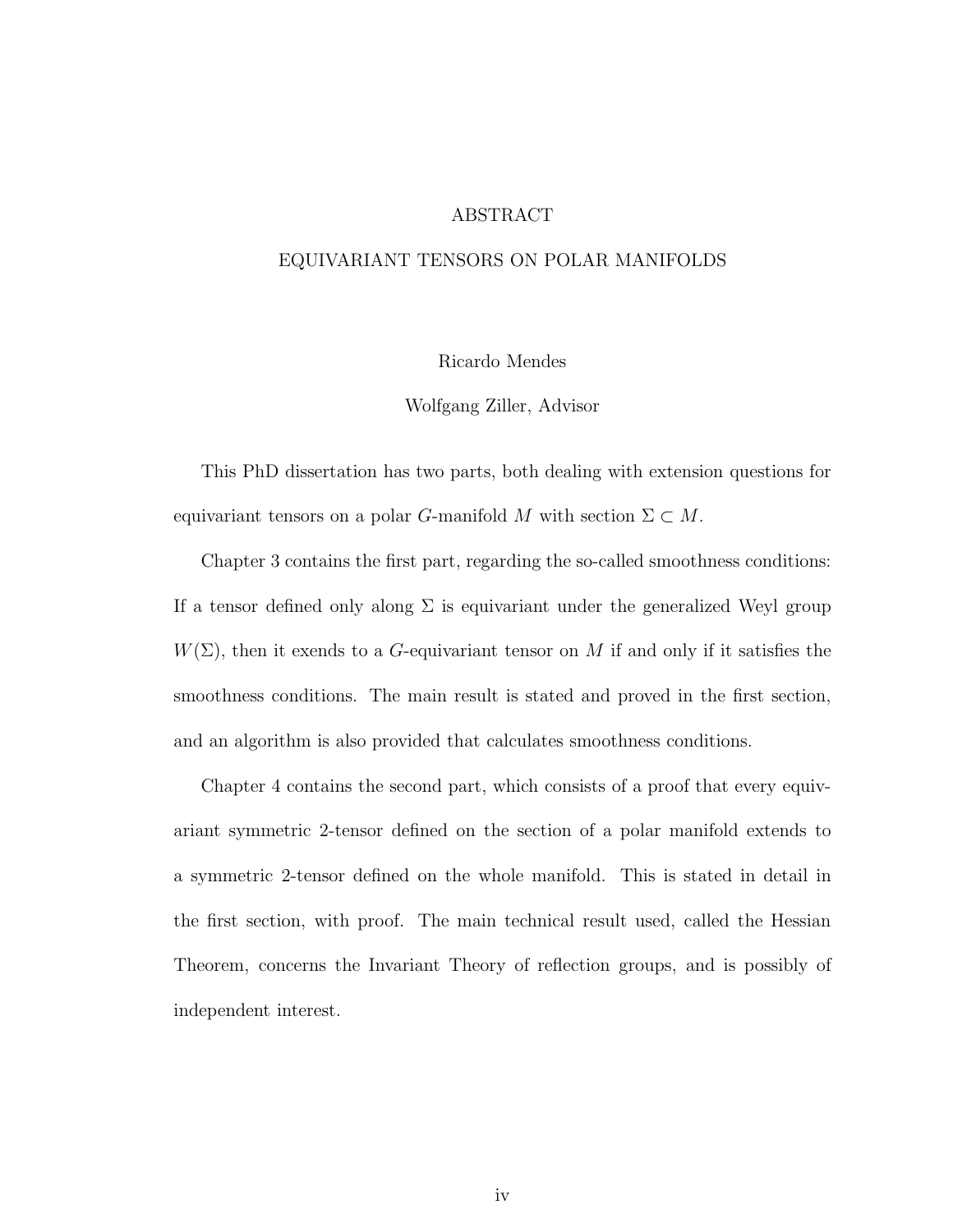# ABSTRACT

## EQUIVARIANT TENSORS ON POLAR MANIFOLDS

Ricardo Mendes

Wolfgang Ziller, Advisor

This PhD dissertation has two parts, both dealing with extension questions for equivariant tensors on a polar $G$-manifold $M$ with section $\Sigma \subset M$.

Chapter 3 contains the first part, regarding the so-called smoothness conditions: If a tensor defined only along $\Sigma$ is equivariant under the generalized Weyl group $W(\Sigma)$, then it exends to a $G$-equivariant tensor on $M$ if and only if it satisfies the smoothness conditions. The main result is stated and proved in the first section, and an algorithm is also provided that calculates smoothness conditions.

Chapter 4 contains the second part, which consists of a proof that every equivariant symmetric 2-tensor defined on the section of a polar manifold extends to a symmetric 2-tensor defined on the whole manifold. This is stated in detail in the first section, with proof. The main technical result used, called the Hessian Theorem, concerns the Invariant Theory of reflection groups, and is possibly of independent interest.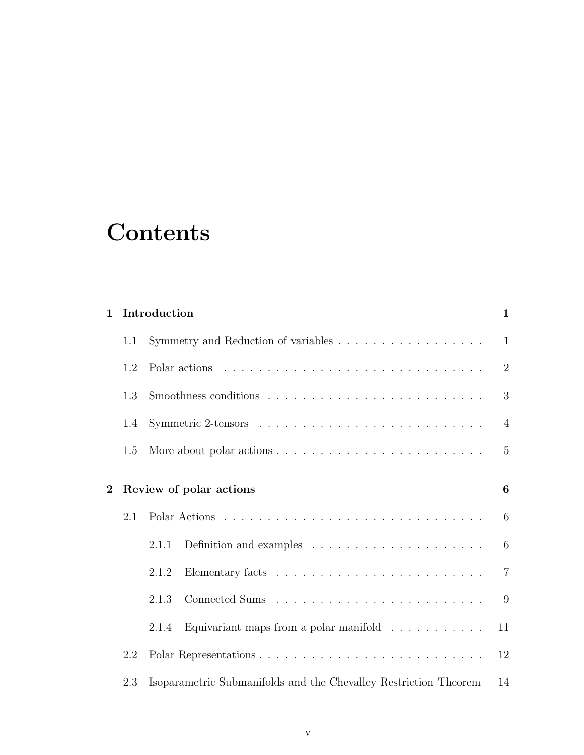# Contents

**1 Introduction** **1**

1.1 Symmetry and Reduction of variables . . . . . . . . . . . . . . . . . 1

1.2 Polar actions . . . . . . . . . . . . . . . . . . . . . . . . . . . . . . 2

1.3 Smoothness conditions . . . . . . . . . . . . . . . . . . . . . . . . . 3

1.4 Symmetric 2-tensors . . . . . . . . . . . . . . . . . . . . . . . . . . 4

1.5 More about polar actions . . . . . . . . . . . . . . . . . . . . . . . . 5

**2 Review of polar actions** **6**

2.1 Polar Actions . . . . . . . . . . . . . . . . . . . . . . . . . . . . . . 6

2.1.1 Definition and examples . . . . . . . . . . . . . . . . . . . . 6

2.1.2 Elementary facts . . . . . . . . . . . . . . . . . . . . . . . . 7

2.1.3 Connected Sums . . . . . . . . . . . . . . . . . . . . . . . . 9

2.1.4 Equivariant maps from a polar manifold . . . . . . . . . . . 11

2.2 Polar Representations . . . . . . . . . . . . . . . . . . . . . . . . . . 12

2.3 Isoparametric Submanifolds and the Chevalley Restriction Theorem 14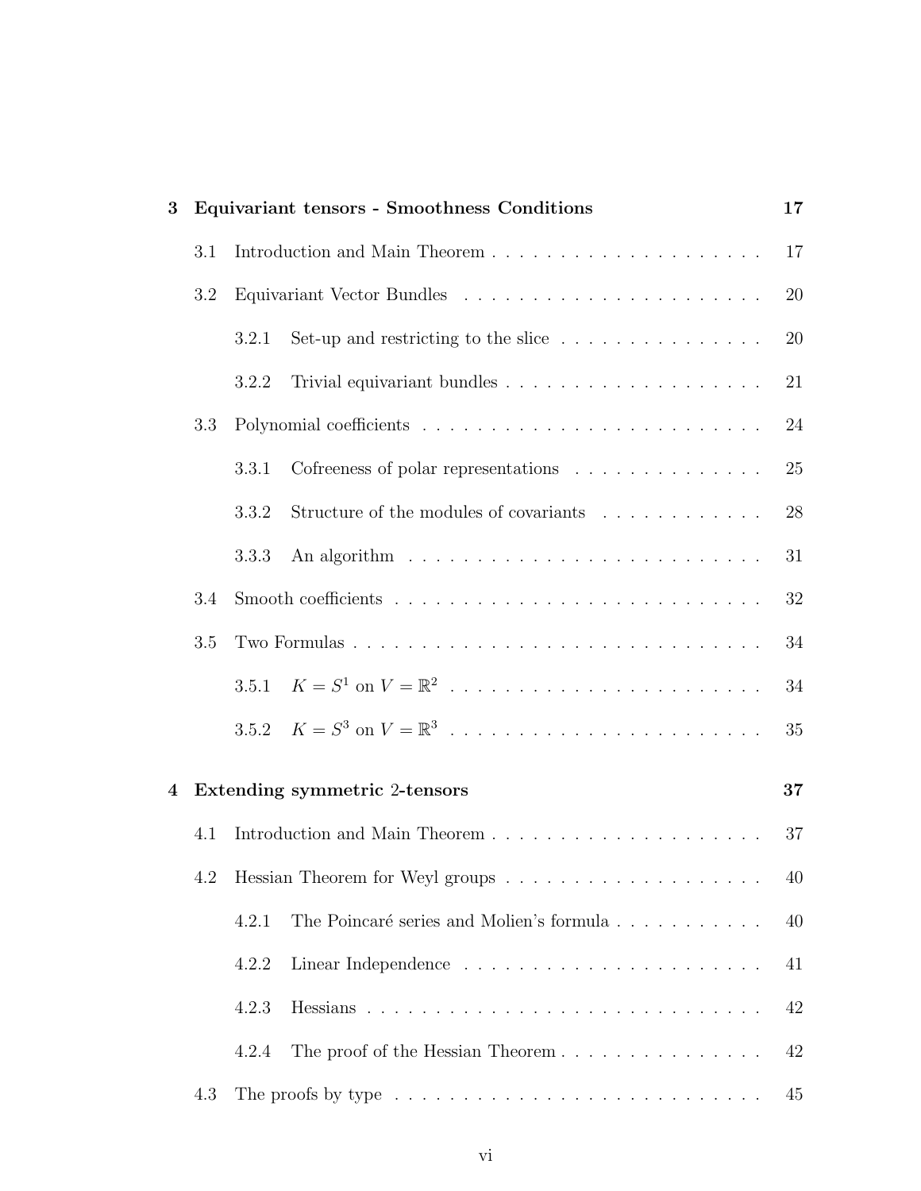**3 Equivariant tensors - Smoothness Conditions** 17

- 3.1 Introduction and Main Theorem . . . . . . . . . . . . . . . . . . . . 17
- 3.2 Equivariant Vector Bundles . . . . . . . . . . . . . . . . . . . . . . 20
  - 3.2.1 Set-up and restricting to the slice . . . . . . . . . . . . . . . 20
  - 3.2.2 Trivial equivariant bundles . . . . . . . . . . . . . . . . . . . 21
- 3.3 Polynomial coefficients . . . . . . . . . . . . . . . . . . . . . . . . . 24
  - 3.3.1 Cofreeness of polar representations . . . . . . . . . . . . . . 25
  - 3.3.2 Structure of the modules of covariants . . . . . . . . . . . . 28
  - 3.3.3 An algorithm . . . . . . . . . . . . . . . . . . . . . . . . . . 31
- 3.4 Smooth coefficients . . . . . . . . . . . . . . . . . . . . . . . . . . . 32
- 3.5 Two Formulas . . . . . . . . . . . . . . . . . . . . . . . . . . . . . 34
  - 3.5.1 $K = S^1$ on $V = \mathbb{R}^2$ . . . . . . . . . . . . . . . . . . . . . . . 34
  - 3.5.2 $K = S^3$ on $V = \mathbb{R}^3$ . . . . . . . . . . . . . . . . . . . . . . . 35

**4 Extending symmetric 2-tensors** 37

- 4.1 Introduction and Main Theorem . . . . . . . . . . . . . . . . . . . . 37
- 4.2 Hessian Theorem for Weyl groups . . . . . . . . . . . . . . . . . . . 40
  - 4.2.1 The Poincaré series and Molien's formula . . . . . . . . . . . 40
  - 4.2.2 Linear Independence . . . . . . . . . . . . . . . . . . . . . . 41
  - 4.2.3 Hessians . . . . . . . . . . . . . . . . . . . . . . . . . . . . . 42
  - 4.2.4 The proof of the Hessian Theorem . . . . . . . . . . . . . . . 42
- 4.3 The proofs by type . . . . . . . . . . . . . . . . . . . . . . . . . . . 45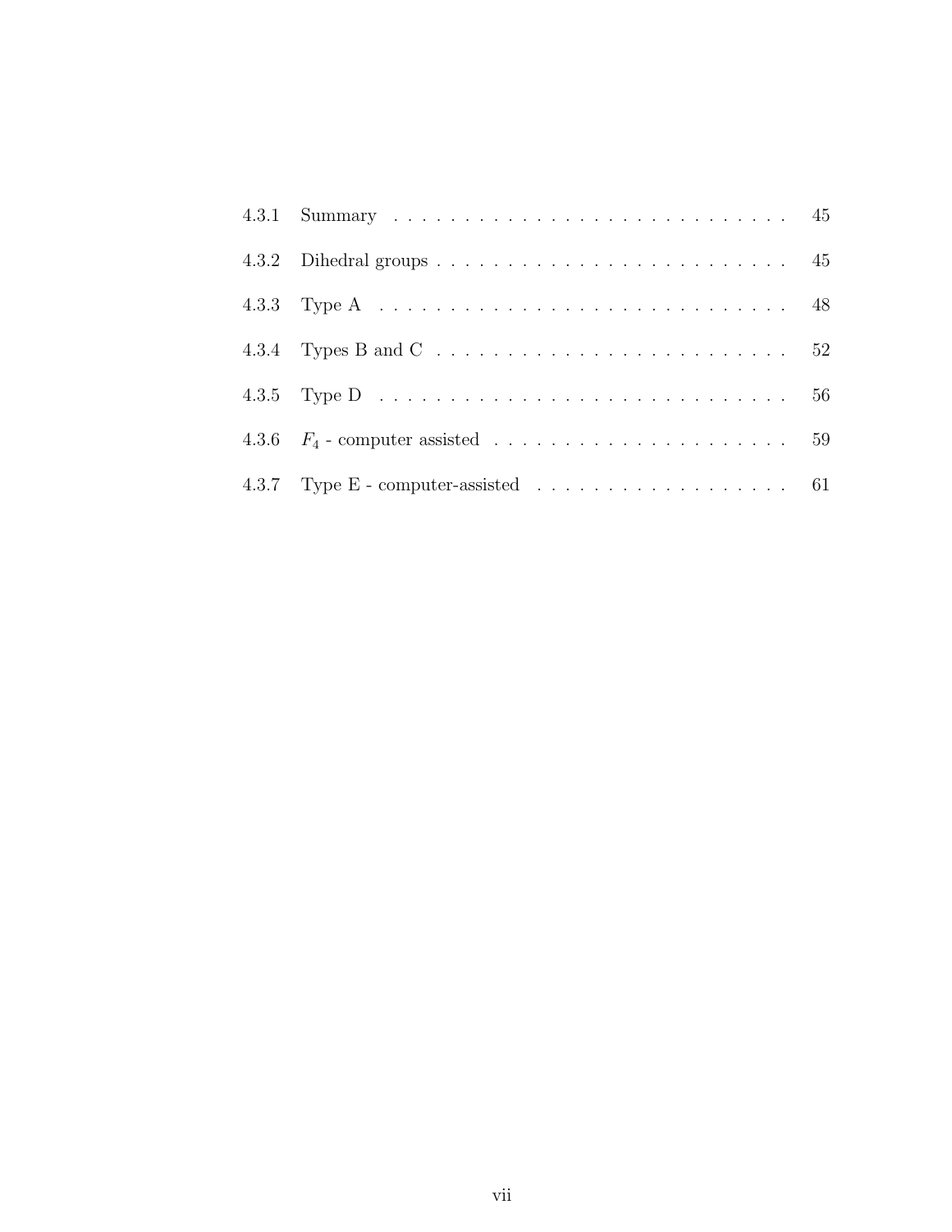4.3.1 Summary . . . . . . . . . . . . . . . . . . . . . . . . . . . . 45

4.3.2 Dihedral groups . . . . . . . . . . . . . . . . . . . . . . . . . 45

4.3.3 Type A . . . . . . . . . . . . . . . . . . . . . . . . . . . . . 48

4.3.4 Types B and C . . . . . . . . . . . . . . . . . . . . . . . . . 52

4.3.5 Type D . . . . . . . . . . . . . . . . . . . . . . . . . . . . . 56

4.3.6 $F_4$ - computer assisted . . . . . . . . . . . . . . . . . . . . . 59

4.3.7 Type E - computer-assisted . . . . . . . . . . . . . . . . . . 61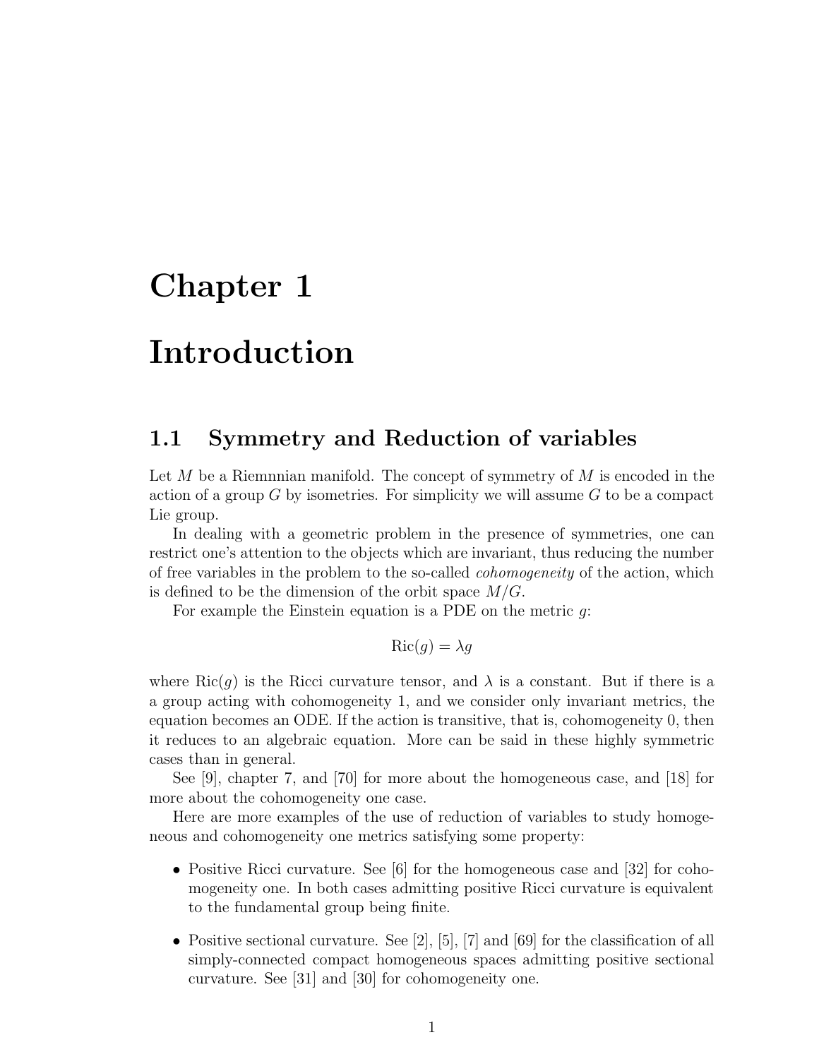# Chapter 1

# Introduction

## 1.1 Symmetry and Reduction of variables

Let $M$ be a Riemnnian manifold. The concept of symmetry of $M$ is encoded in the action of a group $G$ by isometries. For simplicity we will assume $G$ to be a compact Lie group.

In dealing with a geometric problem in the presence of symmetries, one can restrict one's attention to the objects which are invariant, thus reducing the number of free variables in the problem to the so-called *cohomogeneity* of the action, which is defined to be the dimension of the orbit space $M/G$.

For example the Einstein equation is a PDE on the metric $g$:

$$\mathrm{Ric}(g) = \lambda g$$

where $\mathrm{Ric}(g)$ is the Ricci curvature tensor, and $\lambda$ is a constant. But if there is a a group acting with cohomogeneity 1, and we consider only invariant metrics, the equation becomes an ODE. If the action is transitive, that is, cohomogeneity 0, then it reduces to an algebraic equation. More can be said in these highly symmetric cases than in general.

See [9], chapter 7, and [70] for more about the homogeneous case, and [18] for more about the cohomogeneity one case.

Here are more examples of the use of reduction of variables to study homogeneous and cohomogeneity one metrics satisfying some property:

- Positive Ricci curvature. See [6] for the homogeneous case and [32] for cohomogeneity one. In both cases admitting positive Ricci curvature is equivalent to the fundamental group being finite.

- Positive sectional curvature. See [2], [5], [7] and [69] for the classification of all simply-connected compact homogeneous spaces admitting positive sectional curvature. See [31] and [30] for cohomogeneity one.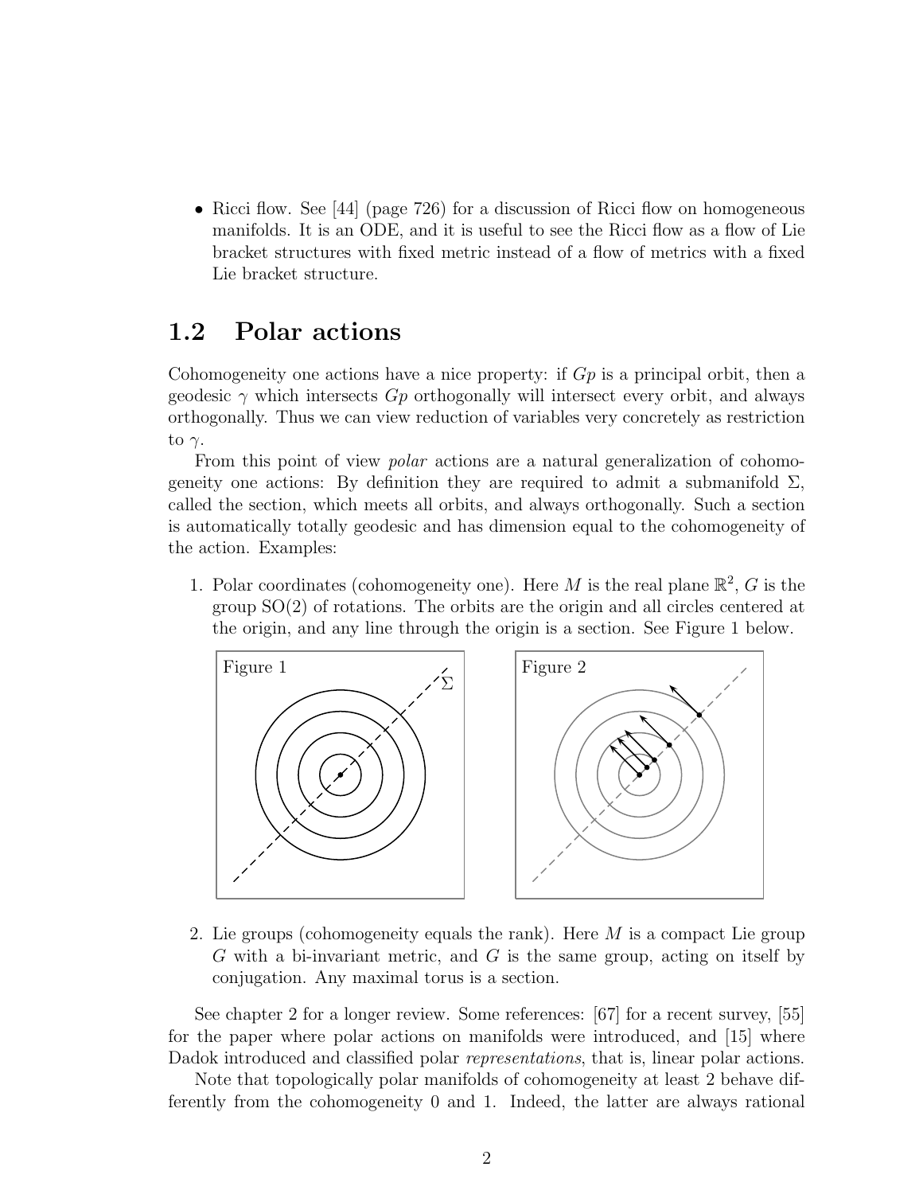- Ricci flow. See [44] (page 726) for a discussion of Ricci flow on homogeneous manifolds. It is an ODE, and it is useful to see the Ricci flow as a flow of Lie bracket structures with fixed metric instead of a flow of metrics with a fixed Lie bracket structure.

## 1.2 Polar actions

Cohomogeneity one actions have a nice property: if $Gp$ is a principal orbit, then a geodesic $\gamma$ which intersects $Gp$ orthogonally will intersect every orbit, and always orthogonally. Thus we can view reduction of variables very concretely as restriction to $\gamma$.

From this point of view *polar* actions are a natural generalization of cohomogeneity one actions: By definition they are required to admit a submanifold $\Sigma$, called the section, which meets all orbits, and always orthogonally. Such a section is automatically totally geodesic and has dimension equal to the cohomogeneity of the action. Examples:

1. Polar coordinates (cohomogeneity one). Here $M$ is the real plane $\mathbb{R}^2$, $G$ is the group $\mathrm{SO}(2)$ of rotations. The orbits are the origin and all circles centered at the origin, and any line through the origin is a section. See Figure 1 below.

Figure 1

Figure 2

2. Lie groups (cohomogeneity equals the rank). Here $M$ is a compact Lie group $G$ with a bi-invariant metric, and $G$ is the same group, acting on itself by conjugation. Any maximal torus is a section.

See chapter 2 for a longer review. Some references: [67] for a recent survey, [55] for the paper where polar actions on manifolds were introduced, and [15] where Dadok introduced and classified polar *representations*, that is, linear polar actions.

Note that topologically polar manifolds of cohomogeneity at least 2 behave differently from the cohomogeneity 0 and 1. Indeed, the latter are always rational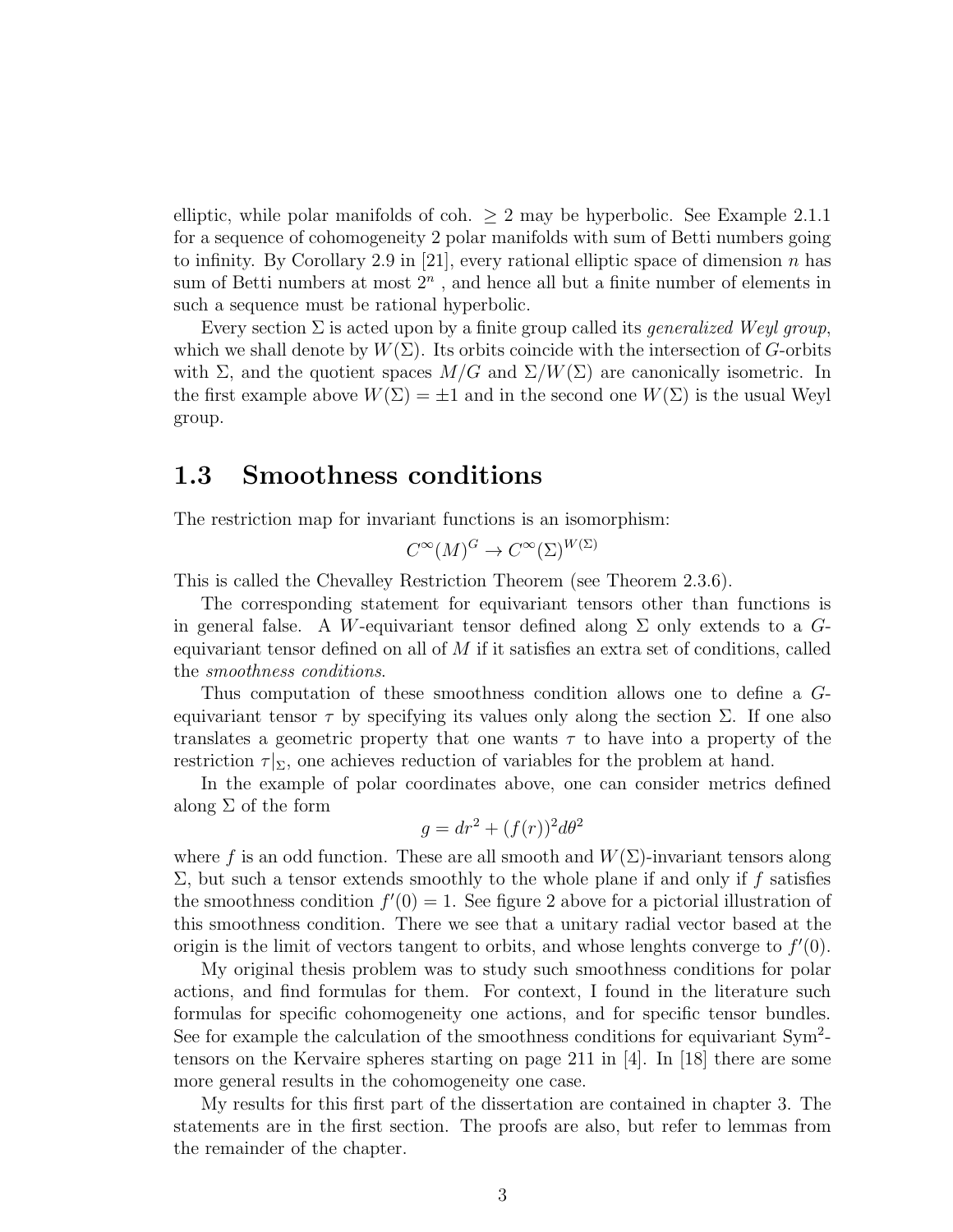elliptic, while polar manifolds of coh. $\geq 2$ may be hyperbolic. See Example 2.1.1 for a sequence of cohomogeneity 2 polar manifolds with sum of Betti numbers going to infinity. By Corollary 2.9 in [21], every rational elliptic space of dimension $n$ has sum of Betti numbers at most $2^n$ , and hence all but a finite number of elements in such a sequence must be rational hyperbolic.

Every section $\Sigma$ is acted upon by a finite group called its *generalized Weyl group*, which we shall denote by $W(\Sigma)$. Its orbits coincide with the intersection of $G$-orbits with $\Sigma$, and the quotient spaces $M/G$ and $\Sigma/W(\Sigma)$ are canonically isometric. In the first example above $W(\Sigma) = \pm 1$ and in the second one $W(\Sigma)$ is the usual Weyl group.

## 1.3 Smoothness conditions

The restriction map for invariant functions is an isomorphism:

$$C^\infty(M)^G \to C^\infty(\Sigma)^{W(\Sigma)}$$

This is called the Chevalley Restriction Theorem (see Theorem 2.3.6).

The corresponding statement for equivariant tensors other than functions is in general false. A $W$-equivariant tensor defined along $\Sigma$ only extends to a $G$-equivariant tensor defined on all of $M$ if it satisfies an extra set of conditions, called the *smoothness conditions*.

Thus computation of these smoothness condition allows one to define a $G$-equivariant tensor $\tau$ by specifying its values only along the section $\Sigma$. If one also translates a geometric property that one wants $\tau$ to have into a property of the restriction $\tau|_\Sigma$, one achieves reduction of variables for the problem at hand.

In the example of polar coordinates above, one can consider metrics defined along $\Sigma$ of the form

$$g = dr^2 + (f(r))^2 d\theta^2$$

where $f$ is an odd function. These are all smooth and $W(\Sigma)$-invariant tensors along $\Sigma$, but such a tensor extends smoothly to the whole plane if and only if $f$ satisfies the smoothness condition $f'(0) = 1$. See figure 2 above for a pictorial illustration of this smoothness condition. There we see that a unitary radial vector based at the origin is the limit of vectors tangent to orbits, and whose lenghts converge to $f'(0)$.

My original thesis problem was to study such smoothness conditions for polar actions, and find formulas for them. For context, I found in the literature such formulas for specific cohomogeneity one actions, and for specific tensor bundles. See for example the calculation of the smoothness conditions for equivariant $\mathrm{Sym}^2$-tensors on the Kervaire spheres starting on page 211 in [4]. In [18] there are some more general results in the cohomogeneity one case.

My results for this first part of the dissertation are contained in chapter 3. The statements are in the first section. The proofs are also, but refer to lemmas from the remainder of the chapter.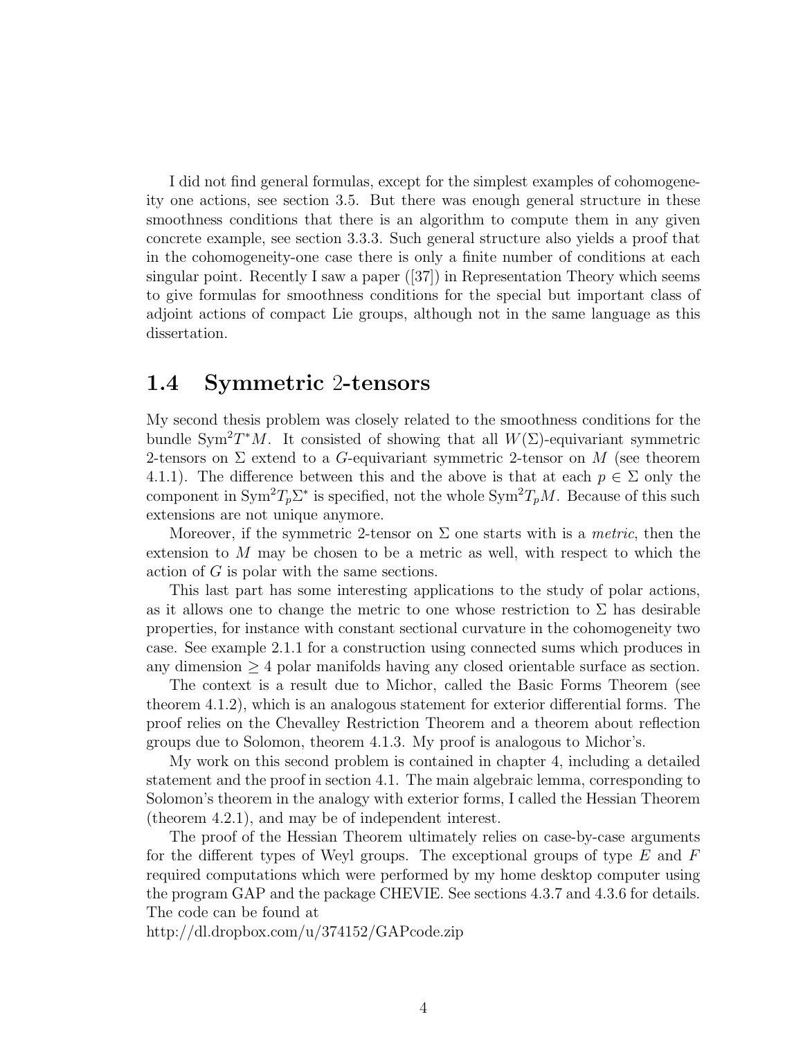I did not find general formulas, except for the simplest examples of cohomogeneity one actions, see section 3.5. But there was enough general structure in these smoothness conditions that there is an algorithm to compute them in any given concrete example, see section 3.3.3. Such general structure also yields a proof that in the cohomogeneity-one case there is only a finite number of conditions at each singular point. Recently I saw a paper ([37]) in Representation Theory which seems to give formulas for smoothness conditions for the special but important class of adjoint actions of compact Lie groups, although not in the same language as this dissertation.

## 1.4 Symmetric 2-tensors

My second thesis problem was closely related to the smoothness conditions for the bundle $\mathrm{Sym}^2 T^*M$. It consisted of showing that all $W(\Sigma)$-equivariant symmetric 2-tensors on $\Sigma$ extend to a $G$-equivariant symmetric 2-tensor on $M$ (see theorem 4.1.1). The difference between this and the above is that at each $p \in \Sigma$ only the component in $\mathrm{Sym}^2 T_p\Sigma^*$ is specified, not the whole $\mathrm{Sym}^2 T_p M$. Because of this such extensions are not unique anymore.

Moreover, if the symmetric 2-tensor on $\Sigma$ one starts with is a *metric*, then the extension to $M$ may be chosen to be a metric as well, with respect to which the action of $G$ is polar with the same sections.

This last part has some interesting applications to the study of polar actions, as it allows one to change the metric to one whose restriction to $\Sigma$ has desirable properties, for instance with constant sectional curvature in the cohomogeneity two case. See example 2.1.1 for a construction using connected sums which produces in any dimension $\geq 4$ polar manifolds having any closed orientable surface as section.

The context is a result due to Michor, called the Basic Forms Theorem (see theorem 4.1.2), which is an analogous statement for exterior differential forms. The proof relies on the Chevalley Restriction Theorem and a theorem about reflection groups due to Solomon, theorem 4.1.3. My proof is analogous to Michor's.

My work on this second problem is contained in chapter 4, including a detailed statement and the proof in section 4.1. The main algebraic lemma, corresponding to Solomon's theorem in the analogy with exterior forms, I called the Hessian Theorem (theorem 4.2.1), and may be of independent interest.

The proof of the Hessian Theorem ultimately relies on case-by-case arguments for the different types of Weyl groups. The exceptional groups of type $E$ and $F$ required computations which were performed by my home desktop computer using the program GAP and the package CHEVIE. See sections 4.3.7 and 4.3.6 for details. The code can be found at
http://dl.dropbox.com/u/374152/GAPcode.zip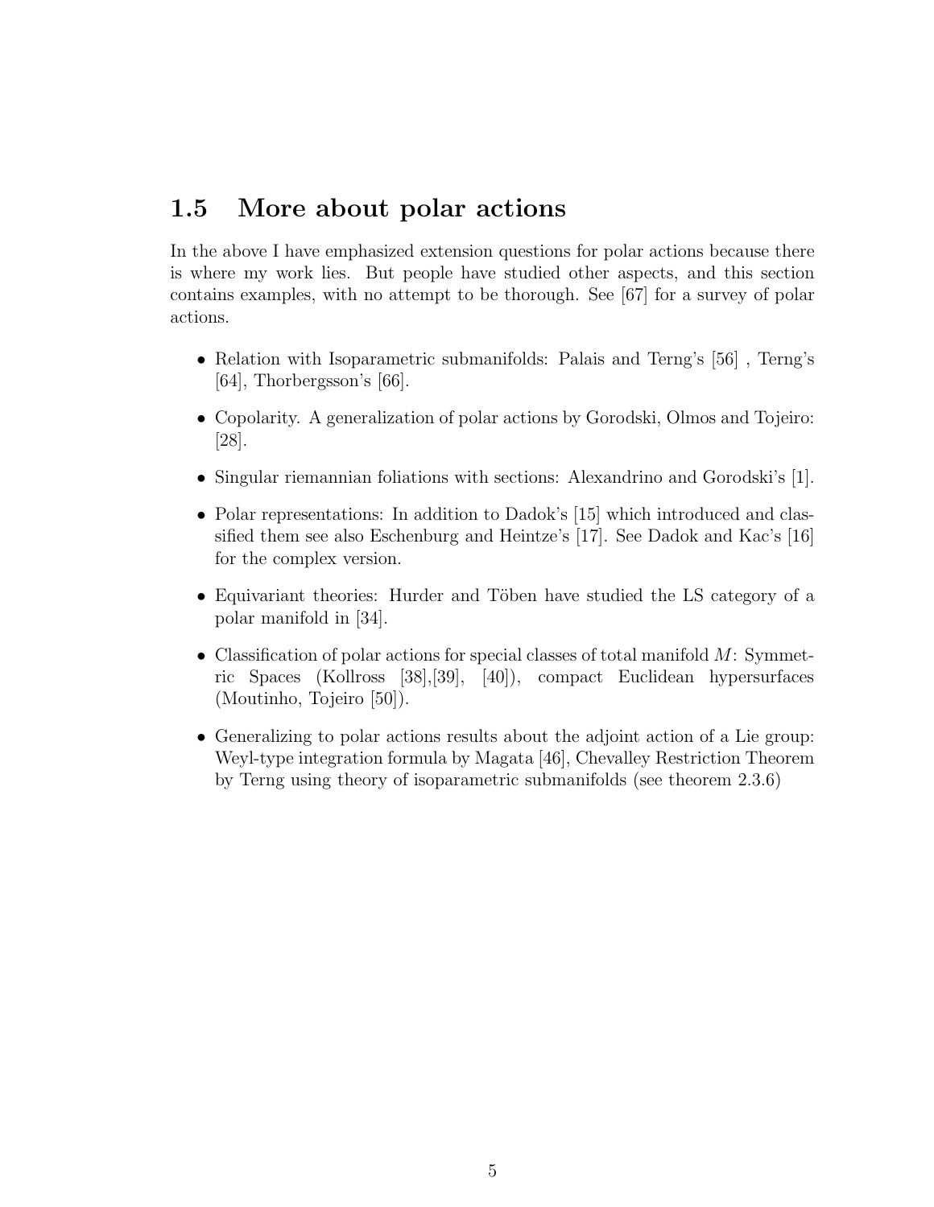## 1.5 More about polar actions

In the above I have emphasized extension questions for polar actions because there is where my work lies. But people have studied other aspects, and this section contains examples, with no attempt to be thorough. See [67] for a survey of polar actions.

- Relation with Isoparametric submanifolds: Palais and Terng's [56] , Terng's [64], Thorbergsson's [66].
- Copolarity. A generalization of polar actions by Gorodski, Olmos and Tojeiro: [28].
- Singular riemannian foliations with sections: Alexandrino and Gorodski's [1].
- Polar representations: In addition to Dadok's [15] which introduced and classified them see also Eschenburg and Heintze's [17]. See Dadok and Kac's [16] for the complex version.
- Equivariant theories: Hurder and Töben have studied the LS category of a polar manifold in [34].
- Classification of polar actions for special classes of total manifold $M$: Symmetric Spaces (Kollross [38],[39], [40]), compact Euclidean hypersurfaces (Moutinho, Tojeiro [50]).
- Generalizing to polar actions results about the adjoint action of a Lie group: Weyl-type integration formula by Magata [46], Chevalley Restriction Theorem by Terng using theory of isoparametric submanifolds (see theorem 2.3.6)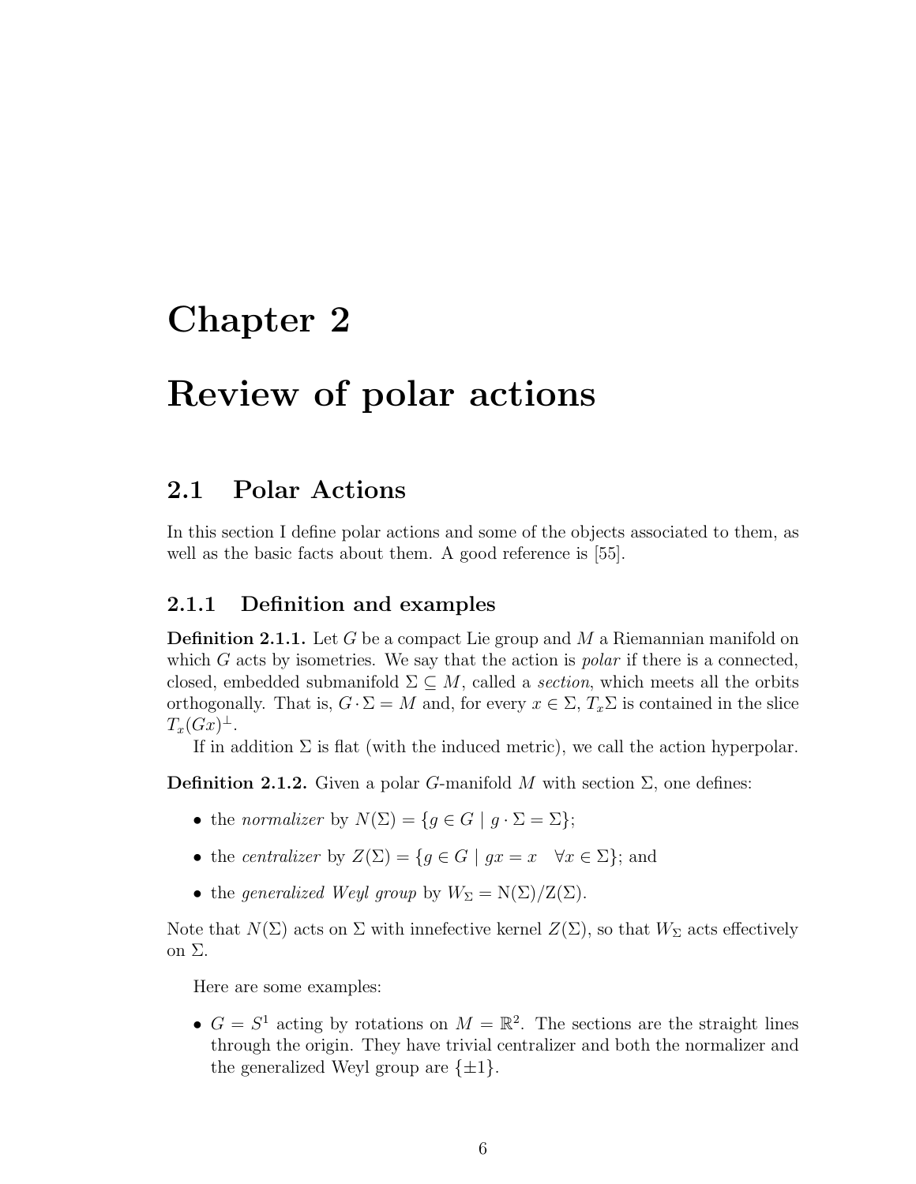# Chapter 2

# Review of polar actions

## 2.1 Polar Actions

In this section I define polar actions and some of the objects associated to them, as well as the basic facts about them. A good reference is [55].

### 2.1.1 Definition and examples

**Definition 2.1.1.** Let $G$ be a compact Lie group and $M$ a Riemannian manifold on which $G$ acts by isometries. We say that the action is *polar* if there is a connected, closed, embedded submanifold $\Sigma \subseteq M$, called a *section*, which meets all the orbits orthogonally. That is, $G \cdot \Sigma = M$ and, for every $x \in \Sigma$, $T_x\Sigma$ is contained in the slice $T_x(Gx)^{\perp}$.

If in addition $\Sigma$ is flat (with the induced metric), we call the action hyperpolar.

**Definition 2.1.2.** Given a polar $G$-manifold $M$ with section $\Sigma$, one defines:

- the *normalizer* by $N(\Sigma) = \{g \in G \mid g \cdot \Sigma = \Sigma\}$;
- the *centralizer* by $Z(\Sigma) = \{g \in G \mid gx = x \quad \forall x \in \Sigma\}$; and
- the *generalized Weyl group* by $W_\Sigma = \mathrm{N}(\Sigma)/\mathrm{Z}(\Sigma)$.

Note that $N(\Sigma)$ acts on $\Sigma$ with innefective kernel $Z(\Sigma)$, so that $W_\Sigma$ acts effectively on $\Sigma$.

Here are some examples:

- $G = S^1$ acting by rotations on $M = \mathbb{R}^2$. The sections are the straight lines through the origin. They have trivial centralizer and both the normalizer and the generalized Weyl group are $\{\pm 1\}$.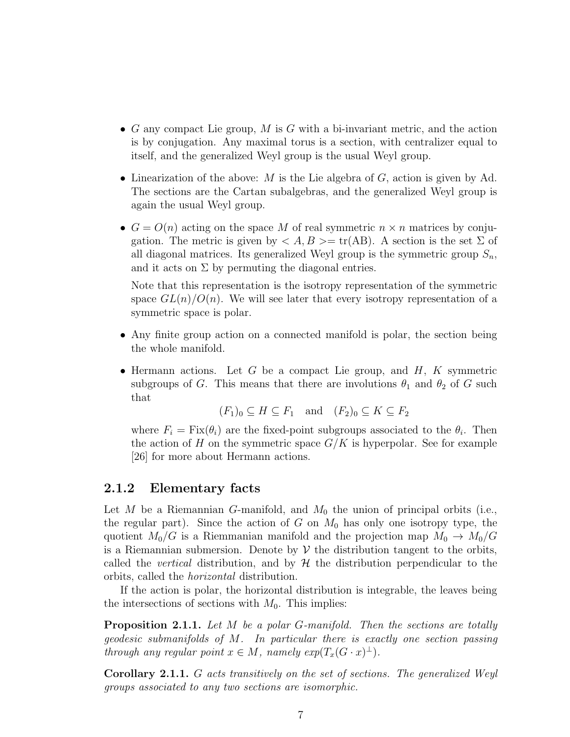- $G$ any compact Lie group, $M$ is $G$ with a bi-invariant metric, and the action is by conjugation. Any maximal torus is a section, with centralizer equal to itself, and the generalized Weyl group is the usual Weyl group.

- Linearization of the above: $M$ is the Lie algebra of $G$, action is given by Ad. The sections are the Cartan subalgebras, and the generalized Weyl group is again the usual Weyl group.

- $G = O(n)$ acting on the space $M$ of real symmetric $n \times n$ matrices by conjugation. The metric is given by $< A, B >= \mathrm{tr(AB)}$. A section is the set $\Sigma$ of all diagonal matrices. Its generalized Weyl group is the symmetric group $S_n$, and it acts on $\Sigma$ by permuting the diagonal entries.

  Note that this representation is the isotropy representation of the symmetric space $GL(n)/O(n)$. We will see later that every isotropy representation of a symmetric space is polar.

- Any finite group action on a connected manifold is polar, the section being the whole manifold.

- Hermann actions. Let $G$ be a compact Lie group, and $H$, $K$ symmetric subgroups of $G$. This means that there are involutions $\theta_1$ and $\theta_2$ of $G$ such that

$$(F_1)_0 \subseteq H \subseteq F_1 \quad \text{and} \quad (F_2)_0 \subseteq K \subseteq F_2$$

  where $F_i = \mathrm{Fix}(\theta_i)$ are the fixed-point subgroups associated to the $\theta_i$. Then the action of $H$ on the symmetric space $G/K$ is hyperpolar. See for example [26] for more about Hermann actions.

### 2.1.2 Elementary facts

Let $M$ be a Riemannian $G$-manifold, and $M_0$ the union of principal orbits (i.e., the regular part). Since the action of $G$ on $M_0$ has only one isotropy type, the quotient $M_0/G$ is a Riemmanian manifold and the projection map $M_0 \to M_0/G$ is a Riemannian submersion. Denote by $\mathcal{V}$ the distribution tangent to the orbits, called the *vertical* distribution, and by $\mathcal{H}$ the distribution perpendicular to the orbits, called the *horizontal* distribution.

If the action is polar, the horizontal distribution is integrable, the leaves being the intersections of sections with $M_0$. This implies:

**Proposition 2.1.1.** *Let $M$ be a polar $G$-manifold. Then the sections are totally geodesic submanifolds of $M$. In particular there is exactly one section passing through any regular point $x \in M$, namely $exp(T_x(G \cdot x)^{\perp})$.*

**Corollary 2.1.1.** *$G$ acts transitively on the set of sections. The generalized Weyl groups associated to any two sections are isomorphic.*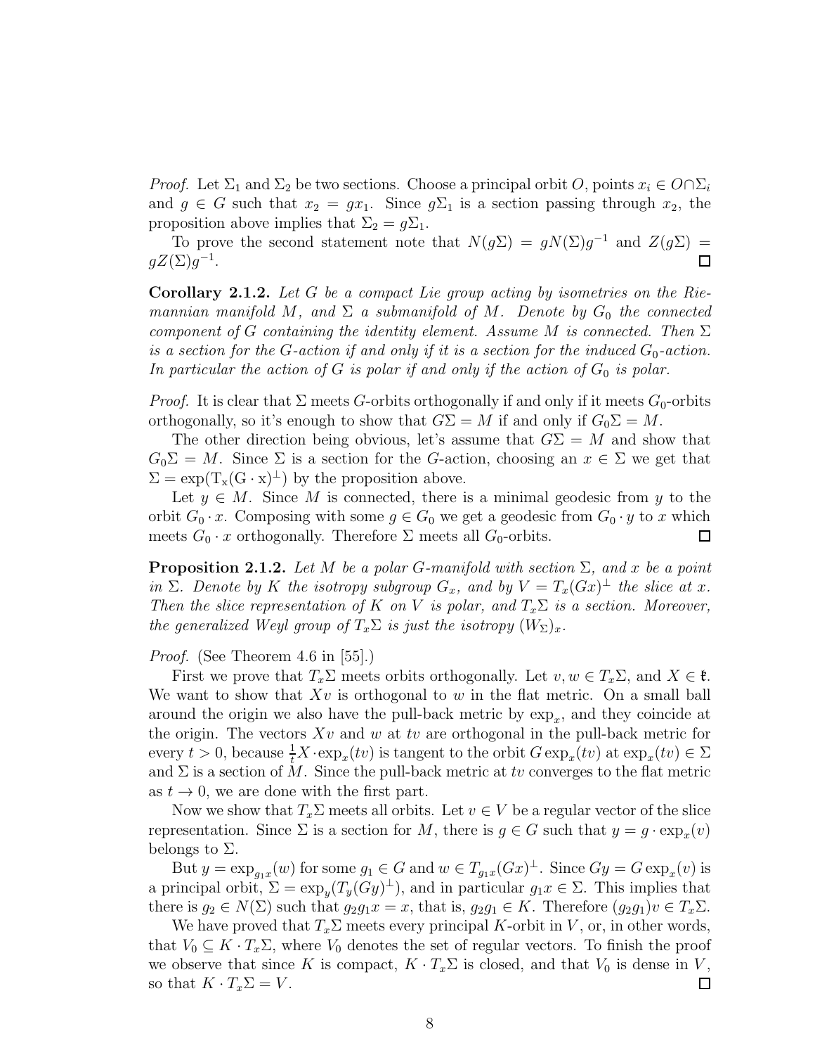*Proof.* Let $\Sigma_1$ and $\Sigma_2$ be two sections. Choose a principal orbit $O$, points $x_i \in O\cap\Sigma_i$ and $g \in G$ such that $x_2 = gx_1$. Since $g\Sigma_1$ is a section passing through $x_2$, the proposition above implies that $\Sigma_2 = g\Sigma_1$.

To prove the second statement note that $N(g\Sigma) = gN(\Sigma)g^{-1}$ and $Z(g\Sigma) = gZ(\Sigma)g^{-1}$. ∎

**Corollary 2.1.2.** *Let $G$ be a compact Lie group acting by isometries on the Riemannian manifold $M$, and $\Sigma$ a submanifold of $M$. Denote by $G_0$ the connected component of $G$ containing the identity element. Assume $M$ is connected. Then $\Sigma$ is a section for the $G$-action if and only if it is a section for the induced $G_0$-action. In particular the action of $G$ is polar if and only if the action of $G_0$ is polar.*

*Proof.* It is clear that $\Sigma$ meets $G$-orbits orthogonally if and only if it meets $G_0$-orbits orthogonally, so it's enough to show that $G\Sigma = M$ if and only if $G_0\Sigma = M$.

The other direction being obvious, let's assume that $G\Sigma = M$ and show that $G_0\Sigma = M$. Since $\Sigma$ is a section for the $G$-action, choosing an $x \in \Sigma$ we get that $\Sigma = \exp(\mathrm{T_x}(\mathrm{G}\cdot\mathrm{x})^\perp)$ by the proposition above.

Let $y \in M$. Since $M$ is connected, there is a minimal geodesic from $y$ to the orbit $G_0 \cdot x$. Composing with some $g \in G_0$ we get a geodesic from $G_0 \cdot y$ to $x$ which meets $G_0 \cdot x$ orthogonally. Therefore $\Sigma$ meets all $G_0$-orbits. ∎

**Proposition 2.1.2.** *Let $M$ be a polar $G$-manifold with section $\Sigma$, and $x$ be a point in $\Sigma$. Denote by $K$ the isotropy subgroup $G_x$, and by $V = T_x(Gx)^\perp$ the slice at $x$. Then the slice representation of $K$ on $V$ is polar, and $T_x\Sigma$ is a section. Moreover, the generalized Weyl group of $T_x\Sigma$ is just the isotropy $(W_\Sigma)_x$.*

*Proof.* (See Theorem 4.6 in [55].)

First we prove that $T_x\Sigma$ meets orbits orthogonally. Let $v, w \in T_x\Sigma$, and $X \in \mathfrak{k}$. We want to show that $Xv$ is orthogonal to $w$ in the flat metric. On a small ball around the origin we also have the pull-back metric by $\exp_x$, and they coincide at the origin. The vectors $Xv$ and $w$ at $tv$ are orthogonal in the pull-back metric for every $t > 0$, because $\frac{1}{t}X \cdot \exp_x(tv)$ is tangent to the orbit $G \exp_x(tv)$ at $\exp_x(tv) \in \Sigma$ and $\Sigma$ is a section of $M$. Since the pull-back metric at $tv$ converges to the flat metric as $t \to 0$, we are done with the first part.

Now we show that $T_x\Sigma$ meets all orbits. Let $v \in V$ be a regular vector of the slice representation. Since $\Sigma$ is a section for $M$, there is $g \in G$ such that $y = g \cdot \exp_x(v)$ belongs to $\Sigma$.

But $y = \exp_{g_1x}(w)$ for some $g_1 \in G$ and $w \in T_{g_1x}(Gx)^\perp$. Since $Gy = G\exp_x(v)$ is a principal orbit, $\Sigma = \exp_y(T_y(Gy)^\perp)$, and in particular $g_1x \in \Sigma$. This implies that there is $g_2 \in N(\Sigma)$ such that $g_2g_1x = x$, that is, $g_2g_1 \in K$. Therefore $(g_2g_1)v \in T_x\Sigma$.

We have proved that $T_x\Sigma$ meets every principal $K$-orbit in $V$, or, in other words, that $V_0 \subseteq K \cdot T_x\Sigma$, where $V_0$ denotes the set of regular vectors. To finish the proof we observe that since $K$ is compact, $K \cdot T_x\Sigma$ is closed, and that $V_0$ is dense in $V$, so that $K \cdot T_x\Sigma = V$. ∎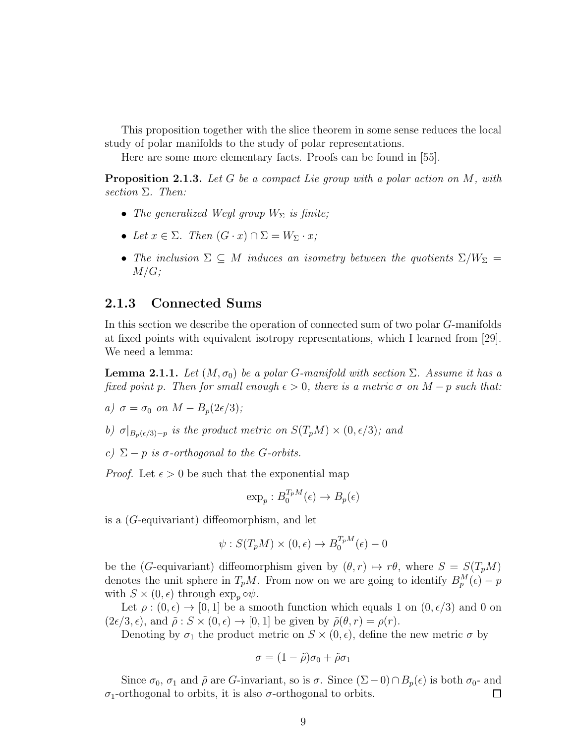This proposition together with the slice theorem in some sense reduces the local study of polar manifolds to the study of polar representations.

Here are some more elementary facts. Proofs can be found in [55].

**Proposition 2.1.3.** *Let $G$ be a compact Lie group with a polar action on $M$, with section $\Sigma$. Then:*

- *The generalized Weyl group $W_\Sigma$ is finite;*
- *Let $x \in \Sigma$. Then $(G \cdot x) \cap \Sigma = W_\Sigma \cdot x$;*
- *The inclusion $\Sigma \subseteq M$ induces an isometry between the quotients $\Sigma/W_\Sigma = M/G$;*

### 2.1.3 Connected Sums

In this section we describe the operation of connected sum of two polar $G$-manifolds at fixed points with equivalent isotropy representations, which I learned from [29]. We need a lemma:

**Lemma 2.1.1.** *Let $(M, \sigma_0)$ be a polar $G$-manifold with section $\Sigma$. Assume it has a fixed point $p$. Then for small enough $\epsilon > 0$, there is a metric $\sigma$ on $M - p$ such that:*

*a) $\sigma = \sigma_0$ on $M - B_p(2\epsilon/3)$;*

*b) $\sigma|_{B_p(\epsilon/3)-p}$ is the product metric on $S(T_pM) \times (0, \epsilon/3)$; and*

*c) $\Sigma - p$ is $\sigma$-orthogonal to the $G$-orbits.*

*Proof.* Let $\epsilon > 0$ be such that the exponential map

$$\exp_p : B_0^{T_pM}(\epsilon) \to B_p(\epsilon)$$

is a ($G$-equivariant) diffeomorphism, and let

$$\psi : S(T_pM) \times (0, \epsilon) \to B_0^{T_pM}(\epsilon) - 0$$

be the ($G$-equivariant) diffeomorphism given by $(\theta, r) \mapsto r\theta$, where $S = S(T_pM)$ denotes the unit sphere in $T_pM$. From now on we are going to identify $B_p^M(\epsilon) - p$ with $S \times (0, \epsilon)$ through $\exp_p \circ \psi$.

Let $\rho : (0, \epsilon) \to [0, 1]$ be a smooth function which equals 1 on $(0, \epsilon/3)$ and 0 on $(2\epsilon/3, \epsilon)$, and $\tilde{\rho} : S \times (0, \epsilon) \to [0, 1]$ be given by $\tilde{\rho}(\theta, r) = \rho(r)$.

Denoting by $\sigma_1$ the product metric on $S \times (0, \epsilon)$, define the new metric $\sigma$ by

$$\sigma = (1 - \tilde{\rho})\sigma_0 + \tilde{\rho}\sigma_1$$

Since $\sigma_0$, $\sigma_1$ and $\tilde{\rho}$ are $G$-invariant, so is $\sigma$. Since $(\Sigma - 0) \cap B_p(\epsilon)$ is both $\sigma_0$- and $\sigma_1$-orthogonal to orbits, it is also $\sigma$-orthogonal to orbits. □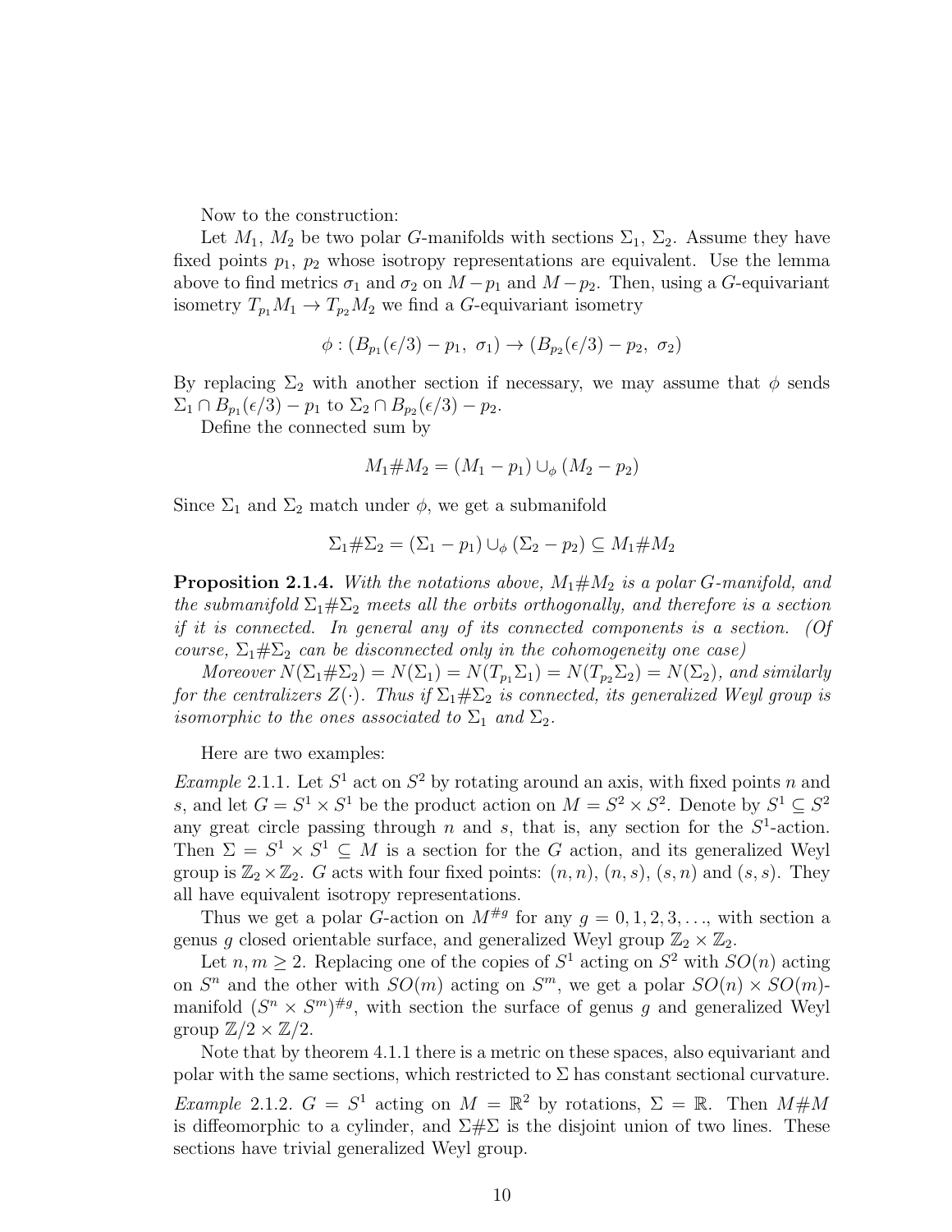Now to the construction:

Let $M_1$, $M_2$ be two polar $G$-manifolds with sections $\Sigma_1$, $\Sigma_2$. Assume they have fixed points $p_1$, $p_2$ whose isotropy representations are equivalent. Use the lemma above to find metrics $\sigma_1$ and $\sigma_2$ on $M - p_1$ and $M - p_2$. Then, using a $G$-equivariant isometry $T_{p_1}M_1 \to T_{p_2}M_2$ we find a $G$-equivariant isometry

$$\phi : (B_{p_1}(\epsilon/3) - p_1,\ \sigma_1) \to (B_{p_2}(\epsilon/3) - p_2,\ \sigma_2)$$

By replacing $\Sigma_2$ with another section if necessary, we may assume that $\phi$ sends $\Sigma_1 \cap B_{p_1}(\epsilon/3) - p_1$ to $\Sigma_2 \cap B_{p_2}(\epsilon/3) - p_2$.

Define the connected sum by

$$M_1 \# M_2 = (M_1 - p_1) \cup_\phi (M_2 - p_2)$$

Since $\Sigma_1$ and $\Sigma_2$ match under $\phi$, we get a submanifold

$$\Sigma_1 \# \Sigma_2 = (\Sigma_1 - p_1) \cup_\phi (\Sigma_2 - p_2) \subseteq M_1 \# M_2$$

**Proposition 2.1.4.** *With the notations above, $M_1 \# M_2$ is a polar $G$-manifold, and the submanifold $\Sigma_1 \# \Sigma_2$ meets all the orbits orthogonally, and therefore is a section if it is connected. In general any of its connected components is a section. (Of course, $\Sigma_1 \# \Sigma_2$ can be disconnected only in the cohomogeneity one case)*

*Moreover $N(\Sigma_1 \# \Sigma_2) = N(\Sigma_1) = N(T_{p_1}\Sigma_1) = N(T_{p_2}\Sigma_2) = N(\Sigma_2)$, and similarly for the centralizers $Z(\cdot)$. Thus if $\Sigma_1 \# \Sigma_2$ is connected, its generalized Weyl group is isomorphic to the ones associated to $\Sigma_1$ and $\Sigma_2$.*

Here are two examples:

*Example* 2.1.1. Let $S^1$ act on $S^2$ by rotating around an axis, with fixed points $n$ and $s$, and let $G = S^1 \times S^1$ be the product action on $M = S^2 \times S^2$. Denote by $S^1 \subseteq S^2$ any great circle passing through $n$ and $s$, that is, any section for the $S^1$-action. Then $\Sigma = S^1 \times S^1 \subseteq M$ is a section for the $G$ action, and its generalized Weyl group is $\mathbb{Z}_2 \times \mathbb{Z}_2$. $G$ acts with four fixed points: $(n, n)$, $(n, s)$, $(s, n)$ and $(s, s)$. They all have equivalent isotropy representations.

Thus we get a polar $G$-action on $M^{\# g}$ for any $g = 0, 1, 2, 3, \ldots$, with section a genus $g$ closed orientable surface, and generalized Weyl group $\mathbb{Z}_2 \times \mathbb{Z}_2$.

Let $n, m \geq 2$. Replacing one of the copies of $S^1$ acting on $S^2$ with $SO(n)$ acting on $S^n$ and the other with $SO(m)$ acting on $S^m$, we get a polar $SO(n) \times SO(m)$-manifold $(S^n \times S^m)^{\# g}$, with section the surface of genus $g$ and generalized Weyl group $\mathbb{Z}/2 \times \mathbb{Z}/2$.

Note that by theorem 4.1.1 there is a metric on these spaces, also equivariant and polar with the same sections, which restricted to $\Sigma$ has constant sectional curvature.

*Example* 2.1.2. $G = S^1$ acting on $M = \mathbb{R}^2$ by rotations, $\Sigma = \mathbb{R}$. Then $M \# M$ is diffeomorphic to a cylinder, and $\Sigma \# \Sigma$ is the disjoint union of two lines. These sections have trivial generalized Weyl group.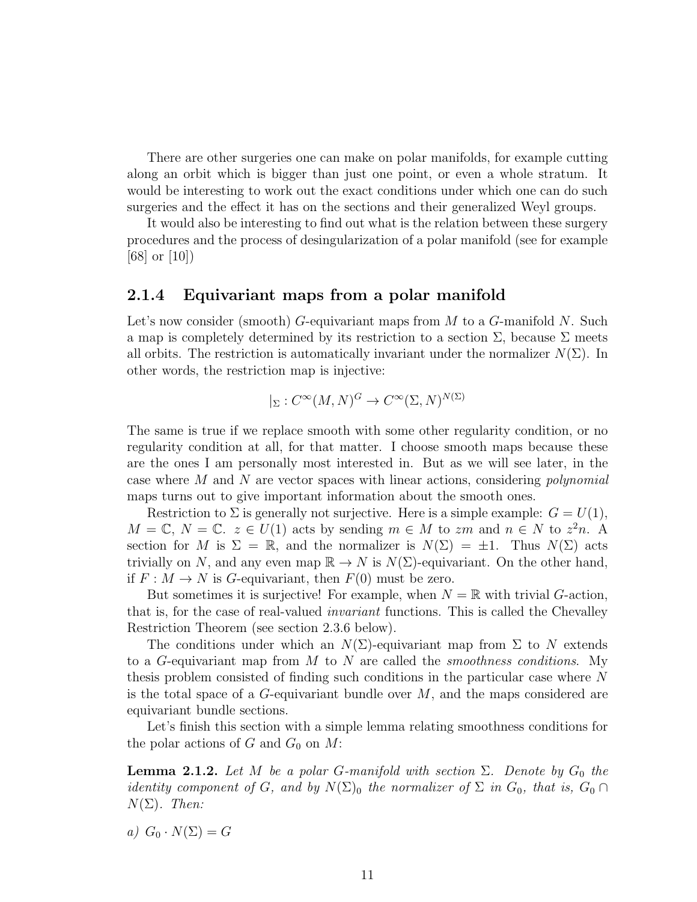There are other surgeries one can make on polar manifolds, for example cutting along an orbit which is bigger than just one point, or even a whole stratum. It would be interesting to work out the exact conditions under which one can do such surgeries and the effect it has on the sections and their generalized Weyl groups.

It would also be interesting to find out what is the relation between these surgery procedures and the process of desingularization of a polar manifold (see for example [68] or [10])

### 2.1.4 Equivariant maps from a polar manifold

Let's now consider (smooth) $G$-equivariant maps from $M$ to a $G$-manifold $N$. Such a map is completely determined by its restriction to a section $\Sigma$, because $\Sigma$ meets all orbits. The restriction is automatically invariant under the normalizer $N(\Sigma)$. In other words, the restriction map is injective:

$$|_\Sigma : C^\infty(M, N)^G \to C^\infty(\Sigma, N)^{N(\Sigma)}$$

The same is true if we replace smooth with some other regularity condition, or no regularity condition at all, for that matter. I choose smooth maps because these are the ones I am personally most interested in. But as we will see later, in the case where $M$ and $N$ are vector spaces with linear actions, considering *polynomial* maps turns out to give important information about the smooth ones.

Restriction to $\Sigma$ is generally not surjective. Here is a simple example: $G = U(1)$, $M = \mathbb{C}$, $N = \mathbb{C}$. $z \in U(1)$ acts by sending $m \in M$ to $zm$ and $n \in N$ to $z^2 n$. A section for $M$ is $\Sigma = \mathbb{R}$, and the normalizer is $N(\Sigma) = \pm 1$. Thus $N(\Sigma)$ acts trivially on $N$, and any even map $\mathbb{R} \to N$ is $N(\Sigma)$-equivariant. On the other hand, if $F : M \to N$ is $G$-equivariant, then $F(0)$ must be zero.

But sometimes it is surjective! For example, when $N = \mathbb{R}$ with trivial $G$-action, that is, for the case of real-valued *invariant* functions. This is called the Chevalley Restriction Theorem (see section 2.3.6 below).

The conditions under which an $N(\Sigma)$-equivariant map from $\Sigma$ to $N$ extends to a $G$-equivariant map from $M$ to $N$ are called the *smoothness conditions*. My thesis problem consisted of finding such conditions in the particular case where $N$ is the total space of a $G$-equivariant bundle over $M$, and the maps considered are equivariant bundle sections.

Let's finish this section with a simple lemma relating smoothness conditions for the polar actions of $G$ and $G_0$ on $M$:

**Lemma 2.1.2.** *Let $M$ be a polar $G$-manifold with section $\Sigma$. Denote by $G_0$ the identity component of $G$, and by $N(\Sigma)_0$ the normalizer of $\Sigma$ in $G_0$, that is, $G_0 \cap N(\Sigma)$. Then:*

*a)* $G_0 \cdot N(\Sigma) = G$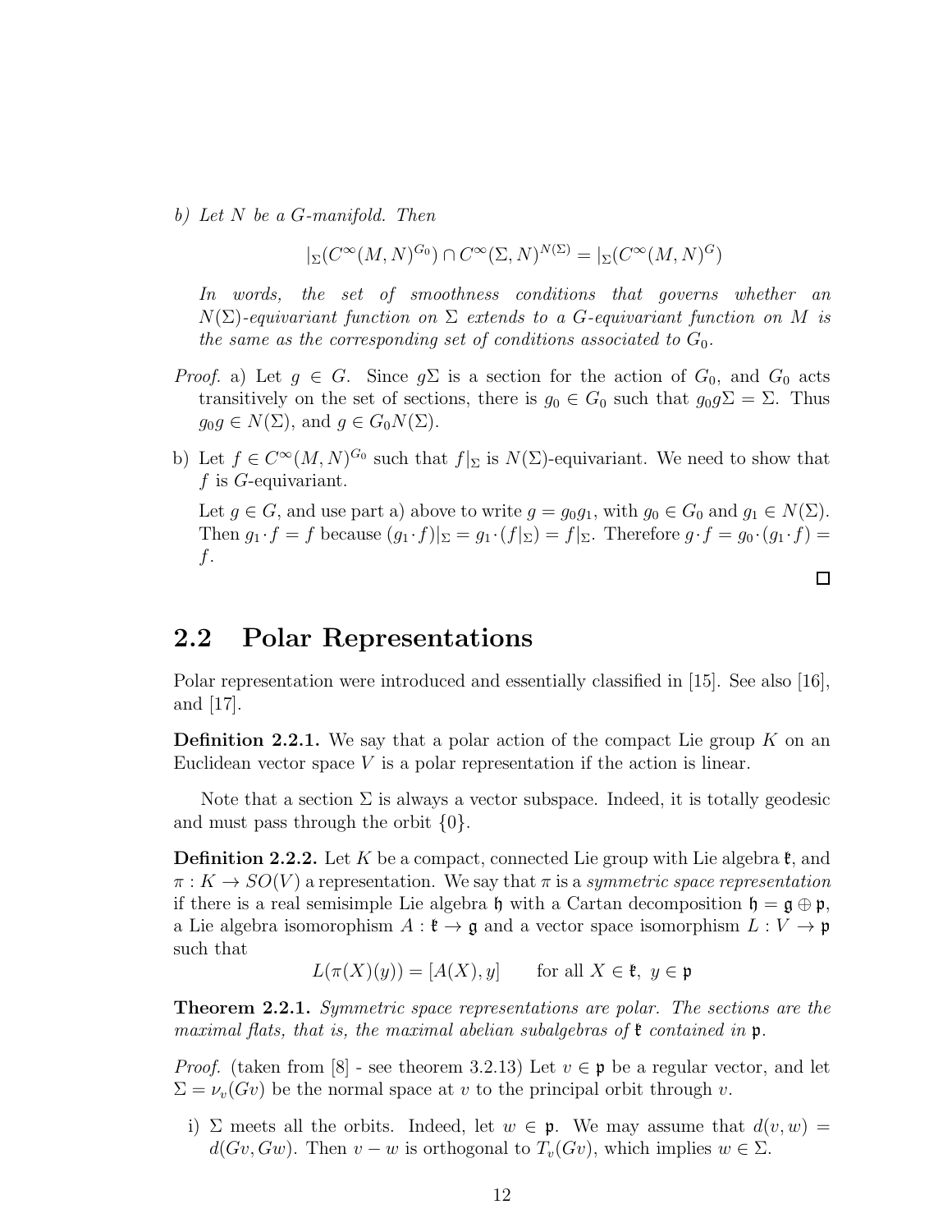*b) Let $N$ be a $G$-manifold. Then*

$$|_\Sigma(C^\infty(M,N)^{G_0}) \cap C^\infty(\Sigma,N)^{N(\Sigma)} = |_\Sigma(C^\infty(M,N)^G)$$

*In words, the set of smoothness conditions that governs whether an $N(\Sigma)$-equivariant function on $\Sigma$ extends to a $G$-equivariant function on $M$ is the same as the corresponding set of conditions associated to $G_0$.*

*Proof.* a) Let $g \in G$. Since $g\Sigma$ is a section for the action of $G_0$, and $G_0$ acts transitively on the set of sections, there is $g_0 \in G_0$ such that $g_0 g\Sigma = \Sigma$. Thus $g_0 g \in N(\Sigma)$, and $g \in G_0 N(\Sigma)$.

b) Let $f \in C^\infty(M,N)^{G_0}$ such that $f|_\Sigma$ is $N(\Sigma)$-equivariant. We need to show that $f$ is $G$-equivariant.

Let $g \in G$, and use part a) above to write $g = g_0 g_1$, with $g_0 \in G_0$ and $g_1 \in N(\Sigma)$. Then $g_1 \cdot f = f$ because $(g_1 \cdot f)|_\Sigma = g_1 \cdot (f|_\Sigma) = f|_\Sigma$. Therefore $g \cdot f = g_0 \cdot (g_1 \cdot f) = f$. □

## 2.2 Polar Representations

Polar representation were introduced and essentially classified in [15]. See also [16], and [17].

**Definition 2.2.1.** We say that a polar action of the compact Lie group $K$ on an Euclidean vector space $V$ is a polar representation if the action is linear.

Note that a section $\Sigma$ is always a vector subspace. Indeed, it is totally geodesic and must pass through the orbit $\{0\}$.

**Definition 2.2.2.** Let $K$ be a compact, connected Lie group with Lie algebra $\mathfrak{k}$, and $\pi : K \to SO(V)$ a representation. We say that $\pi$ is a *symmetric space representation* if there is a real semisimple Lie algebra $\mathfrak{h}$ with a Cartan decomposition $\mathfrak{h} = \mathfrak{g} \oplus \mathfrak{p}$, a Lie algebra isomorophism $A : \mathfrak{k} \to \mathfrak{g}$ and a vector space isomorphism $L : V \to \mathfrak{p}$ such that

$$L(\pi(X)(y)) = [A(X), y] \qquad \text{for all } X \in \mathfrak{k},\ y \in \mathfrak{p}$$

**Theorem 2.2.1.** *Symmetric space representations are polar. The sections are the maximal flats, that is, the maximal abelian subalgebras of $\mathfrak{k}$ contained in $\mathfrak{p}$.*

*Proof.* (taken from [8] - see theorem 3.2.13) Let $v \in \mathfrak{p}$ be a regular vector, and let $\Sigma = \nu_v(Gv)$ be the normal space at $v$ to the principal orbit through $v$.

i) $\Sigma$ meets all the orbits. Indeed, let $w \in \mathfrak{p}$. We may assume that $d(v,w) = d(Gv, Gw)$. Then $v - w$ is orthogonal to $T_v(Gv)$, which implies $w \in \Sigma$.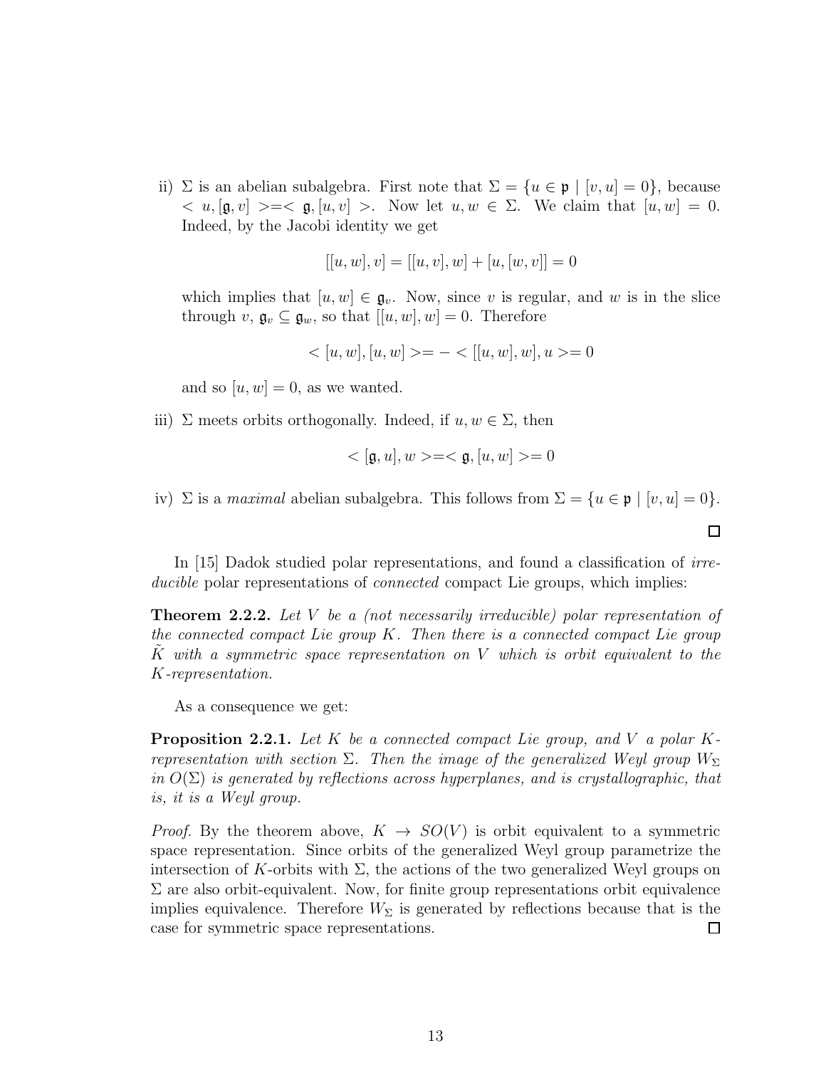ii) $\Sigma$ is an abelian subalgebra. First note that $\Sigma = \{u \in \mathfrak{p} \mid [v,u] = 0\}$, because $< u, [\mathfrak{g}, v] > = < \mathfrak{g}, [u, v] >$. Now let $u, w \in \Sigma$. We claim that $[u, w] = 0$. Indeed, by the Jacobi identity we get

$$[[u,w],v] = [[u,v],w] + [u,[w,v]] = 0$$

which implies that $[u,w] \in \mathfrak{g}_v$. Now, since $v$ is regular, and $w$ is in the slice through $v$, $\mathfrak{g}_v \subseteq \mathfrak{g}_w$, so that $[[u,w],w] = 0$. Therefore

$$< [u,w],[u,w] > = - < [[u,w],w], u > = 0$$

and so $[u,w] = 0$, as we wanted.

iii) $\Sigma$ meets orbits orthogonally. Indeed, if $u, w \in \Sigma$, then

$$< [\mathfrak{g}, u], w > = < \mathfrak{g}, [u,w] > = 0$$

iv) $\Sigma$ is a *maximal* abelian subalgebra. This follows from $\Sigma = \{u \in \mathfrak{p} \mid [v,u] = 0\}$.

□

In [15] Dadok studied polar representations, and found a classification of *irreducible* polar representations of *connected* compact Lie groups, which implies:

**Theorem 2.2.2.** *Let $V$ be a (not necessarily irreducible) polar representation of the connected compact Lie group $K$. Then there is a connected compact Lie group $\tilde{K}$ with a symmetric space representation on $V$ which is orbit equivalent to the $K$-representation.*

As a consequence we get:

**Proposition 2.2.1.** *Let $K$ be a connected compact Lie group, and $V$ a polar $K$-representation with section $\Sigma$. Then the image of the generalized Weyl group $W_\Sigma$ in $O(\Sigma)$ is generated by reflections across hyperplanes, and is crystallographic, that is, it is a Weyl group.*

*Proof.* By the theorem above, $K \to SO(V)$ is orbit equivalent to a symmetric space representation. Since orbits of the generalized Weyl group parametrize the intersection of $K$-orbits with $\Sigma$, the actions of the two generalized Weyl groups on $\Sigma$ are also orbit-equivalent. Now, for finite group representations orbit equivalence implies equivalence. Therefore $W_\Sigma$ is generated by reflections because that is the case for symmetric space representations. □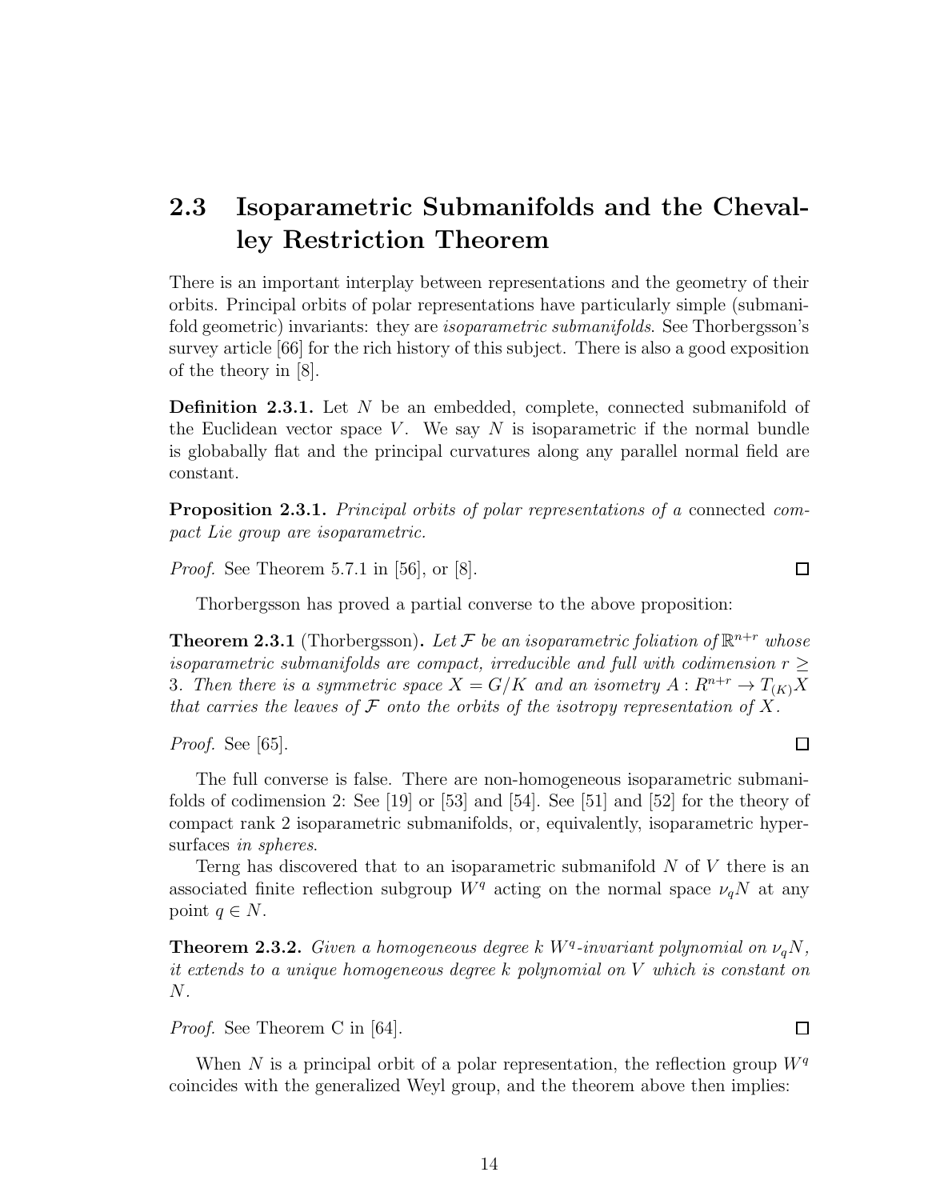## 2.3 Isoparametric Submanifolds and the Chevalley Restriction Theorem

There is an important interplay between representations and the geometry of their orbits. Principal orbits of polar representations have particularly simple (submanifold geometric) invariants: they are *isoparametric submanifolds*. See Thorbergsson's survey article [66] for the rich history of this subject. There is also a good exposition of the theory in [8].

**Definition 2.3.1.** Let $N$ be an embedded, complete, connected submanifold of the Euclidean vector space $V$. We say $N$ is isoparametric if the normal bundle is globabally flat and the principal curvatures along any parallel normal field are constant.

**Proposition 2.3.1.** *Principal orbits of polar representations of a* connected *compact Lie group are isoparametric.*

*Proof.* See Theorem 5.7.1 in [56], or [8]. $\square$

Thorbergsson has proved a partial converse to the above proposition:

**Theorem 2.3.1** (Thorbergsson)**.** *Let $\mathcal{F}$ be an isoparametric foliation of $\mathbb{R}^{n+r}$ whose isoparametric submanifolds are compact, irreducible and full with codimension $r \geq 3$. Then there is a symmetric space $X = G/K$ and an isometry $A : R^{n+r} \to T_{(K)}X$ that carries the leaves of $\mathcal{F}$ onto the orbits of the isotropy representation of $X$.*

*Proof.* See [65]. $\square$

The full converse is false. There are non-homogeneous isoparametric submanifolds of codimension 2: See [19] or [53] and [54]. See [51] and [52] for the theory of compact rank 2 isoparametric submanifolds, or, equivalently, isoparametric hypersurfaces *in spheres*.

Terng has discovered that to an isoparametric submanifold $N$ of $V$ there is an associated finite reflection subgroup $W^q$ acting on the normal space $\nu_q N$ at any point $q \in N$.

**Theorem 2.3.2.** *Given a homogeneous degree $k$ $W^q$-invariant polynomial on $\nu_q N$, it extends to a unique homogeneous degree $k$ polynomial on $V$ which is constant on $N$.*

*Proof.* See Theorem C in [64]. $\square$

When $N$ is a principal orbit of a polar representation, the reflection group $W^q$ coincides with the generalized Weyl group, and the theorem above then implies: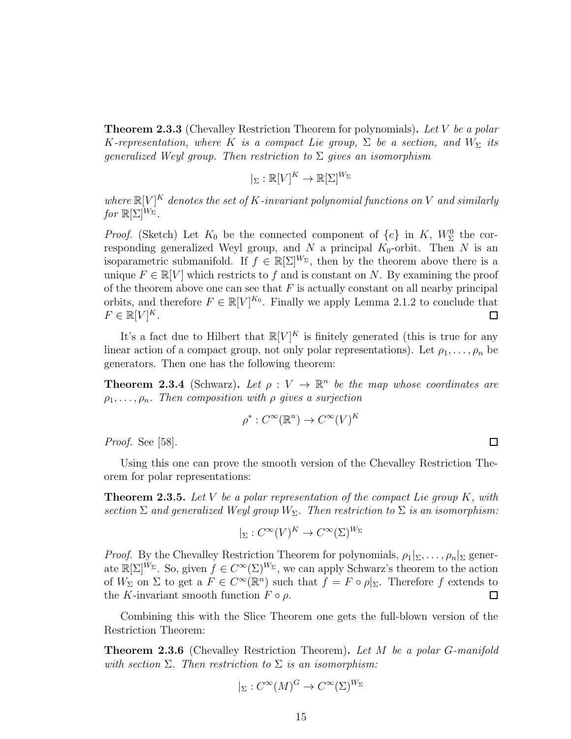**Theorem 2.3.3** (Chevalley Restriction Theorem for polynomials)**.** *Let $V$ be a polar $K$-representation, where $K$ is a compact Lie group, $\Sigma$ be a section, and $W_\Sigma$ its generalized Weyl group. Then restriction to $\Sigma$ gives an isomorphism*

$$|_\Sigma : \mathbb{R}[V]^K \to \mathbb{R}[\Sigma]^{W_\Sigma}$$

*where $\mathbb{R}[V]^K$ denotes the set of $K$-invariant polynomial functions on $V$ and similarly for $\mathbb{R}[\Sigma]^{W_\Sigma}$.*

*Proof.* (Sketch) Let $K_0$ be the connected component of $\{e\}$ in $K$, $W_\Sigma^0$ the corresponding generalized Weyl group, and $N$ a principal $K_0$-orbit. Then $N$ is an isoparametric submanifold. If $f \in \mathbb{R}[\Sigma]^{W_\Sigma}$, then by the theorem above there is a unique $F \in \mathbb{R}[V]$ which restricts to $f$ and is constant on $N$. By examining the proof of the theorem above one can see that $F$ is actually constant on all nearby principal orbits, and therefore $F \in \mathbb{R}[V]^{K_0}$. Finally we apply Lemma 2.1.2 to conclude that $F \in \mathbb{R}[V]^K$. □

It's a fact due to Hilbert that $\mathbb{R}[V]^K$ is finitely generated (this is true for any linear action of a compact group, not only polar representations). Let $\rho_1, \ldots, \rho_n$ be generators. Then one has the following theorem:

**Theorem 2.3.4** (Schwarz)**.** *Let $\rho : V \to \mathbb{R}^n$ be the map whose coordinates are $\rho_1, \ldots, \rho_n$. Then composition with $\rho$ gives a surjection*

$$\rho^* : C^\infty(\mathbb{R}^n) \to C^\infty(V)^K$$

*Proof.* See [58]. □

Using this one can prove the smooth version of the Chevalley Restriction Theorem for polar representations:

**Theorem 2.3.5.** *Let $V$ be a polar representation of the compact Lie group $K$, with section $\Sigma$ and generalized Weyl group $W_\Sigma$. Then restriction to $\Sigma$ is an isomorphism:*

$$|_\Sigma : C^\infty(V)^K \to C^\infty(\Sigma)^{W_\Sigma}$$

*Proof.* By the Chevalley Restriction Theorem for polynomials, $\rho_1|_\Sigma, \ldots, \rho_n|_\Sigma$ generate $\mathbb{R}[\Sigma]^{W_\Sigma}$. So, given $f \in C^\infty(\Sigma)^{W_\Sigma}$, we can apply Schwarz's theorem to the action of $W_\Sigma$ on $\Sigma$ to get a $F \in C^\infty(\mathbb{R}^n)$ such that $f = F \circ \rho|_\Sigma$. Therefore $f$ extends to the $K$-invariant smooth function $F \circ \rho$. □

Combining this with the Slice Theorem one gets the full-blown version of the Restriction Theorem:

**Theorem 2.3.6** (Chevalley Restriction Theorem)**.** *Let $M$ be a polar $G$-manifold with section $\Sigma$. Then restriction to $\Sigma$ is an isomorphism:*

$$|_\Sigma : C^\infty(M)^G \to C^\infty(\Sigma)^{W_\Sigma}$$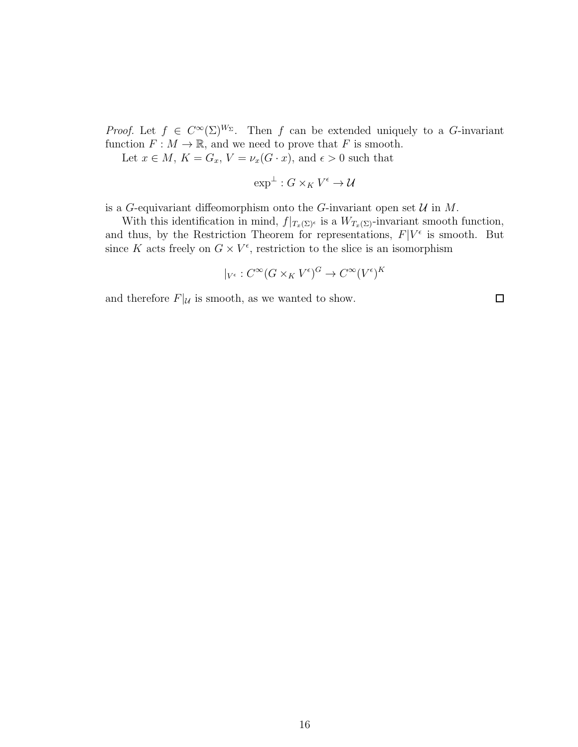*Proof.* Let $f \in C^\infty(\Sigma)^{W_\Sigma}$. Then $f$ can be extended uniquely to a $G$-invariant function $F : M \to \mathbb{R}$, and we need to prove that $F$ is smooth.

Let $x \in M$, $K = G_x$, $V = \nu_x(G \cdot x)$, and $\epsilon > 0$ such that

$$\exp^\perp : G \times_K V^\epsilon \to \mathcal{U}$$

is a $G$-equivariant diffeomorphism onto the $G$-invariant open set $\mathcal{U}$ in $M$.

With this identification in mind, $f|_{T_x(\Sigma)^\epsilon}$ is a $W_{T_x(\Sigma)}$-invariant smooth function, and thus, by the Restriction Theorem for representations, $F|V^\epsilon$ is smooth. But since $K$ acts freely on $G \times V^\epsilon$, restriction to the slice is an isomorphism

$$|_{V^\epsilon} : C^\infty(G \times_K V^\epsilon)^G \to C^\infty(V^\epsilon)^K$$

and therefore $F|_\mathcal{U}$ is smooth, as we wanted to show. $\square$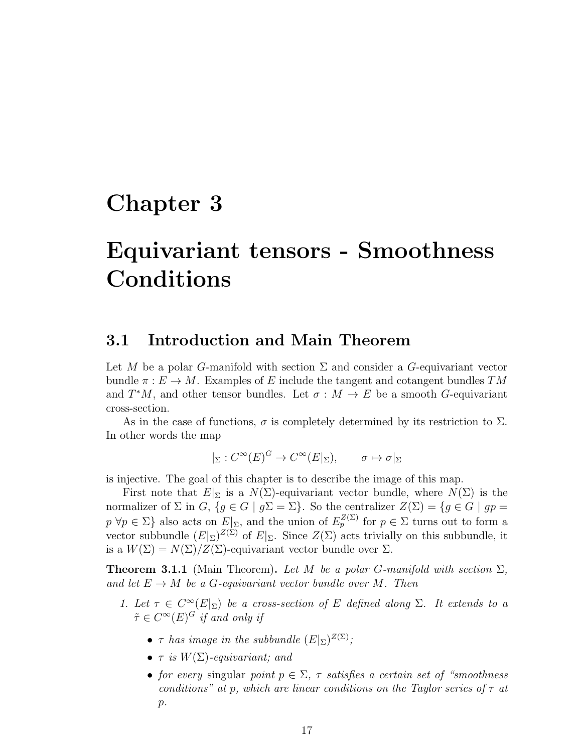# Chapter 3

# Equivariant tensors - Smoothness Conditions

## 3.1 Introduction and Main Theorem

Let $M$ be a polar $G$-manifold with section $\Sigma$ and consider a $G$-equivariant vector bundle $\pi : E \to M$. Examples of $E$ include the tangent and cotangent bundles $TM$ and $T^*M$, and other tensor bundles. Let $\sigma : M \to E$ be a smooth $G$-equivariant cross-section.

As in the case of functions, $\sigma$ is completely determined by its restriction to $\Sigma$. In other words the map

$$|_\Sigma : C^\infty(E)^G \to C^\infty(E|_\Sigma), \qquad \sigma \mapsto \sigma|_\Sigma$$

is injective. The goal of this chapter is to describe the image of this map.

First note that $E|_\Sigma$ is a $N(\Sigma)$-equivariant vector bundle, where $N(\Sigma)$ is the normalizer of $\Sigma$ in $G$, $\{g \in G \mid g\Sigma = \Sigma\}$. So the centralizer $Z(\Sigma) = \{g \in G \mid gp = p \ \forall p \in \Sigma\}$ also acts on $E|_\Sigma$, and the union of $E_p^{Z(\Sigma)}$ for $p \in \Sigma$ turns out to form a vector subbundle $(E|_\Sigma)^{Z(\Sigma)}$ of $E|_\Sigma$. Since $Z(\Sigma)$ acts trivially on this subbundle, it is a $W(\Sigma) = N(\Sigma)/Z(\Sigma)$-equivariant vector bundle over $\Sigma$.

**Theorem 3.1.1** (Main Theorem)**.** *Let $M$ be a polar $G$-manifold with section $\Sigma$, and let $E \to M$ be a $G$-equivariant vector bundle over $M$. Then*

1. *Let $\tau \in C^\infty(E|_\Sigma)$ be a cross-section of $E$ defined along $\Sigma$. It extends to a $\tilde{\tau} \in C^\infty(E)^G$ if and only if*
   - *$\tau$ has image in the subbundle $(E|_\Sigma)^{Z(\Sigma)}$;*
   - *$\tau$ is $W(\Sigma)$-equivariant; and*
   - *for every* singular *point $p \in \Sigma$, $\tau$ satisfies a certain set of "smoothness conditions" at $p$, which are linear conditions on the Taylor series of $\tau$ at $p$.*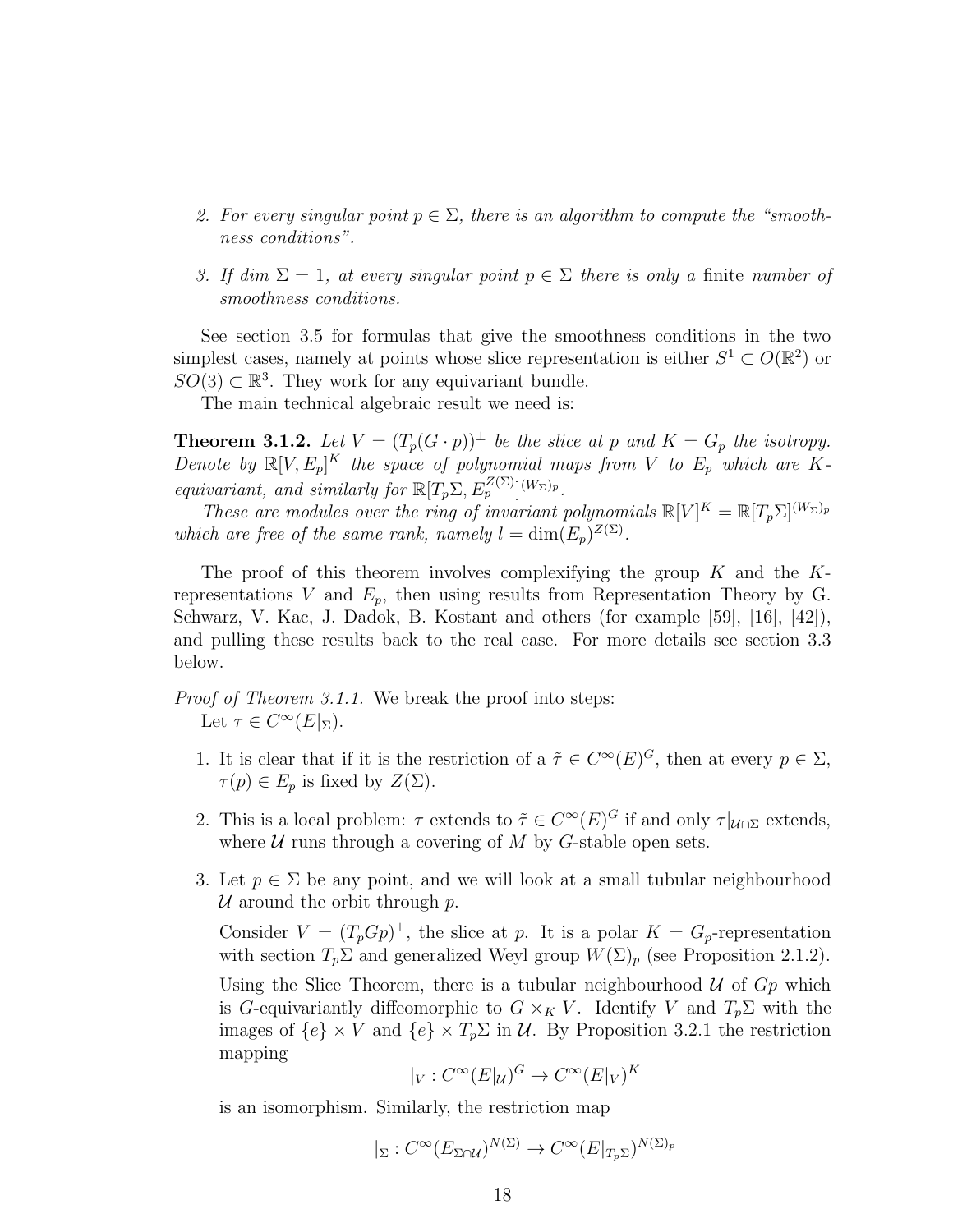2. *For every singular point $p \in \Sigma$, there is an algorithm to compute the "smoothness conditions".*

3. *If dim $\Sigma = 1$, at every singular point $p \in \Sigma$ there is only a* finite *number of smoothness conditions.*

See section 3.5 for formulas that give the smoothness conditions in the two simplest cases, namely at points whose slice representation is either $S^1 \subset O(\mathbb{R}^2)$ or $SO(3) \subset \mathbb{R}^3$. They work for any equivariant bundle.

The main technical algebraic result we need is:

**Theorem 3.1.2.** *Let $V = (T_p(G \cdot p))^{\perp}$ be the slice at $p$ and $K = G_p$ the isotropy. Denote by $\mathbb{R}[V, E_p]^K$ the space of polynomial maps from $V$ to $E_p$ which are $K$-equivariant, and similarly for $\mathbb{R}[T_p\Sigma, E_p^{Z(\Sigma)}]^{(W_\Sigma)_p}$.*

*These are modules over the ring of invariant polynomials $\mathbb{R}[V]^K = \mathbb{R}[T_p\Sigma]^{(W_\Sigma)_p}$ which are free of the same rank, namely $l = \dim(E_p)^{Z(\Sigma)}$.*

The proof of this theorem involves complexifying the group $K$ and the $K$-representations $V$ and $E_p$, then using results from Representation Theory by G. Schwarz, V. Kac, J. Dadok, B. Kostant and others (for example [59], [16], [42]), and pulling these results back to the real case. For more details see section 3.3 below.

*Proof of Theorem 3.1.1.* We break the proof into steps:
Let $\tau \in C^\infty(E|_\Sigma)$.

1. It is clear that if it is the restriction of a $\tilde{\tau} \in C^\infty(E)^G$, then at every $p \in \Sigma$, $\tau(p) \in E_p$ is fixed by $Z(\Sigma)$.

2. This is a local problem: $\tau$ extends to $\tilde{\tau} \in C^\infty(E)^G$ if and only $\tau|_{\mathcal{U}\cap\Sigma}$ extends, where $\mathcal{U}$ runs through a covering of $M$ by $G$-stable open sets.

3. Let $p \in \Sigma$ be any point, and we will look at a small tubular neighbourhood $\mathcal{U}$ around the orbit through $p$.

   Consider $V = (T_pGp)^{\perp}$, the slice at $p$. It is a polar $K = G_p$-representation with section $T_p\Sigma$ and generalized Weyl group $W(\Sigma)_p$ (see Proposition 2.1.2).

   Using the Slice Theorem, there is a tubular neighbourhood $\mathcal{U}$ of $Gp$ which is $G$-equivariantly diffeomorphic to $G \times_K V$. Identify $V$ and $T_p\Sigma$ with the images of $\{e\} \times V$ and $\{e\} \times T_p\Sigma$ in $\mathcal{U}$. By Proposition 3.2.1 the restriction mapping
$$|_V : C^\infty(E|_\mathcal{U})^G \to C^\infty(E|_V)^K$$
   is an isomorphism. Similarly, the restriction map
$$|_\Sigma : C^\infty(E_{\Sigma\cap\mathcal{U}})^{N(\Sigma)} \to C^\infty(E|_{T_p\Sigma})^{N(\Sigma)_p}$$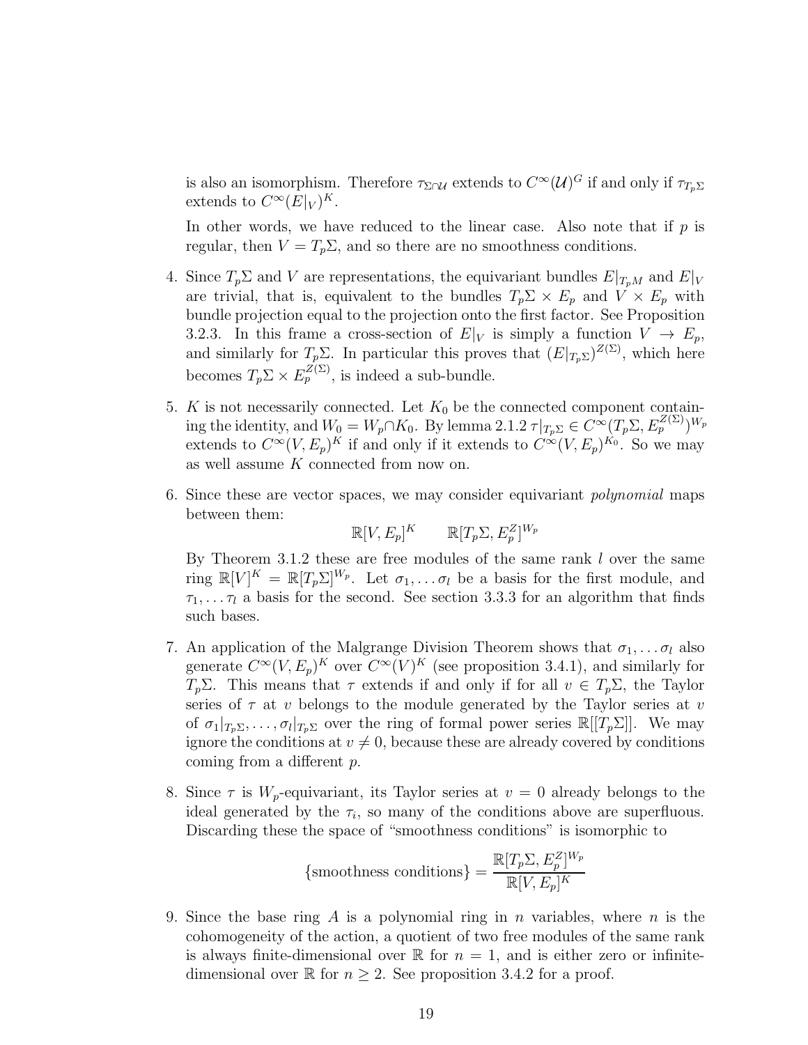is also an isomorphism. Therefore $\tau_{\Sigma \cap \mathcal{U}}$ extends to $C^\infty(\mathcal{U})^G$ if and only if $\tau_{T_p\Sigma}$ extends to $C^\infty(E|_V)^K$.

In other words, we have reduced to the linear case. Also note that if $p$ is regular, then $V = T_p\Sigma$, and so there are no smoothness conditions.

4. Since $T_p\Sigma$ and $V$ are representations, the equivariant bundles $E|_{T_pM}$ and $E|_V$ are trivial, that is, equivalent to the bundles $T_p\Sigma \times E_p$ and $V \times E_p$ with bundle projection equal to the projection onto the first factor. See Proposition 3.2.3. In this frame a cross-section of $E|_V$ is simply a function $V \to E_p$, and similarly for $T_p\Sigma$. In particular this proves that $(E|_{T_p\Sigma})^{Z(\Sigma)}$, which here becomes $T_p\Sigma \times E_p^{Z(\Sigma)}$, is indeed a sub-bundle.

5. $K$ is not necessarily connected. Let $K_0$ be the connected component containing the identity, and $W_0 = W_p \cap K_0$. By lemma 2.1.2 $\tau|_{T_p\Sigma} \in C^\infty(T_p\Sigma, E_p^{Z(\Sigma)})^{W_p}$ extends to $C^\infty(V, E_p)^K$ if and only if it extends to $C^\infty(V, E_p)^{K_0}$. So we may as well assume $K$ connected from now on.

6. Since these are vector spaces, we may consider equivariant *polynomial* maps between them:
$$\mathbb{R}[V, E_p]^K \qquad \mathbb{R}[T_p\Sigma, E_p^Z]^{W_p}$$
By Theorem 3.1.2 these are free modules of the same rank $l$ over the same ring $\mathbb{R}[V]^K = \mathbb{R}[T_p\Sigma]^{W_p}$. Let $\sigma_1, \dots \sigma_l$ be a basis for the first module, and $\tau_1, \dots \tau_l$ a basis for the second. See section 3.3.3 for an algorithm that finds such bases.

7. An application of the Malgrange Division Theorem shows that $\sigma_1, \dots \sigma_l$ also generate $C^\infty(V, E_p)^K$ over $C^\infty(V)^K$ (see proposition 3.4.1), and similarly for $T_p\Sigma$. This means that $\tau$ extends if and only if for all $v \in T_p\Sigma$, the Taylor series of $\tau$ at $v$ belongs to the module generated by the Taylor series at $v$ of $\sigma_1|_{T_p\Sigma}, \dots, \sigma_l|_{T_p\Sigma}$ over the ring of formal power series $\mathbb{R}[[T_p\Sigma]]$. We may ignore the conditions at $v \neq 0$, because these are already covered by conditions coming from a different $p$.

8. Since $\tau$ is $W_p$-equivariant, its Taylor series at $v = 0$ already belongs to the ideal generated by the $\tau_i$, so many of the conditions above are superfluous. Discarding these the space of "smoothness conditions" is isomorphic to
$$\{\text{smoothness conditions}\} = \frac{\mathbb{R}[T_p\Sigma, E_p^Z]^{W_p}}{\mathbb{R}[V, E_p]^K}$$

9. Since the base ring $A$ is a polynomial ring in $n$ variables, where $n$ is the cohomogeneity of the action, a quotient of two free modules of the same rank is always finite-dimensional over $\mathbb{R}$ for $n = 1$, and is either zero or infinite-dimensional over $\mathbb{R}$ for $n \geq 2$. See proposition 3.4.2 for a proof.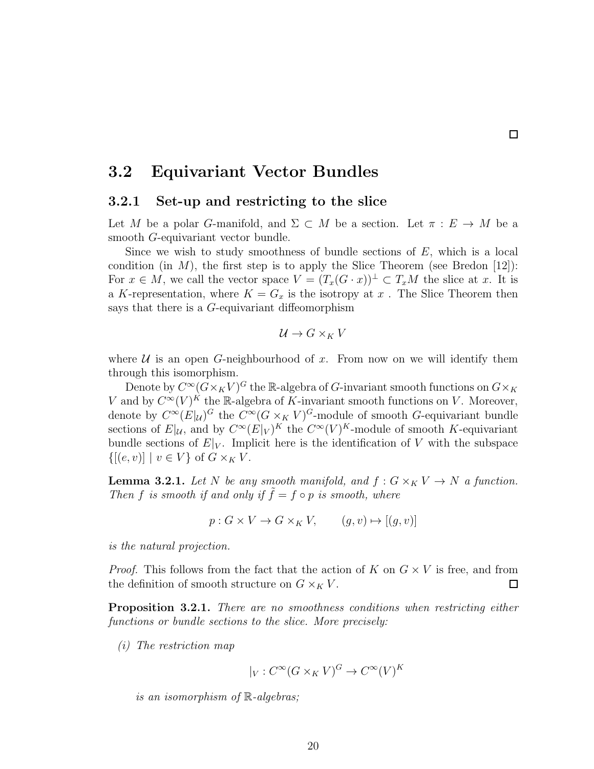□

## 3.2 Equivariant Vector Bundles

### 3.2.1 Set-up and restricting to the slice

Let $M$ be a polar $G$-manifold, and $\Sigma \subset M$ be a section. Let $\pi : E \to M$ be a smooth $G$-equivariant vector bundle.

Since we wish to study smoothness of bundle sections of $E$, which is a local condition (in $M$), the first step is to apply the Slice Theorem (see Bredon [12]): For $x \in M$, we call the vector space $V = (T_x(G \cdot x))^\perp \subset T_x M$ the slice at $x$. It is a $K$-representation, where $K = G_x$ is the isotropy at $x$ . The Slice Theorem then says that there is a $G$-equivariant diffeomorphism

$$\mathcal{U} \to G \times_K V$$

where $\mathcal{U}$ is an open $G$-neighbourhood of $x$. From now on we will identify them through this isomorphism.

Denote by $C^\infty(G \times_K V)^G$ the $\mathbb{R}$-algebra of $G$-invariant smooth functions on $G \times_K V$ and by $C^\infty(V)^K$ the $\mathbb{R}$-algebra of $K$-invariant smooth functions on $V$. Moreover, denote by $C^\infty(E|_\mathcal{U})^G$ the $C^\infty(G \times_K V)^G$-module of smooth $G$-equivariant bundle sections of $E|_\mathcal{U}$, and by $C^\infty(E|_V)^K$ the $C^\infty(V)^K$-module of smooth $K$-equivariant bundle sections of $E|_V$. Implicit here is the identification of $V$ with the subspace $\{[(e, v)] \mid v \in V\}$ of $G \times_K V$.

**Lemma 3.2.1.** *Let $N$ be any smooth manifold, and $f : G \times_K V \to N$ a function. Then $f$ is smooth if and only if $\tilde{f} = f \circ p$ is smooth, where*

$$p : G \times V \to G \times_K V, \qquad (g, v) \mapsto [(g, v)]$$

*is the natural projection.*

*Proof.* This follows from the fact that the action of $K$ on $G \times V$ is free, and from the definition of smooth structure on $G \times_K V$. □

**Proposition 3.2.1.** *There are no smoothness conditions when restricting either functions or bundle sections to the slice. More precisely:*

*(i) The restriction map*

$$|_V : C^\infty(G \times_K V)^G \to C^\infty(V)^K$$

*is an isomorphism of $\mathbb{R}$-algebras;*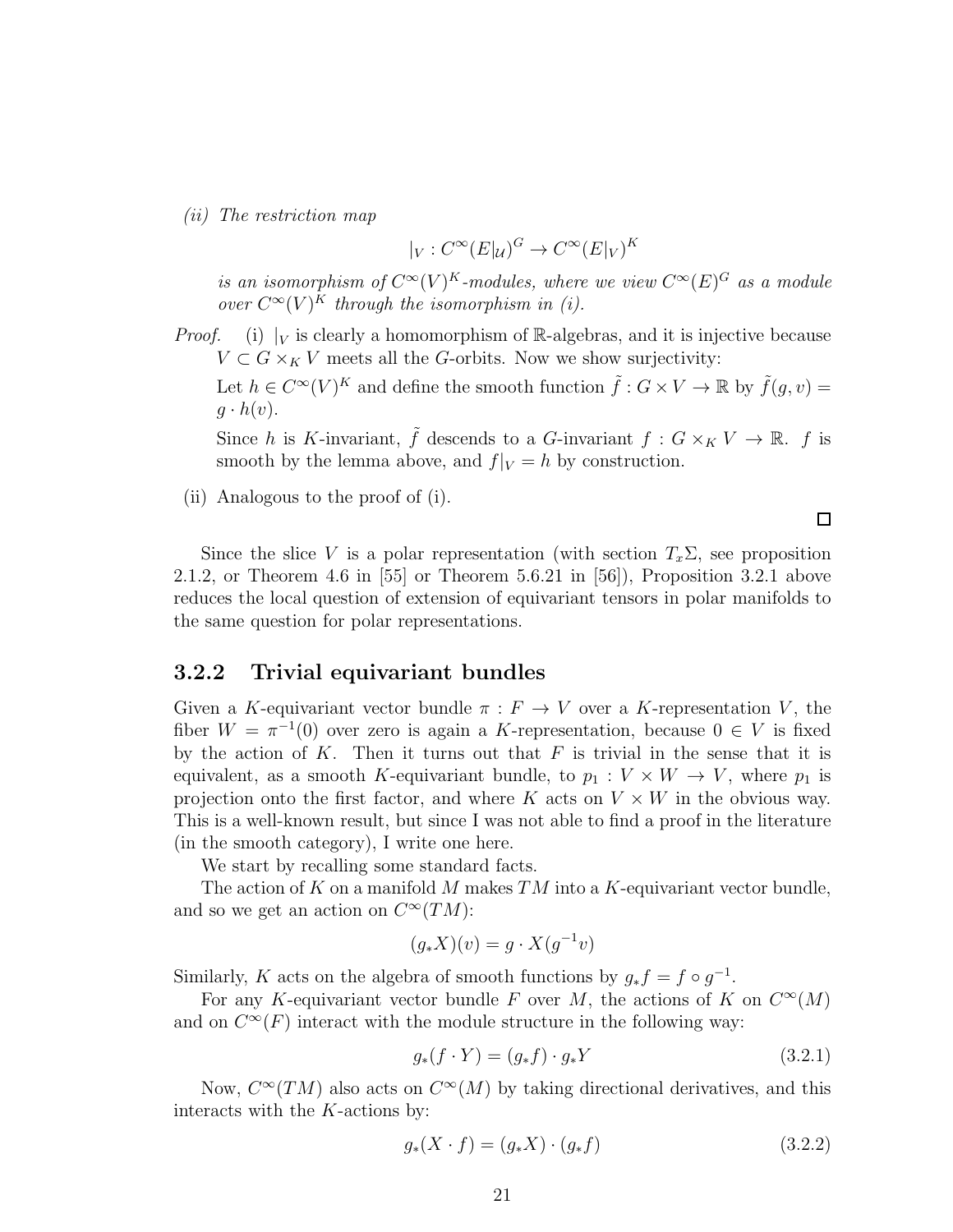*(ii) The restriction map*

$$|_V : C^\infty(E|_{\mathcal{U}})^G \to C^\infty(E|_V)^K$$

*is an isomorphism of $C^\infty(V)^K$-modules, where we view $C^\infty(E)^G$ as a module over $C^\infty(V)^K$ through the isomorphism in (i).*

*Proof.* (i) $|_V$ is clearly a homomorphism of $\mathbb{R}$-algebras, and it is injective because $V \subset G \times_K V$ meets all the $G$-orbits. Now we show surjectivity:

Let $h \in C^\infty(V)^K$ and define the smooth function $\tilde{f} : G \times V \to \mathbb{R}$ by $\tilde{f}(g, v) = g \cdot h(v)$.

Since $h$ is $K$-invariant, $\tilde{f}$ descends to a $G$-invariant $f : G \times_K V \to \mathbb{R}$. $f$ is smooth by the lemma above, and $f|_V = h$ by construction.

(ii) Analogous to the proof of (i).

□

Since the slice $V$ is a polar representation (with section $T_x\Sigma$, see proposition 2.1.2, or Theorem 4.6 in [55] or Theorem 5.6.21 in [56]), Proposition 3.2.1 above reduces the local question of extension of equivariant tensors in polar manifolds to the same question for polar representations.

### 3.2.2 Trivial equivariant bundles

Given a $K$-equivariant vector bundle $\pi : F \to V$ over a $K$-representation $V$, the fiber $W = \pi^{-1}(0)$ over zero is again a $K$-representation, because $0 \in V$ is fixed by the action of $K$. Then it turns out that $F$ is trivial in the sense that it is equivalent, as a smooth $K$-equivariant bundle, to $p_1 : V \times W \to V$, where $p_1$ is projection onto the first factor, and where $K$ acts on $V \times W$ in the obvious way. This is a well-known result, but since I was not able to find a proof in the literature (in the smooth category), I write one here.

We start by recalling some standard facts.

The action of $K$ on a manifold $M$ makes $TM$ into a $K$-equivariant vector bundle, and so we get an action on $C^\infty(TM)$:

$$(g_* X)(v) = g \cdot X(g^{-1}v)$$

Similarly, $K$ acts on the algebra of smooth functions by $g_* f = f \circ g^{-1}$.

For any $K$-equivariant vector bundle $F$ over $M$, the actions of $K$ on $C^\infty(M)$ and on $C^\infty(F)$ interact with the module structure in the following way:

$$g_*(f \cdot Y) = (g_* f) \cdot g_* Y \tag{3.2.1}$$

Now, $C^\infty(TM)$ also acts on $C^\infty(M)$ by taking directional derivatives, and this interacts with the $K$-actions by:

$$g_*(X \cdot f) = (g_* X) \cdot (g_* f) \tag{3.2.2}$$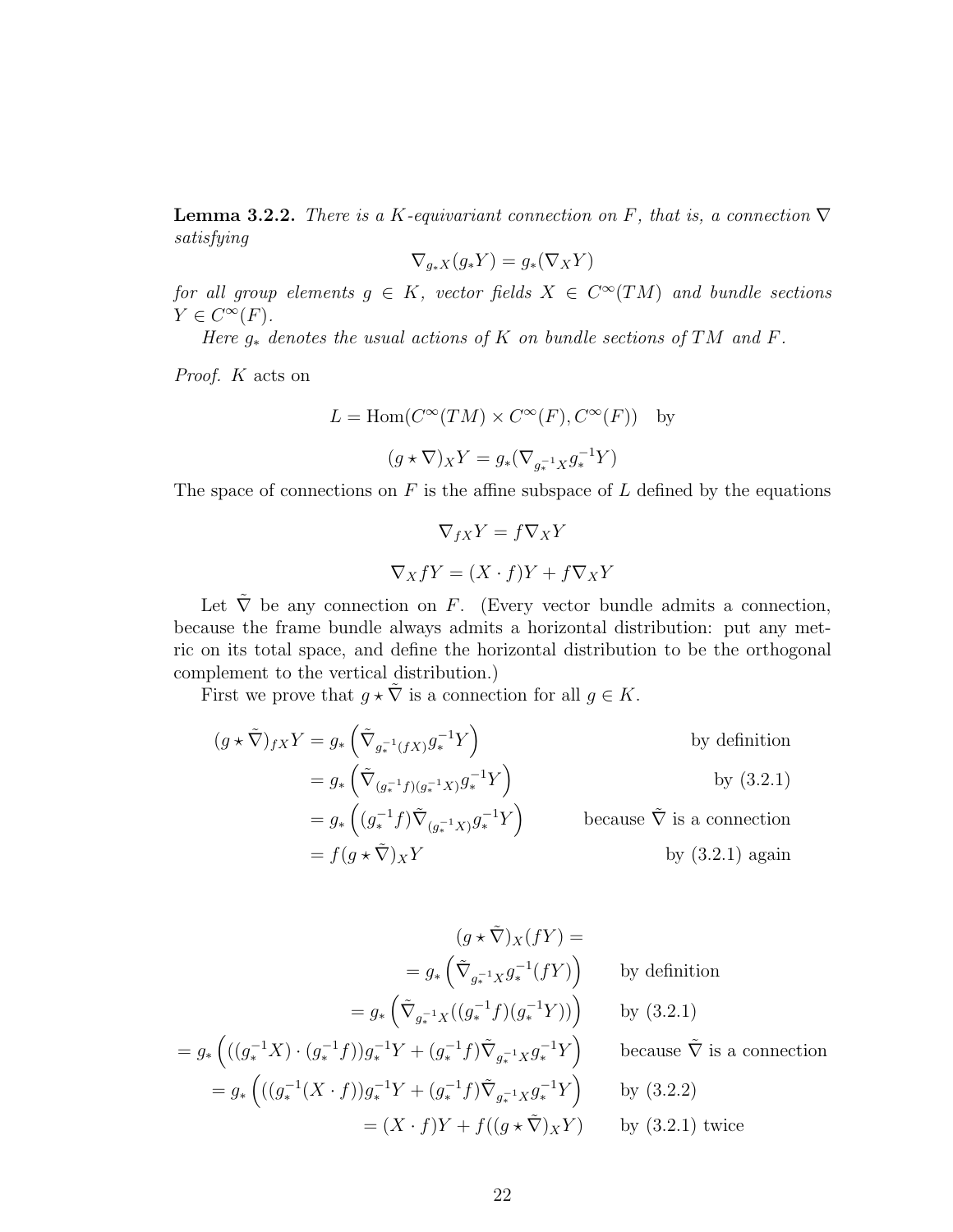**Lemma 3.2.2.** *There is a $K$-equivariant connection on $F$, that is, a connection $\nabla$ satisfying*

$$\nabla_{g_* X}(g_* Y) = g_*(\nabla_X Y)$$

*for all group elements $g \in K$, vector fields $X \in C^\infty(TM)$ and bundle sections $Y \in C^\infty(F)$.*

*Here $g_*$ denotes the usual actions of $K$ on bundle sections of $TM$ and $F$.*

*Proof.* $K$ acts on

$$L = \mathrm{Hom}(C^\infty(TM) \times C^\infty(F), C^\infty(F)) \quad \text{by}$$

$$(g \star \nabla)_X Y = g_*(\nabla_{g_*^{-1} X} g_*^{-1} Y)$$

The space of connections on $F$ is the affine subspace of $L$ defined by the equations

$$\nabla_{fX} Y = f \nabla_X Y$$

$$\nabla_X fY = (X \cdot f)Y + f \nabla_X Y$$

Let $\tilde{\nabla}$ be any connection on $F$. (Every vector bundle admits a connection, because the frame bundle always admits a horizontal distribution: put any metric on its total space, and define the horizontal distribution to be the orthogonal complement to the vertical distribution.)

First we prove that $g \star \tilde{\nabla}$ is a connection for all $g \in K$.

$$\begin{aligned}
(g \star \tilde{\nabla})_{fX} Y &= g_* \left( \tilde{\nabla}_{g_*^{-1}(fX)} g_*^{-1} Y \right) && \text{by definition} \\
&= g_* \left( \tilde{\nabla}_{(g_*^{-1} f)(g_*^{-1} X)} g_*^{-1} Y \right) && \text{by (3.2.1)} \\
&= g_* \left( (g_*^{-1} f) \tilde{\nabla}_{(g_*^{-1} X)} g_*^{-1} Y \right) && \text{because } \tilde{\nabla} \text{ is a connection} \\
&= f (g \star \tilde{\nabla})_X Y && \text{by (3.2.1) again}
\end{aligned}$$

$$\begin{aligned}
&(g \star \tilde{\nabla})_X (fY) = \\
&= g_* \left( \tilde{\nabla}_{g_*^{-1} X} g_*^{-1} (fY) \right) && \text{by definition} \\
&= g_* \left( \tilde{\nabla}_{g_*^{-1} X} ((g_*^{-1} f)(g_*^{-1} Y)) \right) && \text{by (3.2.1)} \\
&= g_* \left( ((g_*^{-1} X) \cdot (g_*^{-1} f)) g_*^{-1} Y + (g_*^{-1} f) \tilde{\nabla}_{g_*^{-1} X} g_*^{-1} Y \right) && \text{because } \tilde{\nabla} \text{ is a connection} \\
&= g_* \left( ((g_*^{-1} (X \cdot f)) g_*^{-1} Y + (g_*^{-1} f) \tilde{\nabla}_{g_*^{-1} X} g_*^{-1} Y \right) && \text{by (3.2.2)} \\
&= (X \cdot f) Y + f ((g \star \tilde{\nabla})_X Y) && \text{by (3.2.1) twice}
\end{aligned}$$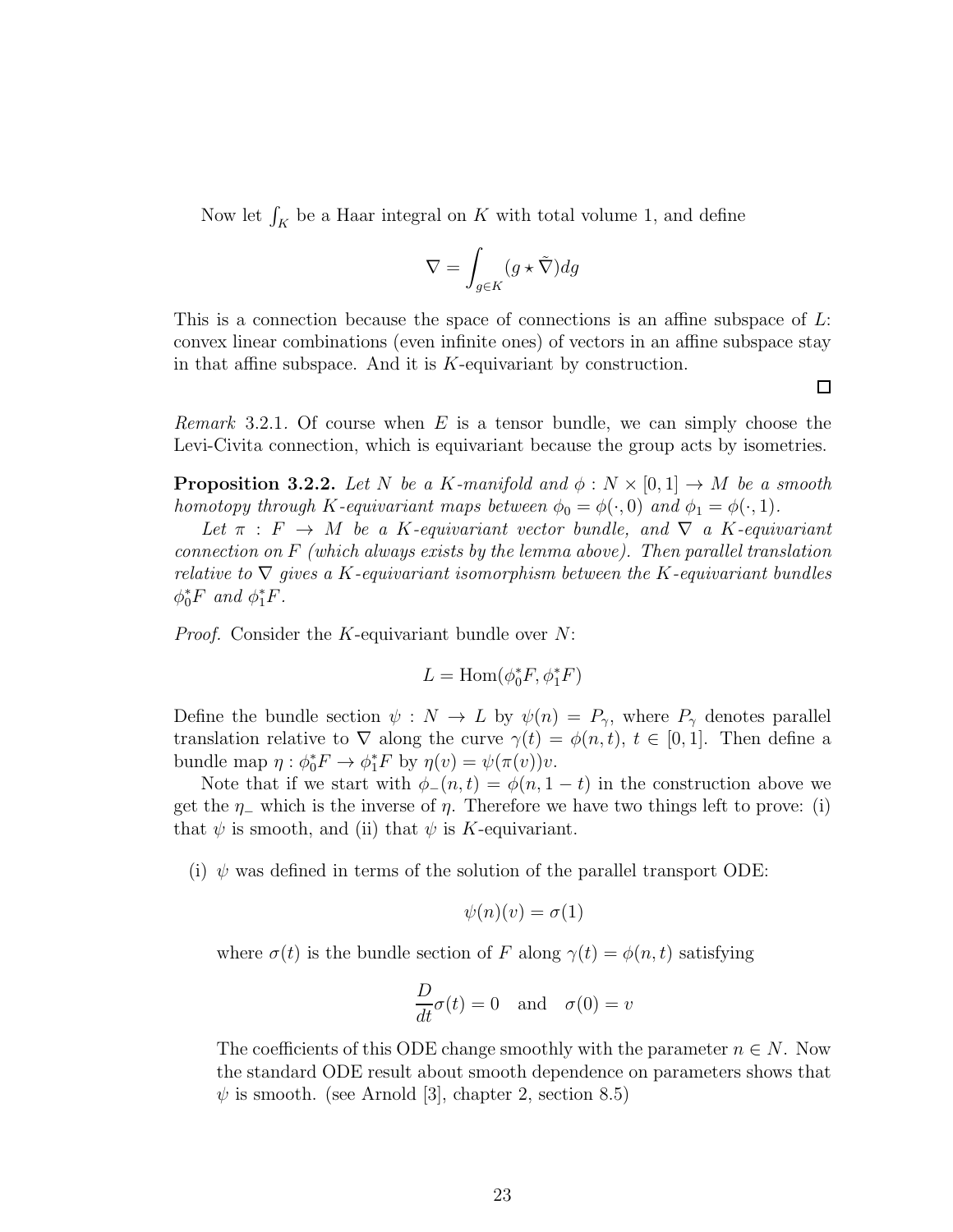Now let $\int_K$ be a Haar integral on $K$ with total volume 1, and define

$$\nabla = \int_{g \in K} (g \star \tilde{\nabla}) dg$$

This is a connection because the space of connections is an affine subspace of $L$: convex linear combinations (even infinite ones) of vectors in an affine subspace stay in that affine subspace. And it is $K$-equivariant by construction.

□

*Remark* 3.2.1. Of course when $E$ is a tensor bundle, we can simply choose the Levi-Civita connection, which is equivariant because the group acts by isometries.

**Proposition 3.2.2.** *Let $N$ be a $K$-manifold and $\phi : N \times [0, 1] \to M$ be a smooth homotopy through $K$-equivariant maps between $\phi_0 = \phi(\cdot, 0)$ and $\phi_1 = \phi(\cdot, 1)$.*

*Let $\pi : F \to M$ be a $K$-equivariant vector bundle, and $\nabla$ a $K$-equivariant connection on $F$ (which always exists by the lemma above). Then parallel translation relative to $\nabla$ gives a $K$-equivariant isomorphism between the $K$-equivariant bundles $\phi_0^* F$ and $\phi_1^* F$.*

*Proof.* Consider the $K$-equivariant bundle over $N$:

$$L = \mathrm{Hom}(\phi_0^* F, \phi_1^* F)$$

Define the bundle section $\psi : N \to L$ by $\psi(n) = P_\gamma$, where $P_\gamma$ denotes parallel translation relative to $\nabla$ along the curve $\gamma(t) = \phi(n, t)$, $t \in [0, 1]$. Then define a bundle map $\eta : \phi_0^* F \to \phi_1^* F$ by $\eta(v) = \psi(\pi(v))v$.

Note that if we start with $\phi_-(n, t) = \phi(n, 1 - t)$ in the construction above we get the $\eta_-$ which is the inverse of $\eta$. Therefore we have two things left to prove: (i) that $\psi$ is smooth, and (ii) that $\psi$ is $K$-equivariant.

(i) $\psi$ was defined in terms of the solution of the parallel transport ODE:

$$\psi(n)(v) = \sigma(1)$$

where $\sigma(t)$ is the bundle section of $F$ along $\gamma(t) = \phi(n, t)$ satisfying

$$\frac{D}{dt}\sigma(t) = 0 \quad \text{and} \quad \sigma(0) = v$$

The coefficients of this ODE change smoothly with the parameter $n \in N$. Now the standard ODE result about smooth dependence on parameters shows that $\psi$ is smooth. (see Arnold [3], chapter 2, section 8.5)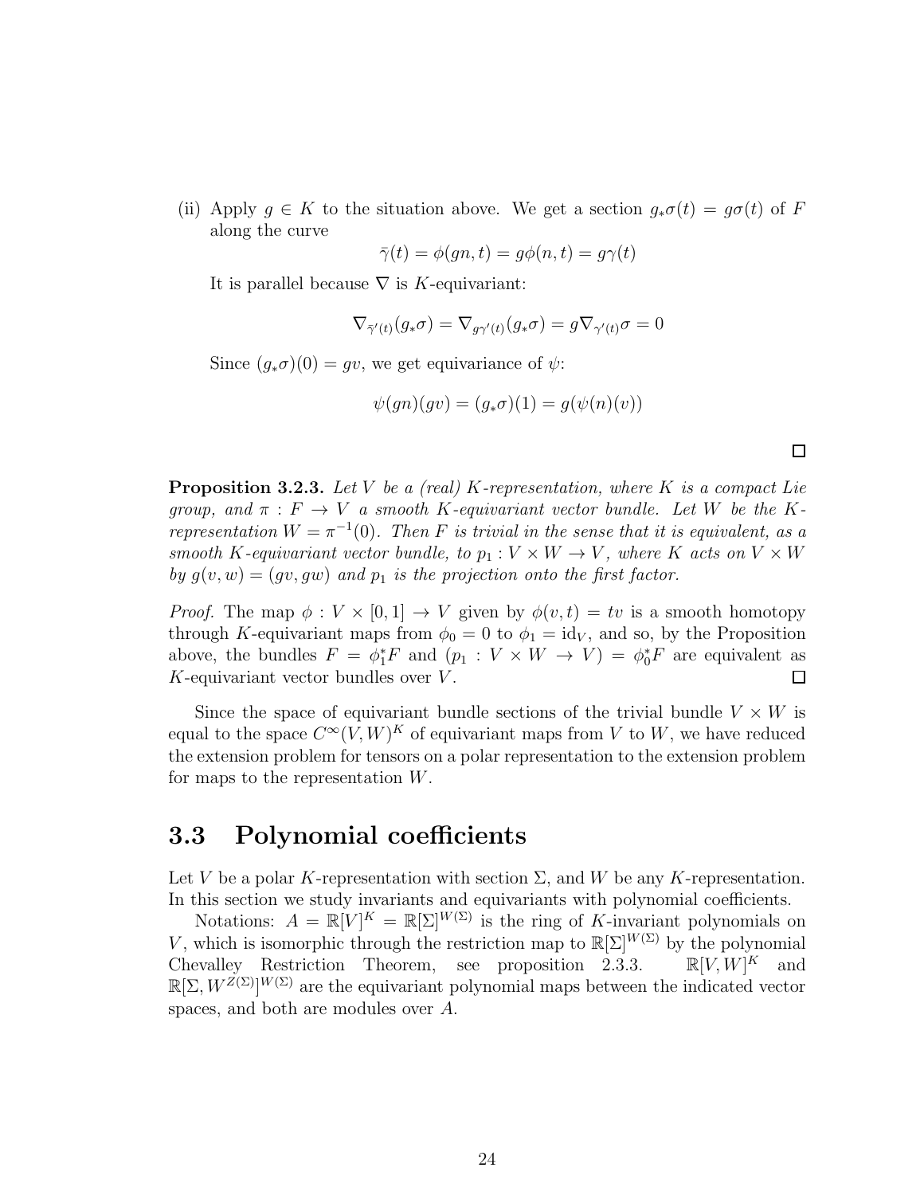(ii) Apply $g \in K$ to the situation above. We get a section $g_*\sigma(t) = g\sigma(t)$ of $F$ along the curve

$$\bar{\gamma}(t) = \phi(gn, t) = g\phi(n, t) = g\gamma(t)$$

It is parallel because $\nabla$ is $K$-equivariant:

$$\nabla_{\bar{\gamma}'(t)}(g_*\sigma) = \nabla_{g\gamma'(t)}(g_*\sigma) = g\nabla_{\gamma'(t)}\sigma = 0$$

Since $(g_*\sigma)(0) = gv$, we get equivariance of $\psi$:

$$\psi(gn)(gv) = (g_*\sigma)(1) = g(\psi(n)(v))$$

□

**Proposition 3.2.3.** *Let $V$ be a (real) $K$-representation, where $K$ is a compact Lie group, and $\pi : F \to V$ a smooth $K$-equivariant vector bundle. Let $W$ be the $K$-representation $W = \pi^{-1}(0)$. Then $F$ is trivial in the sense that it is equivalent, as a smooth $K$-equivariant vector bundle, to $p_1 : V \times W \to V$, where $K$ acts on $V \times W$ by $g(v, w) = (gv, gw)$ and $p_1$ is the projection onto the first factor.*

*Proof.* The map $\phi : V \times [0, 1] \to V$ given by $\phi(v, t) = tv$ is a smooth homotopy through $K$-equivariant maps from $\phi_0 = 0$ to $\phi_1 = \mathrm{id}_V$, and so, by the Proposition above, the bundles $F = \phi_1^* F$ and $(p_1 : V \times W \to V) = \phi_0^* F$ are equivalent as $K$-equivariant vector bundles over $V$. □

Since the space of equivariant bundle sections of the trivial bundle $V \times W$ is equal to the space $C^\infty(V, W)^K$ of equivariant maps from $V$ to $W$, we have reduced the extension problem for tensors on a polar representation to the extension problem for maps to the representation $W$.

## 3.3 Polynomial coefficients

Let $V$ be a polar $K$-representation with section $\Sigma$, and $W$ be any $K$-representation. In this section we study invariants and equivariants with polynomial coefficients.

Notations: $A = \mathbb{R}[V]^K = \mathbb{R}[\Sigma]^{W(\Sigma)}$ is the ring of $K$-invariant polynomials on $V$, which is isomorphic through the restriction map to $\mathbb{R}[\Sigma]^{W(\Sigma)}$ by the polynomial Chevalley Restriction Theorem, see proposition 2.3.3. $\mathbb{R}[V, W]^K$ and $\mathbb{R}[\Sigma, W^{Z(\Sigma)}]^{W(\Sigma)}$ are the equivariant polynomial maps between the indicated vector spaces, and both are modules over $A$.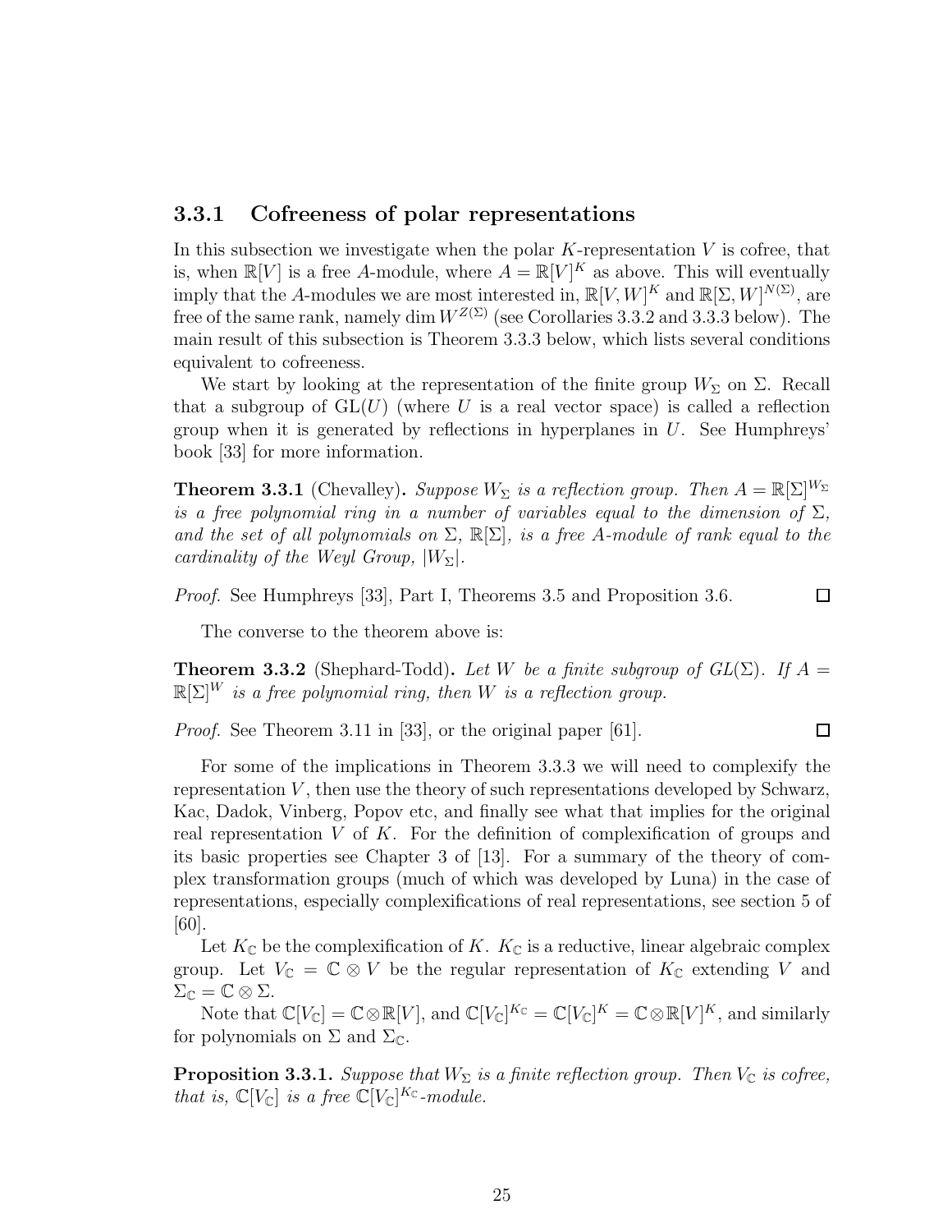### 3.3.1 Cofreeness of polar representations

In this subsection we investigate when the polar $K$-representation $V$ is cofree, that is, when $\mathbb{R}[V]$ is a free $A$-module, where $A = \mathbb{R}[V]^K$ as above. This will eventually imply that the $A$-modules we are most interested in, $\mathbb{R}[V, W]^K$ and $\mathbb{R}[\Sigma, W]^{N(\Sigma)}$, are free of the same rank, namely $\dim W^{Z(\Sigma)}$ (see Corollaries 3.3.2 and 3.3.3 below). The main result of this subsection is Theorem 3.3.3 below, which lists several conditions equivalent to cofreeness.

We start by looking at the representation of the finite group $W_\Sigma$ on $\Sigma$. Recall that a subgroup of $\mathrm{GL}(U)$ (where $U$ is a real vector space) is called a reflection group when it is generated by reflections in hyperplanes in $U$. See Humphreys' book [33] for more information.

**Theorem 3.3.1** (Chevalley)**.** *Suppose $W_\Sigma$ is a reflection group. Then $A = \mathbb{R}[\Sigma]^{W_\Sigma}$ is a free polynomial ring in a number of variables equal to the dimension of $\Sigma$, and the set of all polynomials on $\Sigma$, $\mathbb{R}[\Sigma]$, is a free $A$-module of rank equal to the cardinality of the Weyl Group, $|W_\Sigma|$.*

*Proof.* See Humphreys [33], Part I, Theorems 3.5 and Proposition 3.6. ◻

The converse to the theorem above is:

**Theorem 3.3.2** (Shephard-Todd)**.** *Let $W$ be a finite subgroup of $GL(\Sigma)$. If $A = \mathbb{R}[\Sigma]^W$ is a free polynomial ring, then $W$ is a reflection group.*

*Proof.* See Theorem 3.11 in [33], or the original paper [61]. ◻

For some of the implications in Theorem 3.3.3 we will need to complexify the representation $V$, then use the theory of such representations developed by Schwarz, Kac, Dadok, Vinberg, Popov etc, and finally see what that implies for the original real representation $V$ of $K$. For the definition of complexification of groups and its basic properties see Chapter 3 of [13]. For a summary of the theory of complex transformation groups (much of which was developed by Luna) in the case of representations, especially complexifications of real representations, see section 5 of [60].

Let $K_\mathbb{C}$ be the complexification of $K$. $K_\mathbb{C}$ is a reductive, linear algebraic complex group. Let $V_\mathbb{C} = \mathbb{C} \otimes V$ be the regular representation of $K_\mathbb{C}$ extending $V$ and $\Sigma_\mathbb{C} = \mathbb{C} \otimes \Sigma$.

Note that $\mathbb{C}[V_\mathbb{C}] = \mathbb{C} \otimes \mathbb{R}[V]$, and $\mathbb{C}[V_\mathbb{C}]^{K_\mathbb{C}} = \mathbb{C}[V_\mathbb{C}]^K = \mathbb{C} \otimes \mathbb{R}[V]^K$, and similarly for polynomials on $\Sigma$ and $\Sigma_\mathbb{C}$.

**Proposition 3.3.1.** *Suppose that $W_\Sigma$ is a finite reflection group. Then $V_\mathbb{C}$ is cofree, that is, $\mathbb{C}[V_\mathbb{C}]$ is a free $\mathbb{C}[V_\mathbb{C}]^{K_\mathbb{C}}$-module.*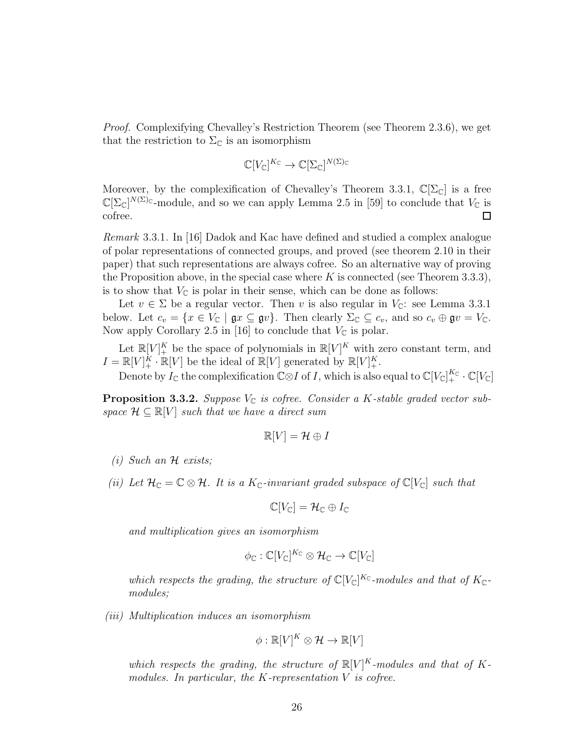*Proof.* Complexifying Chevalley's Restriction Theorem (see Theorem 2.3.6), we get that the restriction to $\Sigma_{\mathbb{C}}$ is an isomorphism

$$\mathbb{C}[V_{\mathbb{C}}]^{K_{\mathbb{C}}} \to \mathbb{C}[\Sigma_{\mathbb{C}}]^{N(\Sigma)_{\mathbb{C}}}$$

Moreover, by the complexification of Chevalley's Theorem 3.3.1, $\mathbb{C}[\Sigma_{\mathbb{C}}]$ is a free $\mathbb{C}[\Sigma_{\mathbb{C}}]^{N(\Sigma)_{\mathbb{C}}}$-module, and so we can apply Lemma 2.5 in [59] to conclude that $V_{\mathbb{C}}$ is cofree. □

*Remark* 3.3.1. In [16] Dadok and Kac have defined and studied a complex analogue of polar representations of connected groups, and proved (see theorem 2.10 in their paper) that such representations are always cofree. So an alternative way of proving the Proposition above, in the special case where $K$ is connected (see Theorem 3.3.3), is to show that $V_{\mathbb{C}}$ is polar in their sense, which can be done as follows:

Let $v \in \Sigma$ be a regular vector. Then $v$ is also regular in $V_{\mathbb{C}}$: see Lemma 3.3.1 below. Let $c_v = \{x \in V_{\mathbb{C}} \mid \mathfrak{g}x \subseteq \mathfrak{g}v\}$. Then clearly $\Sigma_{\mathbb{C}} \subseteq c_v$, and so $c_v \oplus \mathfrak{g}v = V_{\mathbb{C}}$. Now apply Corollary 2.5 in [16] to conclude that $V_{\mathbb{C}}$ is polar.

Let $\mathbb{R}[V]^K_+$ be the space of polynomials in $\mathbb{R}[V]^K$ with zero constant term, and $I = \mathbb{R}[V]^K_+ \cdot \mathbb{R}[V]$ be the ideal of $\mathbb{R}[V]$ generated by $\mathbb{R}[V]^K_+$.

Denote by $I_{\mathbb{C}}$ the complexification $\mathbb{C} \otimes I$ of $I$, which is also equal to $\mathbb{C}[V_{\mathbb{C}}]^{K_{\mathbb{C}}}_+ \cdot \mathbb{C}[V_{\mathbb{C}}]$

**Proposition 3.3.2.** *Suppose $V_{\mathbb{C}}$ is cofree. Consider a $K$-stable graded vector subspace $\mathcal{H} \subseteq \mathbb{R}[V]$ such that we have a direct sum*

$$\mathbb{R}[V] = \mathcal{H} \oplus I$$

*(i) Such an $\mathcal{H}$ exists;*

*(ii) Let $\mathcal{H}_{\mathbb{C}} = \mathbb{C} \otimes \mathcal{H}$. It is a $K_{\mathbb{C}}$-invariant graded subspace of $\mathbb{C}[V_{\mathbb{C}}]$ such that*

$$\mathbb{C}[V_{\mathbb{C}}] = \mathcal{H}_{\mathbb{C}} \oplus I_{\mathbb{C}}$$

*and multiplication gives an isomorphism*

$$\phi_{\mathbb{C}} : \mathbb{C}[V_{\mathbb{C}}]^{K_{\mathbb{C}}} \otimes \mathcal{H}_{\mathbb{C}} \to \mathbb{C}[V_{\mathbb{C}}]$$

*which respects the grading, the structure of $\mathbb{C}[V_{\mathbb{C}}]^{K_{\mathbb{C}}}$-modules and that of $K_{\mathbb{C}}$-modules;*

*(iii) Multiplication induces an isomorphism*

$$\phi : \mathbb{R}[V]^K \otimes \mathcal{H} \to \mathbb{R}[V]$$

*which respects the grading, the structure of $\mathbb{R}[V]^K$-modules and that of $K$-modules. In particular, the $K$-representation $V$ is cofree.*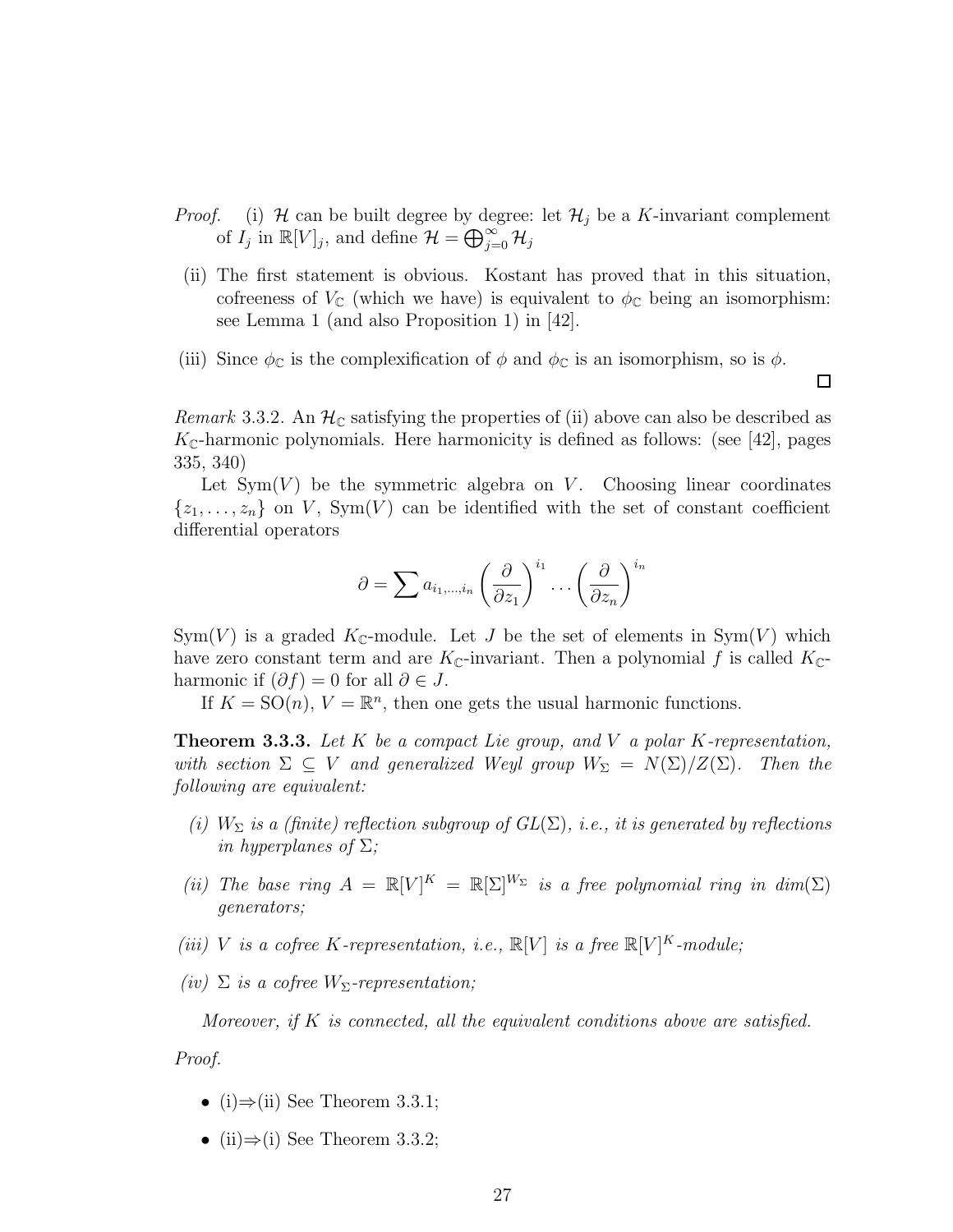*Proof.* (i) $\mathcal{H}$ can be built degree by degree: let $\mathcal{H}_j$ be a $K$-invariant complement of $I_j$ in $\mathbb{R}[V]_j$, and define $\mathcal{H} = \bigoplus_{j=0}^{\infty} \mathcal{H}_j$

(ii) The first statement is obvious. Kostant has proved that in this situation, cofreeness of $V_{\mathbb{C}}$ (which we have) is equivalent to $\phi_{\mathbb{C}}$ being an isomorphism: see Lemma 1 (and also Proposition 1) in [42].

(iii) Since $\phi_{\mathbb{C}}$ is the complexification of $\phi$ and $\phi_{\mathbb{C}}$ is an isomorphism, so is $\phi$.

□

*Remark* 3.3.2. An $\mathcal{H}_{\mathbb{C}}$ satisfying the properties of (ii) above can also be described as $K_{\mathbb{C}}$-harmonic polynomials. Here harmonicity is defined as follows: (see [42], pages 335, 340)

Let $\mathrm{Sym}(V)$ be the symmetric algebra on $V$. Choosing linear coordinates $\{z_1, \ldots, z_n\}$ on $V$, $\mathrm{Sym}(V)$ can be identified with the set of constant coefficient differential operators

$$\partial = \sum a_{i_1,\ldots,i_n} \left(\frac{\partial}{\partial z_1}\right)^{i_1} \ldots \left(\frac{\partial}{\partial z_n}\right)^{i_n}$$

$\mathrm{Sym}(V)$ is a graded $K_{\mathbb{C}}$-module. Let $J$ be the set of elements in $\mathrm{Sym}(V)$ which have zero constant term and are $K_{\mathbb{C}}$-invariant. Then a polynomial $f$ is called $K_{\mathbb{C}}$-harmonic if $(\partial f) = 0$ for all $\partial \in J$.

If $K = \mathrm{SO}(n)$, $V = \mathbb{R}^n$, then one gets the usual harmonic functions.

**Theorem 3.3.3.** *Let $K$ be a compact Lie group, and $V$ a polar $K$-representation, with section $\Sigma \subseteq V$ and generalized Weyl group $W_\Sigma = N(\Sigma)/Z(\Sigma)$. Then the following are equivalent:*

*(i) $W_\Sigma$ is a (finite) reflection subgroup of $GL(\Sigma)$, i.e., it is generated by reflections in hyperplanes of $\Sigma$;*

*(ii) The base ring $A = \mathbb{R}[V]^K = \mathbb{R}[\Sigma]^{W_\Sigma}$ is a free polynomial ring in $\dim(\Sigma)$ generators;*

*(iii) $V$ is a cofree $K$-representation, i.e., $\mathbb{R}[V]$ is a free $\mathbb{R}[V]^K$-module;*

*(iv) $\Sigma$ is a cofree $W_\Sigma$-representation;*

*Moreover, if $K$ is connected, all the equivalent conditions above are satisfied.*

*Proof.*

- (i)⇒(ii) See Theorem 3.3.1;
- (ii)⇒(i) See Theorem 3.3.2;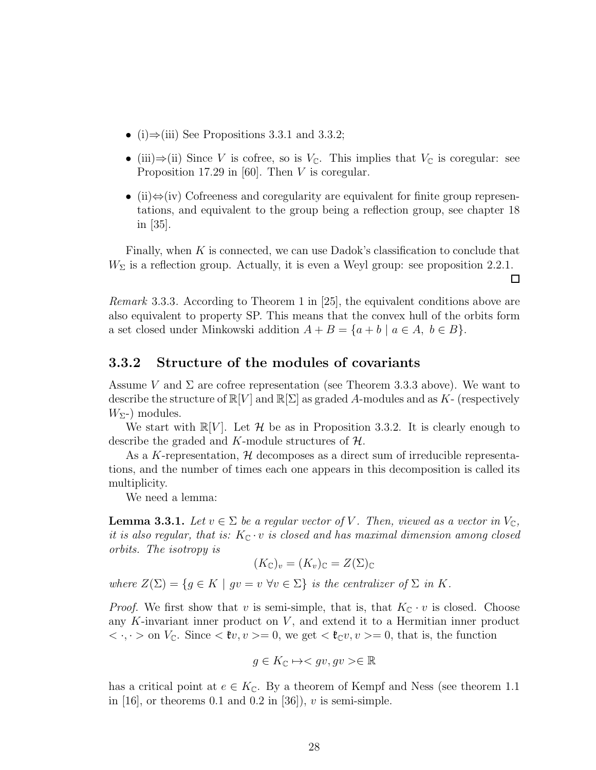- (i)⇒(iii) See Propositions 3.3.1 and 3.3.2;
- (iii)⇒(ii) Since $V$ is cofree, so is $V_{\mathbb{C}}$. This implies that $V_{\mathbb{C}}$ is coregular: see Proposition 17.29 in [60]. Then $V$ is coregular.
- (ii)⇔(iv) Cofreeness and coregularity are equivalent for finite group representations, and equivalent to the group being a reflection group, see chapter 18 in [35].

Finally, when $K$ is connected, we can use Dadok's classification to conclude that $W_\Sigma$ is a reflection group. Actually, it is even a Weyl group: see proposition 2.2.1. □

*Remark* 3.3.3. According to Theorem 1 in [25], the equivalent conditions above are also equivalent to property SP. This means that the convex hull of the orbits form a set closed under Minkowski addition $A + B = \{a + b \mid a \in A,\ b \in B\}$.

### 3.3.2 Structure of the modules of covariants

Assume $V$ and $\Sigma$ are cofree representation (see Theorem 3.3.3 above). We want to describe the structure of $\mathbb{R}[V]$ and $\mathbb{R}[\Sigma]$ as graded $A$-modules and as $K$- (respectively $W_\Sigma$-) modules.

We start with $\mathbb{R}[V]$. Let $\mathcal{H}$ be as in Proposition 3.3.2. It is clearly enough to describe the graded and $K$-module structures of $\mathcal{H}$.

As a $K$-representation, $\mathcal{H}$ decomposes as a direct sum of irreducible representations, and the number of times each one appears in this decomposition is called its multiplicity.

We need a lemma:

**Lemma 3.3.1.** *Let $v \in \Sigma$ be a regular vector of $V$. Then, viewed as a vector in $V_{\mathbb{C}}$, it is also regular, that is: $K_{\mathbb{C}} \cdot v$ is closed and has maximal dimension among closed orbits. The isotropy is*

$$(K_{\mathbb{C}})_v = (K_v)_{\mathbb{C}} = Z(\Sigma)_{\mathbb{C}}$$

*where $Z(\Sigma) = \{g \in K \mid gv = v\ \forall v \in \Sigma\}$ is the centralizer of $\Sigma$ in $K$.*

*Proof.* We first show that $v$ is semi-simple, that is, that $K_{\mathbb{C}} \cdot v$ is closed. Choose any $K$-invariant inner product on $V$, and extend it to a Hermitian inner product $< \cdot, \cdot >$ on $V_{\mathbb{C}}$. Since $< \mathfrak{k}v, v >= 0$, we get $< \mathfrak{k}_{\mathbb{C}}v, v >= 0$, that is, the function

$$g \in K_{\mathbb{C}} \mapsto < gv, gv > \in \mathbb{R}$$

has a critical point at $e \in K_{\mathbb{C}}$. By a theorem of Kempf and Ness (see theorem 1.1 in [16], or theorems 0.1 and 0.2 in [36]), $v$ is semi-simple.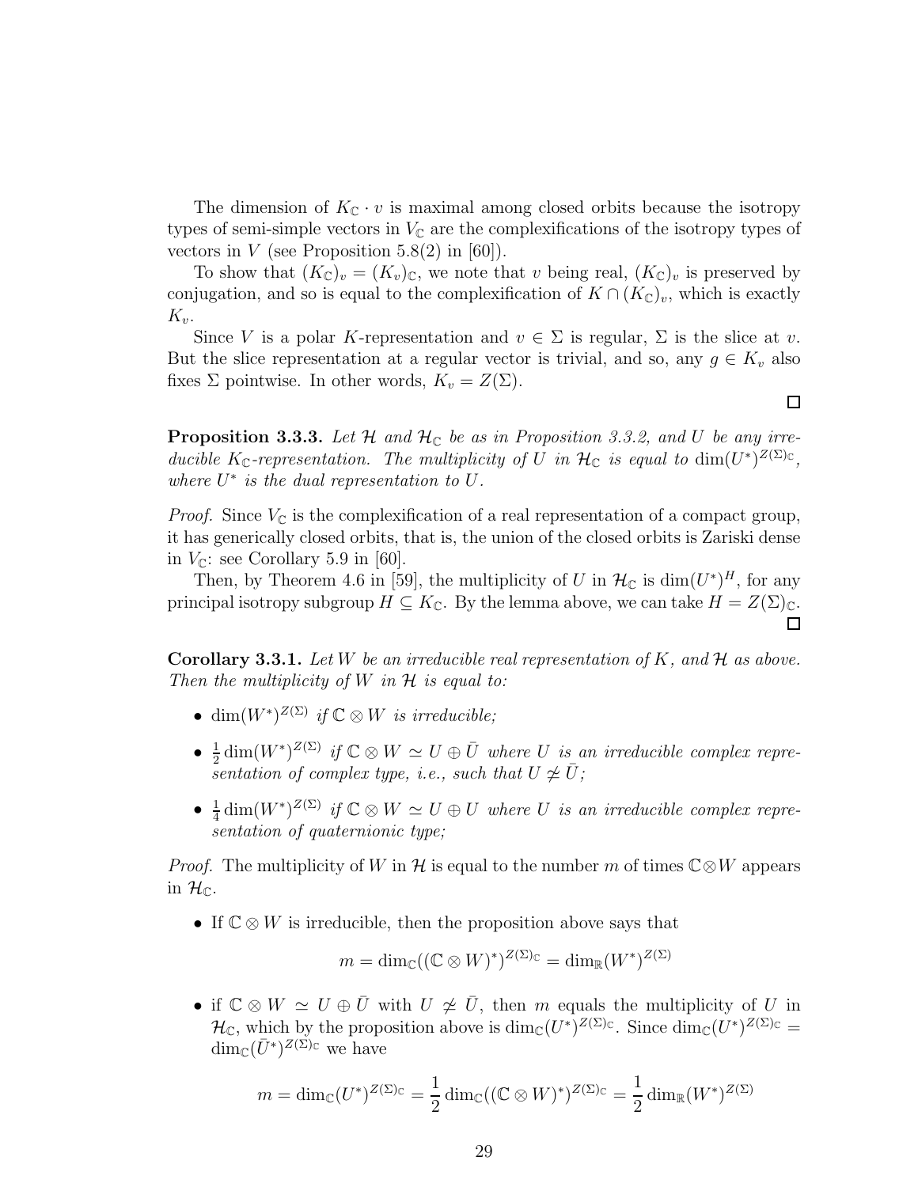The dimension of $K_{\mathbb{C}} \cdot v$ is maximal among closed orbits because the isotropy types of semi-simple vectors in $V_{\mathbb{C}}$ are the complexifications of the isotropy types of vectors in $V$ (see Proposition 5.8(2) in [60]).

To show that $(K_{\mathbb{C}})_v = (K_v)_{\mathbb{C}}$, we note that $v$ being real, $(K_{\mathbb{C}})_v$ is preserved by conjugation, and so is equal to the complexification of $K \cap (K_{\mathbb{C}})_v$, which is exactly $K_v$.

Since $V$ is a polar $K$-representation and $v \in \Sigma$ is regular, $\Sigma$ is the slice at $v$. But the slice representation at a regular vector is trivial, and so, any $g \in K_v$ also fixes $\Sigma$ pointwise. In other words, $K_v = Z(\Sigma)$.

□

**Proposition 3.3.3.** *Let $\mathcal{H}$ and $\mathcal{H}_{\mathbb{C}}$ be as in Proposition 3.3.2, and $U$ be any irreducible $K_{\mathbb{C}}$-representation. The multiplicity of $U$ in $\mathcal{H}_{\mathbb{C}}$ is equal to $\dim(U^*)^{Z(\Sigma)_{\mathbb{C}}}$, where $U^*$ is the dual representation to $U$.*

*Proof.* Since $V_{\mathbb{C}}$ is the complexification of a real representation of a compact group, it has generically closed orbits, that is, the union of the closed orbits is Zariski dense in $V_{\mathbb{C}}$: see Corollary 5.9 in [60].

Then, by Theorem 4.6 in [59], the multiplicity of $U$ in $\mathcal{H}_{\mathbb{C}}$ is $\dim(U^*)^H$, for any principal isotropy subgroup $H \subseteq K_{\mathbb{C}}$. By the lemma above, we can take $H = Z(\Sigma)_{\mathbb{C}}$. □

**Corollary 3.3.1.** *Let $W$ be an irreducible real representation of $K$, and $\mathcal{H}$ as above. Then the multiplicity of $W$ in $\mathcal{H}$ is equal to:*

- $\dim(W^*)^{Z(\Sigma)}$ *if $\mathbb{C} \otimes W$ is irreducible;*
- $\frac{1}{2}\dim(W^*)^{Z(\Sigma)}$ *if $\mathbb{C} \otimes W \simeq U \oplus \bar{U}$ where $U$ is an irreducible complex representation of complex type, i.e., such that $U \not\simeq \bar{U}$;*
- $\frac{1}{4}\dim(W^*)^{Z(\Sigma)}$ *if $\mathbb{C} \otimes W \simeq U \oplus U$ where $U$ is an irreducible complex representation of quaternionic type;*

*Proof.* The multiplicity of $W$ in $\mathcal{H}$ is equal to the number $m$ of times $\mathbb{C} \otimes W$ appears in $\mathcal{H}_{\mathbb{C}}$.

- If $\mathbb{C} \otimes W$ is irreducible, then the proposition above says that

$$m = \dim_{\mathbb{C}}((\mathbb{C} \otimes W)^*)^{Z(\Sigma)_{\mathbb{C}}} = \dim_{\mathbb{R}}(W^*)^{Z(\Sigma)}$$

- if $\mathbb{C} \otimes W \simeq U \oplus \bar{U}$ with $U \not\simeq \bar{U}$, then $m$ equals the multiplicity of $U$ in $\mathcal{H}_{\mathbb{C}}$, which by the proposition above is $\dim_{\mathbb{C}}(U^*)^{Z(\Sigma)_{\mathbb{C}}}$. Since $\dim_{\mathbb{C}}(U^*)^{Z(\Sigma)_{\mathbb{C}}} = \dim_{\mathbb{C}}(\bar{U}^*)^{Z(\Sigma)_{\mathbb{C}}}$ we have

$$m = \dim_{\mathbb{C}}(U^*)^{Z(\Sigma)_{\mathbb{C}}} = \frac{1}{2}\dim_{\mathbb{C}}((\mathbb{C} \otimes W)^*)^{Z(\Sigma)_{\mathbb{C}}} = \frac{1}{2}\dim_{\mathbb{R}}(W^*)^{Z(\Sigma)}$$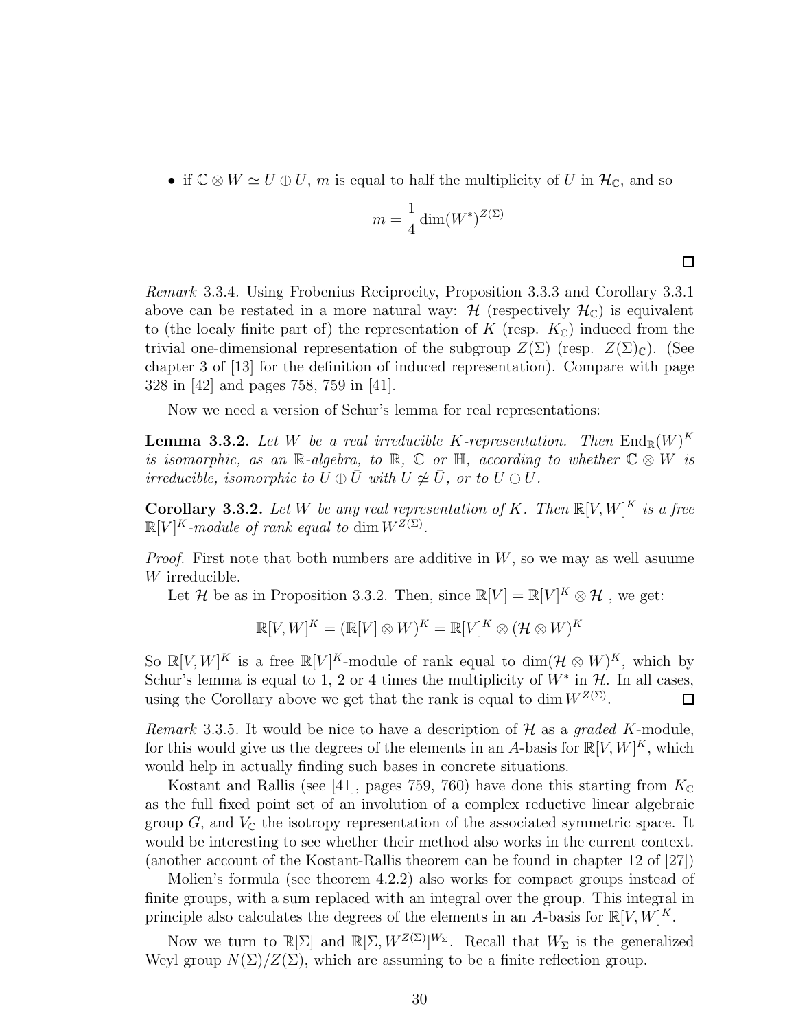- if $\mathbb{C} \otimes W \simeq U \oplus U$, $m$ is equal to half the multiplicity of $U$ in $\mathcal{H}_{\mathbb{C}}$, and so

$$m = \frac{1}{4} \dim(W^*)^{Z(\Sigma)}$$

$\square$

*Remark* 3.3.4. Using Frobenius Reciprocity, Proposition 3.3.3 and Corollary 3.3.1 above can be restated in a more natural way: $\mathcal{H}$ (respectively $\mathcal{H}_{\mathbb{C}}$) is equivalent to (the localy finite part of) the representation of $K$ (resp. $K_{\mathbb{C}}$) induced from the trivial one-dimensional representation of the subgroup $Z(\Sigma)$ (resp. $Z(\Sigma)_{\mathbb{C}}$). (See chapter 3 of [13] for the definition of induced representation). Compare with page 328 in [42] and pages 758, 759 in [41].

Now we need a version of Schur's lemma for real representations:

**Lemma 3.3.2.** *Let $W$ be a real irreducible $K$-representation. Then $\operatorname{End}_{\mathbb{R}}(W)^K$ is isomorphic, as an $\mathbb{R}$-algebra, to $\mathbb{R}$, $\mathbb{C}$ or $\mathbb{H}$, according to whether $\mathbb{C} \otimes W$ is irreducible, isomorphic to $U \oplus \bar{U}$ with $U \not\simeq \bar{U}$, or to $U \oplus U$.*

**Corollary 3.3.2.** *Let $W$ be any real representation of $K$. Then $\mathbb{R}[V, W]^K$ is a free $\mathbb{R}[V]^K$-module of rank equal to $\dim W^{Z(\Sigma)}$.*

*Proof.* First note that both numbers are additive in $W$, so we may as well asuume $W$ irreducible.

Let $\mathcal{H}$ be as in Proposition 3.3.2. Then, since $\mathbb{R}[V] = \mathbb{R}[V]^K \otimes \mathcal{H}$ , we get:

$$\mathbb{R}[V, W]^K = (\mathbb{R}[V] \otimes W)^K = \mathbb{R}[V]^K \otimes (\mathcal{H} \otimes W)^K$$

So $\mathbb{R}[V, W]^K$ is a free $\mathbb{R}[V]^K$-module of rank equal to $\dim(\mathcal{H} \otimes W)^K$, which by Schur's lemma is equal to 1, 2 or 4 times the multiplicity of $W^*$ in $\mathcal{H}$. In all cases, using the Corollary above we get that the rank is equal to $\dim W^{Z(\Sigma)}$. $\square$

*Remark* 3.3.5. It would be nice to have a description of $\mathcal{H}$ as a *graded* $K$-module, for this would give us the degrees of the elements in an $A$-basis for $\mathbb{R}[V, W]^K$, which would help in actually finding such bases in concrete situations.

Kostant and Rallis (see [41], pages 759, 760) have done this starting from $K_{\mathbb{C}}$ as the full fixed point set of an involution of a complex reductive linear algebraic group $G$, and $V_{\mathbb{C}}$ the isotropy representation of the associated symmetric space. It would be interesting to see whether their method also works in the current context. (another account of the Kostant-Rallis theorem can be found in chapter 12 of [27])

Molien's formula (see theorem 4.2.2) also works for compact groups instead of finite groups, with a sum replaced with an integral over the group. This integral in principle also calculates the degrees of the elements in an $A$-basis for $\mathbb{R}[V, W]^K$.

Now we turn to $\mathbb{R}[\Sigma]$ and $\mathbb{R}[\Sigma, W^{Z(\Sigma)}]^{W_\Sigma}$. Recall that $W_\Sigma$ is the generalized Weyl group $N(\Sigma)/Z(\Sigma)$, which are assuming to be a finite reflection group.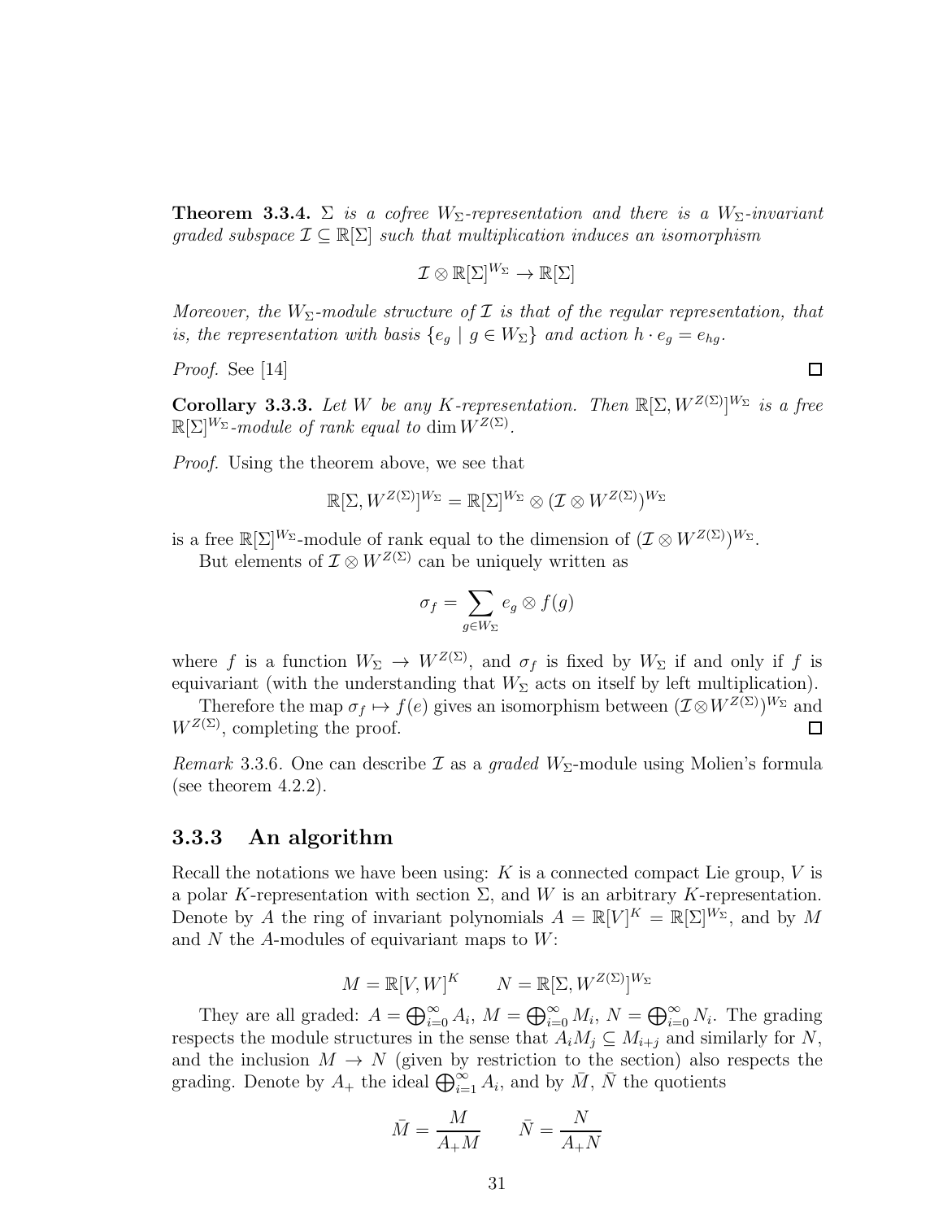**Theorem 3.3.4.** *$\Sigma$ is a cofree $W_\Sigma$-representation and there is a $W_\Sigma$-invariant graded subspace $\mathcal{I} \subseteq \mathbb{R}[\Sigma]$ such that multiplication induces an isomorphism*

$$\mathcal{I} \otimes \mathbb{R}[\Sigma]^{W_\Sigma} \to \mathbb{R}[\Sigma]$$

*Moreover, the $W_\Sigma$-module structure of $\mathcal{I}$ is that of the regular representation, that is, the representation with basis $\{e_g \mid g \in W_\Sigma\}$ and action $h \cdot e_g = e_{hg}$.*

*Proof.* See [14] □

**Corollary 3.3.3.** *Let $W$ be any $K$-representation. Then $\mathbb{R}[\Sigma, W^{Z(\Sigma)}]^{W_\Sigma}$ is a free $\mathbb{R}[\Sigma]^{W_\Sigma}$-module of rank equal to $\dim W^{Z(\Sigma)}$.*

*Proof.* Using the theorem above, we see that

$$\mathbb{R}[\Sigma, W^{Z(\Sigma)}]^{W_\Sigma} = \mathbb{R}[\Sigma]^{W_\Sigma} \otimes (\mathcal{I} \otimes W^{Z(\Sigma)})^{W_\Sigma}$$

is a free $\mathbb{R}[\Sigma]^{W_\Sigma}$-module of rank equal to the dimension of $(\mathcal{I} \otimes W^{Z(\Sigma)})^{W_\Sigma}$.

But elements of $\mathcal{I} \otimes W^{Z(\Sigma)}$ can be uniquely written as

$$\sigma_f = \sum_{g \in W_\Sigma} e_g \otimes f(g)$$

where $f$ is a function $W_\Sigma \to W^{Z(\Sigma)}$, and $\sigma_f$ is fixed by $W_\Sigma$ if and only if $f$ is equivariant (with the understanding that $W_\Sigma$ acts on itself by left multiplication).

Therefore the map $\sigma_f \mapsto f(e)$ gives an isomorphism between $(\mathcal{I} \otimes W^{Z(\Sigma)})^{W_\Sigma}$ and $W^{Z(\Sigma)}$, completing the proof. □

*Remark* 3.3.6. One can describe $\mathcal{I}$ as a *graded* $W_\Sigma$-module using Molien's formula (see theorem 4.2.2).

### 3.3.3 An algorithm

Recall the notations we have been using: $K$ is a connected compact Lie group, $V$ is a polar $K$-representation with section $\Sigma$, and $W$ is an arbitrary $K$-representation. Denote by $A$ the ring of invariant polynomials $A = \mathbb{R}[V]^K = \mathbb{R}[\Sigma]^{W_\Sigma}$, and by $M$ and $N$ the $A$-modules of equivariant maps to $W$:

$$M = \mathbb{R}[V, W]^K \qquad N = \mathbb{R}[\Sigma, W^{Z(\Sigma)}]^{W_\Sigma}$$

They are all graded: $A = \bigoplus_{i=0}^{\infty} A_i$, $M = \bigoplus_{i=0}^{\infty} M_i$, $N = \bigoplus_{i=0}^{\infty} N_i$. The grading respects the module structures in the sense that $A_i M_j \subseteq M_{i+j}$ and similarly for $N$, and the inclusion $M \to N$ (given by restriction to the section) also respects the grading. Denote by $A_+$ the ideal $\bigoplus_{i=1}^{\infty} A_i$, and by $\bar{M}$, $\bar{N}$ the quotients

$$\bar{M} = \frac{M}{A_+ M} \qquad \bar{N} = \frac{N}{A_+ N}$$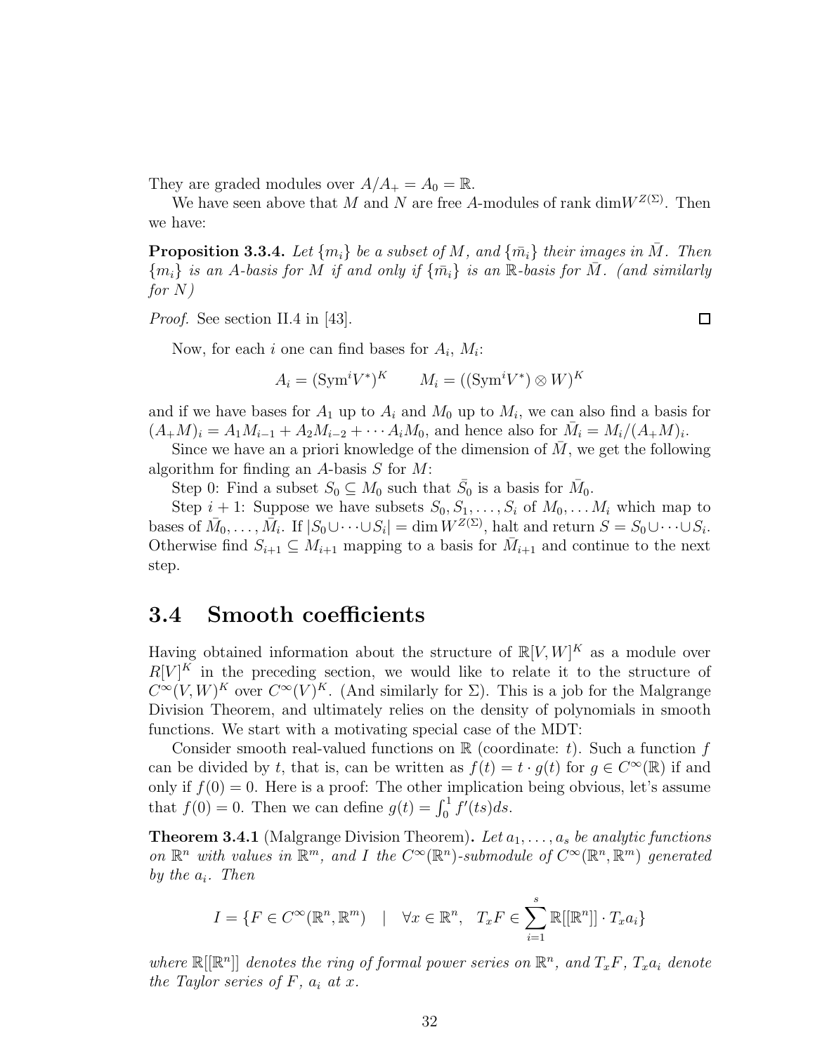They are graded modules over $A/A_+ = A_0 = \mathbb{R}$.

We have seen above that $M$ and $N$ are free $A$-modules of rank $\dim W^{Z(\Sigma)}$. Then we have:

**Proposition 3.3.4.** *Let $\{m_i\}$ be a subset of $M$, and $\{\bar{m}_i\}$ their images in $\bar{M}$. Then $\{m_i\}$ is an $A$-basis for $M$ if and only if $\{\bar{m}_i\}$ is an $\mathbb{R}$-basis for $\bar{M}$. (and similarly for $N$)*

*Proof.* See section II.4 in [43]. ∎

Now, for each $i$ one can find bases for $A_i$, $M_i$:

$$A_i = (\mathrm{Sym}^i V^*)^K \qquad M_i = ((\mathrm{Sym}^i V^*) \otimes W)^K$$

and if we have bases for $A_1$ up to $A_i$ and $M_0$ up to $M_i$, we can also find a basis for $(A_+M)_i = A_1 M_{i-1} + A_2 M_{i-2} + \cdots A_i M_0$, and hence also for $\bar{M}_i = M_i/(A_+M)_i$.

Since we have an a priori knowledge of the dimension of $\bar{M}$, we get the following algorithm for finding an $A$-basis $S$ for $M$:

Step 0: Find a subset $S_0 \subseteq M_0$ such that $\bar{S}_0$ is a basis for $\bar{M}_0$.

Step $i+1$: Suppose we have subsets $S_0, S_1, \ldots, S_i$ of $M_0, \ldots M_i$ which map to bases of $\bar{M}_0, \ldots, \bar{M}_i$. If $|S_0 \cup \cdots \cup S_i| = \dim W^{Z(\Sigma)}$, halt and return $S = S_0 \cup \cdots \cup S_i$. Otherwise find $S_{i+1} \subseteq M_{i+1}$ mapping to a basis for $\bar{M}_{i+1}$ and continue to the next step.

## 3.4 Smooth coefficients

Having obtained information about the structure of $\mathbb{R}[V, W]^K$ as a module over $R[V]^K$ in the preceding section, we would like to relate it to the structure of $C^\infty(V, W)^K$ over $C^\infty(V)^K$. (And similarly for $\Sigma$). This is a job for the Malgrange Division Theorem, and ultimately relies on the density of polynomials in smooth functions. We start with a motivating special case of the MDT:

Consider smooth real-valued functions on $\mathbb{R}$ (coordinate: $t$). Such a function $f$ can be divided by $t$, that is, can be written as $f(t) = t \cdot g(t)$ for $g \in C^\infty(\mathbb{R})$ if and only if $f(0) = 0$. Here is a proof: The other implication being obvious, let's assume that $f(0) = 0$. Then we can define $g(t) = \int_0^1 f'(ts)ds$.

**Theorem 3.4.1** (Malgrange Division Theorem)**.** *Let $a_1, \ldots, a_s$ be analytic functions on $\mathbb{R}^n$ with values in $\mathbb{R}^m$, and $I$ the $C^\infty(\mathbb{R}^n)$-submodule of $C^\infty(\mathbb{R}^n, \mathbb{R}^m)$ generated by the $a_i$. Then*

$$I = \{F \in C^\infty(\mathbb{R}^n, \mathbb{R}^m) \quad | \quad \forall x \in \mathbb{R}^n, \quad T_x F \in \sum_{i=1}^{s} \mathbb{R}[[\mathbb{R}^n]] \cdot T_x a_i\}$$

*where $\mathbb{R}[[\mathbb{R}^n]]$ denotes the ring of formal power series on $\mathbb{R}^n$, and $T_xF$, $T_xa_i$ denote the Taylor series of $F$, $a_i$ at $x$.*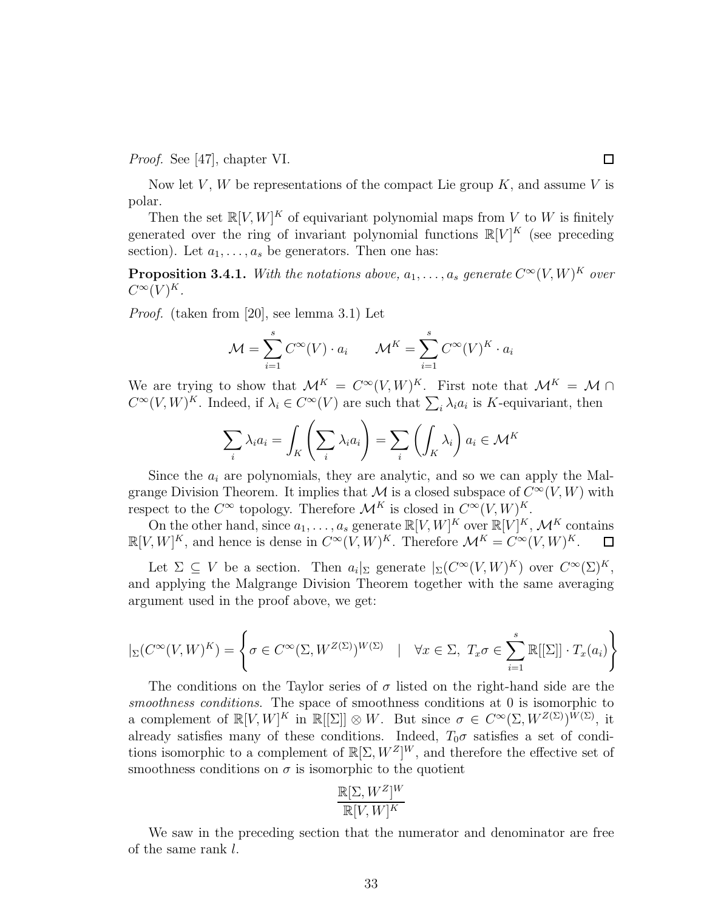*Proof.* See [47], chapter VI. ∎

Now let $V$, $W$ be representations of the compact Lie group $K$, and assume $V$ is polar.

Then the set $\mathbb{R}[V,W]^K$ of equivariant polynomial maps from $V$ to $W$ is finitely generated over the ring of invariant polynomial functions $\mathbb{R}[V]^K$ (see preceding section). Let $a_1,\ldots,a_s$ be generators. Then one has:

**Proposition 3.4.1.** *With the notations above, $a_1,\ldots,a_s$ generate $C^\infty(V,W)^K$ over $C^\infty(V)^K$.*

*Proof.* (taken from [20], see lemma 3.1) Let

$$\mathcal{M} = \sum_{i=1}^{s} C^\infty(V)\cdot a_i \qquad \mathcal{M}^K = \sum_{i=1}^{s} C^\infty(V)^K\cdot a_i$$

We are trying to show that $\mathcal{M}^K = C^\infty(V,W)^K$. First note that $\mathcal{M}^K = \mathcal{M}\cap C^\infty(V,W)^K$. Indeed, if $\lambda_i\in C^\infty(V)$ are such that $\sum_i \lambda_i a_i$ is $K$-equivariant, then

$$\sum_i \lambda_i a_i = \int_K \left(\sum_i \lambda_i a_i\right) = \sum_i \left(\int_K \lambda_i\right) a_i \in \mathcal{M}^K$$

Since the $a_i$ are polynomials, they are analytic, and so we can apply the Malgrange Division Theorem. It implies that $\mathcal{M}$ is a closed subspace of $C^\infty(V,W)$ with respect to the $C^\infty$ topology. Therefore $\mathcal{M}^K$ is closed in $C^\infty(V,W)^K$.

On the other hand, since $a_1,\ldots,a_s$ generate $\mathbb{R}[V,W]^K$ over $\mathbb{R}[V]^K$, $\mathcal{M}^K$ contains $\mathbb{R}[V,W]^K$, and hence is dense in $C^\infty(V,W)^K$. Therefore $\mathcal{M}^K = C^\infty(V,W)^K$. ∎

Let $\Sigma\subseteq V$ be a section. Then $a_i|_\Sigma$ generate $|_\Sigma(C^\infty(V,W)^K)$ over $C^\infty(\Sigma)^K$, and applying the Malgrange Division Theorem together with the same averaging argument used in the proof above, we get:

$$|_\Sigma(C^\infty(V,W)^K) = \left\{\sigma\in C^\infty(\Sigma, W^{Z(\Sigma)})^{W(\Sigma)} \quad | \quad \forall x\in\Sigma,\ T_x\sigma \in \sum_{i=1}^{s}\mathbb{R}[[\Sigma]]\cdot T_x(a_i)\right\}$$

The conditions on the Taylor series of $\sigma$ listed on the right-hand side are the *smoothness conditions*. The space of smoothness conditions at 0 is isomorphic to a complement of $\mathbb{R}[V,W]^K$ in $\mathbb{R}[[\Sigma]]\otimes W$. But since $\sigma\in C^\infty(\Sigma,W^{Z(\Sigma)})^{W(\Sigma)}$, it already satisfies many of these conditions. Indeed, $T_0\sigma$ satisfies a set of conditions isomorphic to a complement of $\mathbb{R}[\Sigma,W^Z]^W$, and therefore the effective set of smoothness conditions on $\sigma$ is isomorphic to the quotient

$$\frac{\mathbb{R}[\Sigma,W^Z]^W}{\mathbb{R}[V,W]^K}$$

We saw in the preceding section that the numerator and denominator are free of the same rank $l$.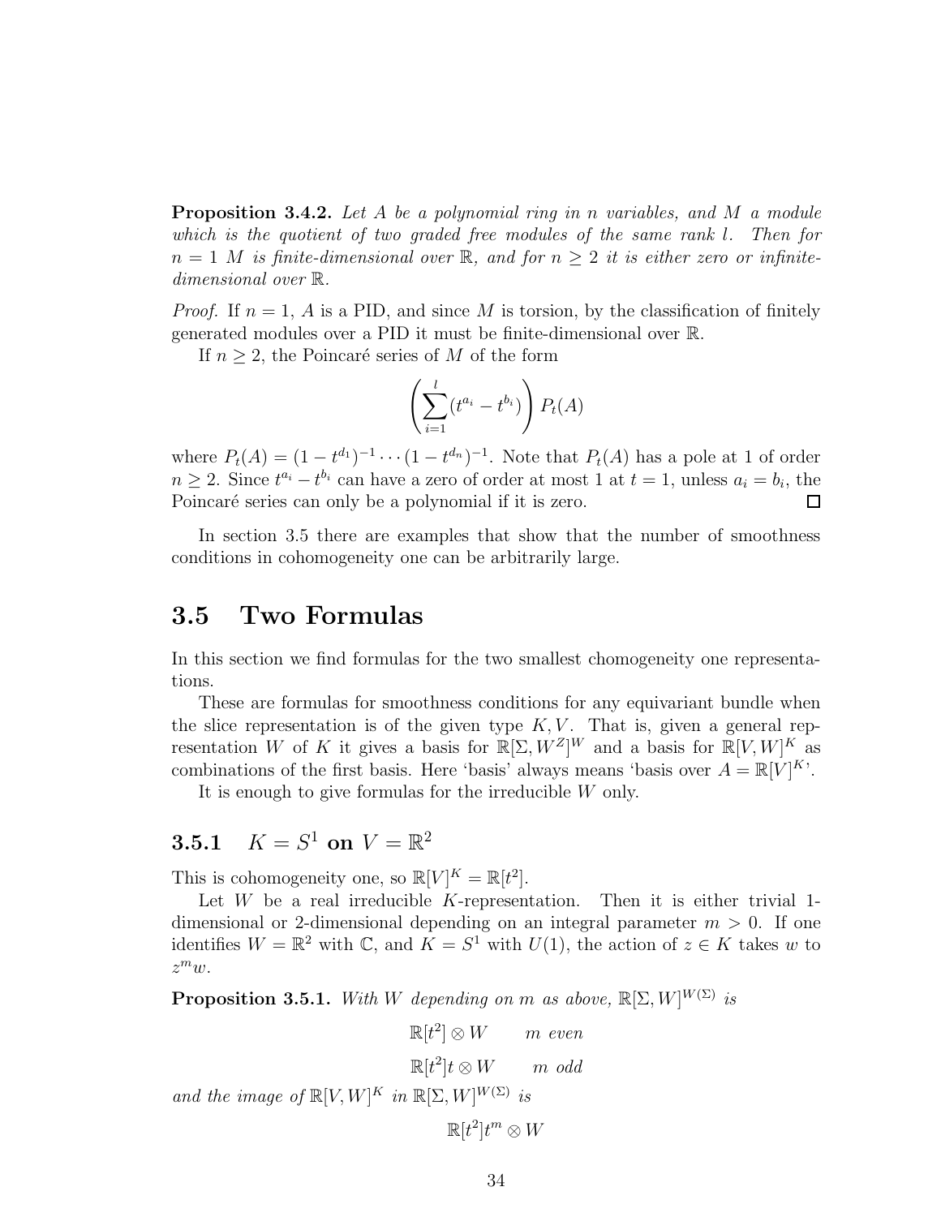**Proposition 3.4.2.** *Let $A$ be a polynomial ring in $n$ variables, and $M$ a module which is the quotient of two graded free modules of the same rank $l$. Then for $n = 1$ $M$ is finite-dimensional over $\mathbb{R}$, and for $n \geq 2$ it is either zero or infinite-dimensional over $\mathbb{R}$.*

*Proof.* If $n = 1$, $A$ is a PID, and since $M$ is torsion, by the classification of finitely generated modules over a PID it must be finite-dimensional over $\mathbb{R}$.

If $n \geq 2$, the Poincaré series of $M$ of the form

$$\left( \sum_{i=1}^{l} (t^{a_i} - t^{b_i}) \right) P_t(A)$$

where $P_t(A) = (1 - t^{d_1})^{-1} \cdots (1 - t^{d_n})^{-1}$. Note that $P_t(A)$ has a pole at 1 of order $n \geq 2$. Since $t^{a_i} - t^{b_i}$ can have a zero of order at most 1 at $t = 1$, unless $a_i = b_i$, the Poincaré series can only be a polynomial if it is zero. □

In section 3.5 there are examples that show that the number of smoothness conditions in cohomogeneity one can be arbitrarily large.

## 3.5 Two Formulas

In this section we find formulas for the two smallest chomogeneity one representations.

These are formulas for smoothness conditions for any equivariant bundle when the slice representation is of the given type $K, V$. That is, given a general representation $W$ of $K$ it gives a basis for $\mathbb{R}[\Sigma, W^Z]^W$ and a basis for $\mathbb{R}[V, W]^K$ as combinations of the first basis. Here 'basis' always means 'basis over $A = \mathbb{R}[V]^K$'.

It is enough to give formulas for the irreducible $W$ only.

### 3.5.1 $K = S^1$ on $V = \mathbb{R}^2$

This is cohomogeneity one, so $\mathbb{R}[V]^K = \mathbb{R}[t^2]$.

Let $W$ be a real irreducible $K$-representation. Then it is either trivial 1-dimensional or 2-dimensional depending on an integral parameter $m > 0$. If one identifies $W = \mathbb{R}^2$ with $\mathbb{C}$, and $K = S^1$ with $U(1)$, the action of $z \in K$ takes $w$ to $z^m w$.

**Proposition 3.5.1.** *With $W$ depending on $m$ as above, $\mathbb{R}[\Sigma, W]^{W(\Sigma)}$ is*

$$\mathbb{R}[t^2] \otimes W \qquad m \text{ even}$$

$$\mathbb{R}[t^2]t \otimes W \qquad m \text{ odd}$$

*and the image of $\mathbb{R}[V, W]^K$ in $\mathbb{R}[\Sigma, W]^{W(\Sigma)}$ is*

$$\mathbb{R}[t^2]t^m \otimes W$$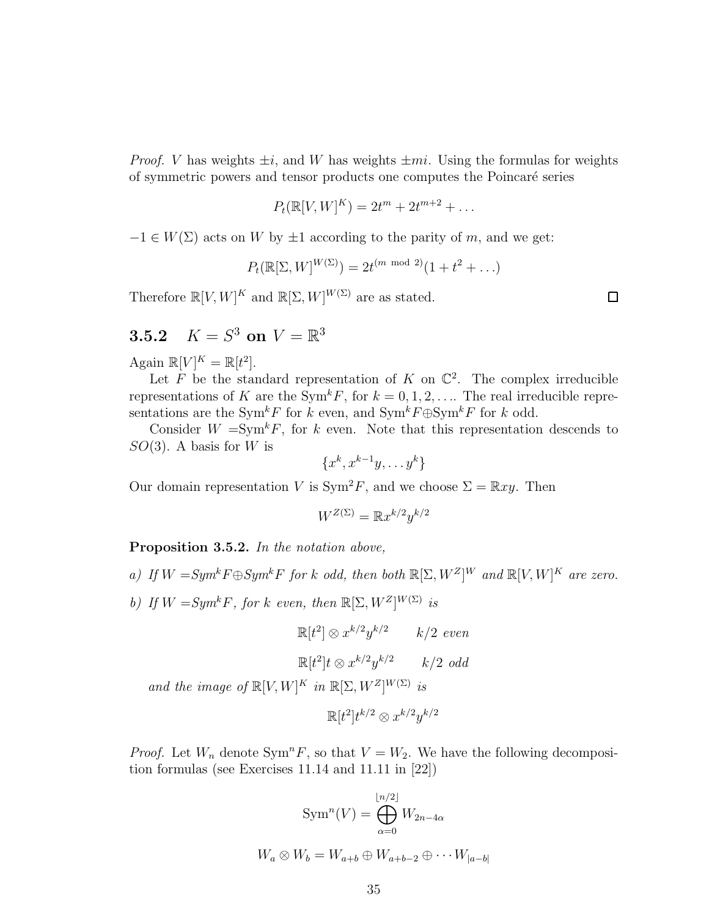*Proof.* $V$ has weights $\pm i$, and $W$ has weights $\pm mi$. Using the formulas for weights of symmetric powers and tensor products one computes the Poincaré series

$$P_t(\mathbb{R}[V, W]^K) = 2t^m + 2t^{m+2} + \dots$$

$-1 \in W(\Sigma)$ acts on $W$ by $\pm 1$ according to the parity of $m$, and we get:

$$P_t(\mathbb{R}[\Sigma, W]^{W(\Sigma)}) = 2t^{(m \bmod 2)}(1 + t^2 + \dots)$$

Therefore $\mathbb{R}[V, W]^K$ and $\mathbb{R}[\Sigma, W]^{W(\Sigma)}$ are as stated. $\square$

### 3.5.2 $K = S^3$ on $V = \mathbb{R}^3$

Again $\mathbb{R}[V]^K = \mathbb{R}[t^2]$.

Let $F$ be the standard representation of $K$ on $\mathbb{C}^2$. The complex irreducible representations of $K$ are the $\mathrm{Sym}^k F$, for $k = 0, 1, 2, \dots$. The real irreducible representations are the $\mathrm{Sym}^k F$ for $k$ even, and $\mathrm{Sym}^k F \oplus \mathrm{Sym}^k F$ for $k$ odd.

Consider $W = \mathrm{Sym}^k F$, for $k$ even. Note that this representation descends to $SO(3)$. A basis for $W$ is

$$\{x^k, x^{k-1}y, \dots y^k\}$$

Our domain representation $V$ is $\mathrm{Sym}^2 F$, and we choose $\Sigma = \mathbb{R}xy$. Then

$$W^{Z(\Sigma)} = \mathbb{R}x^{k/2}y^{k/2}$$

**Proposition 3.5.2.** *In the notation above,*

*a) If $W = \mathrm{Sym}^k F \oplus \mathrm{Sym}^k F$ for $k$ odd, then both $\mathbb{R}[\Sigma, W^Z]^W$ and $\mathbb{R}[V, W]^K$ are zero.*

*b) If $W = \mathrm{Sym}^k F$, for $k$ even, then $\mathbb{R}[\Sigma, W^Z]^{W(\Sigma)}$ is*

$$\mathbb{R}[t^2] \otimes x^{k/2}y^{k/2} \qquad k/2 \text{ even}$$

$$\mathbb{R}[t^2]t \otimes x^{k/2}y^{k/2} \qquad k/2 \text{ odd}$$

*and the image of $\mathbb{R}[V, W]^K$ in $\mathbb{R}[\Sigma, W^Z]^{W(\Sigma)}$ is*

$$\mathbb{R}[t^2]t^{k/2} \otimes x^{k/2}y^{k/2}$$

*Proof.* Let $W_n$ denote $\mathrm{Sym}^n F$, so that $V = W_2$. We have the following decomposition formulas (see Exercises 11.14 and 11.11 in [22])

$$\mathrm{Sym}^n(V) = \bigoplus_{\alpha=0}^{\lfloor n/2 \rfloor} W_{2n-4\alpha}$$

$$W_a \otimes W_b = W_{a+b} \oplus W_{a+b-2} \oplus \cdots W_{|a-b|}$$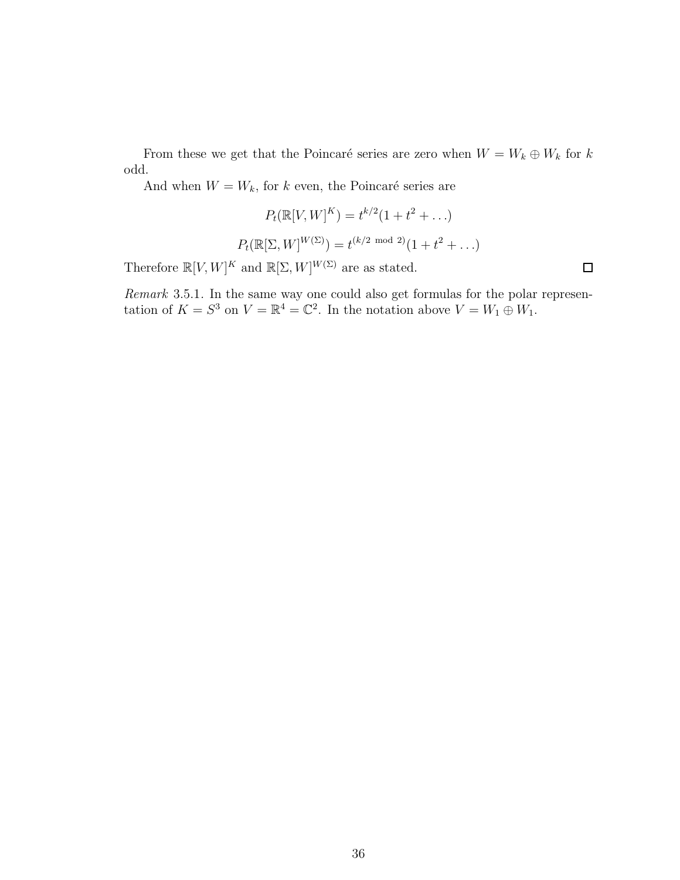From these we get that the Poincaré series are zero when $W = W_k \oplus W_k$ for $k$ odd.

And when $W = W_k$, for $k$ even, the Poincaré series are

$$P_t(\mathbb{R}[V, W]^K) = t^{k/2}(1 + t^2 + \dots)$$

$$P_t(\mathbb{R}[\Sigma, W]^{W(\Sigma)}) = t^{(k/2 \bmod 2)}(1 + t^2 + \dots)$$

Therefore $\mathbb{R}[V, W]^K$ and $\mathbb{R}[\Sigma, W]^{W(\Sigma)}$ are as stated. $\square$

*Remark* 3.5.1. In the same way one could also get formulas for the polar representation of $K = S^3$ on $V = \mathbb{R}^4 = \mathbb{C}^2$. In the notation above $V = W_1 \oplus W_1$.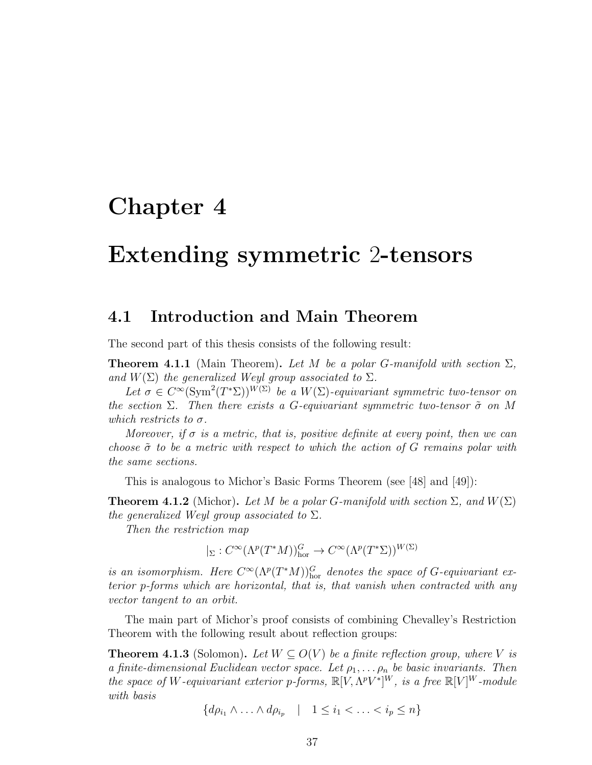# Chapter 4

# Extending symmetric 2-tensors

## 4.1 Introduction and Main Theorem

The second part of this thesis consists of the following result:

**Theorem 4.1.1** (Main Theorem)**.** *Let $M$ be a polar $G$-manifold with section $\Sigma$, and $W(\Sigma)$ the generalized Weyl group associated to $\Sigma$.*

*Let $\sigma \in C^\infty(\mathrm{Sym}^2(T^*\Sigma))^{W(\Sigma)}$ be a $W(\Sigma)$-equivariant symmetric two-tensor on the section $\Sigma$. Then there exists a $G$-equivariant symmetric two-tensor $\tilde{\sigma}$ on $M$ which restricts to $\sigma$.*

*Moreover, if $\sigma$ is a metric, that is, positive definite at every point, then we can choose $\tilde{\sigma}$ to be a metric with respect to which the action of $G$ remains polar with the same sections.*

This is analogous to Michor's Basic Forms Theorem (see [48] and [49]):

**Theorem 4.1.2** (Michor)**.** *Let $M$ be a polar $G$-manifold with section $\Sigma$, and $W(\Sigma)$ the generalized Weyl group associated to $\Sigma$.*

*Then the restriction map*

$$|_\Sigma : C^\infty(\Lambda^p(T^*M))^G_{\mathrm{hor}} \to C^\infty(\Lambda^p(T^*\Sigma))^{W(\Sigma)}$$

*is an isomorphism. Here $C^\infty(\Lambda^p(T^*M))^G_{\mathrm{hor}}$ denotes the space of $G$-equivariant exterior $p$-forms which are horizontal, that is, that vanish when contracted with any vector tangent to an orbit.*

The main part of Michor's proof consists of combining Chevalley's Restriction Theorem with the following result about reflection groups:

**Theorem 4.1.3** (Solomon)**.** *Let $W \subseteq O(V)$ be a finite reflection group, where $V$ is a finite-dimensional Euclidean vector space. Let $\rho_1, \ldots \rho_n$ be basic invariants. Then the space of $W$-equivariant exterior $p$-forms, $\mathbb{R}[V, \Lambda^p V^*]^W$, is a free $\mathbb{R}[V]^W$-module with basis*

$$\{d\rho_{i_1} \wedge \ldots \wedge d\rho_{i_p} \quad | \quad 1 \leq i_1 < \ldots < i_p \leq n\}$$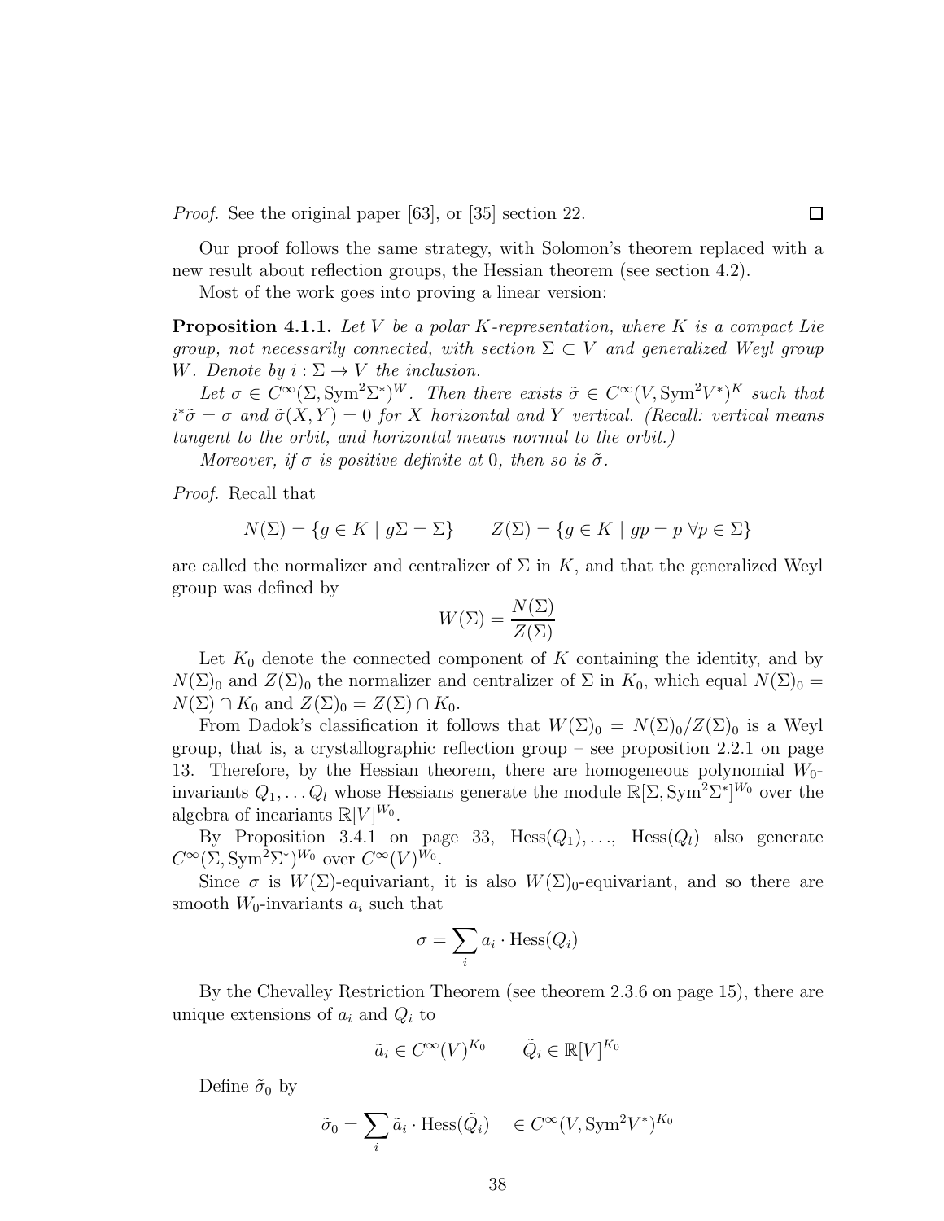*Proof.* See the original paper [63], or [35] section 22. □

Our proof follows the same strategy, with Solomon's theorem replaced with a new result about reflection groups, the Hessian theorem (see section 4.2).

Most of the work goes into proving a linear version:

**Proposition 4.1.1.** *Let $V$ be a polar $K$-representation, where $K$ is a compact Lie group, not necessarily connected, with section $\Sigma \subset V$ and generalized Weyl group $W$. Denote by $i : \Sigma \to V$ the inclusion.*

*Let $\sigma \in C^\infty(\Sigma, \mathrm{Sym}^2\Sigma^*)^W$. Then there exists $\tilde{\sigma} \in C^\infty(V, \mathrm{Sym}^2 V^*)^K$ such that $i^*\tilde{\sigma} = \sigma$ and $\tilde{\sigma}(X, Y) = 0$ for $X$ horizontal and $Y$ vertical. (Recall: vertical means tangent to the orbit, and horizontal means normal to the orbit.)*

*Moreover, if $\sigma$ is positive definite at $0$, then so is $\tilde{\sigma}$.*

*Proof.* Recall that

$$N(\Sigma) = \{g \in K \mid g\Sigma = \Sigma\} \qquad Z(\Sigma) = \{g \in K \mid gp = p \ \forall p \in \Sigma\}$$

are called the normalizer and centralizer of $\Sigma$ in $K$, and that the generalized Weyl group was defined by

$$W(\Sigma) = \frac{N(\Sigma)}{Z(\Sigma)}$$

Let $K_0$ denote the connected component of $K$ containing the identity, and by $N(\Sigma)_0$ and $Z(\Sigma)_0$ the normalizer and centralizer of $\Sigma$ in $K_0$, which equal $N(\Sigma)_0 = N(\Sigma) \cap K_0$ and $Z(\Sigma)_0 = Z(\Sigma) \cap K_0$.

From Dadok's classification it follows that $W(\Sigma)_0 = N(\Sigma)_0/Z(\Sigma)_0$ is a Weyl group, that is, a crystallographic reflection group – see proposition 2.2.1 on page 13. Therefore, by the Hessian theorem, there are homogeneous polynomial $W_0$-invariants $Q_1, \ldots Q_l$ whose Hessians generate the module $\mathbb{R}[\Sigma, \mathrm{Sym}^2\Sigma^*]^{W_0}$ over the algebra of incariants $\mathbb{R}[V]^{W_0}$.

By Proposition 3.4.1 on page 33, $\mathrm{Hess}(Q_1), \ldots, \mathrm{Hess}(Q_l)$ also generate $C^\infty(\Sigma, \mathrm{Sym}^2\Sigma^*)^{W_0}$ over $C^\infty(V)^{W_0}$.

Since $\sigma$ is $W(\Sigma)$-equivariant, it is also $W(\Sigma)_0$-equivariant, and so there are smooth $W_0$-invariants $a_i$ such that

$$\sigma = \sum_i a_i \cdot \mathrm{Hess}(Q_i)$$

By the Chevalley Restriction Theorem (see theorem 2.3.6 on page 15), there are unique extensions of $a_i$ and $Q_i$ to

$$\tilde{a}_i \in C^\infty(V)^{K_0} \qquad \tilde{Q}_i \in \mathbb{R}[V]^{K_0}$$

Define $\tilde{\sigma}_0$ by

$$\tilde{\sigma}_0 = \sum_i \tilde{a}_i \cdot \mathrm{Hess}(\tilde{Q}_i) \quad \in C^\infty(V, \mathrm{Sym}^2 V^*)^{K_0}$$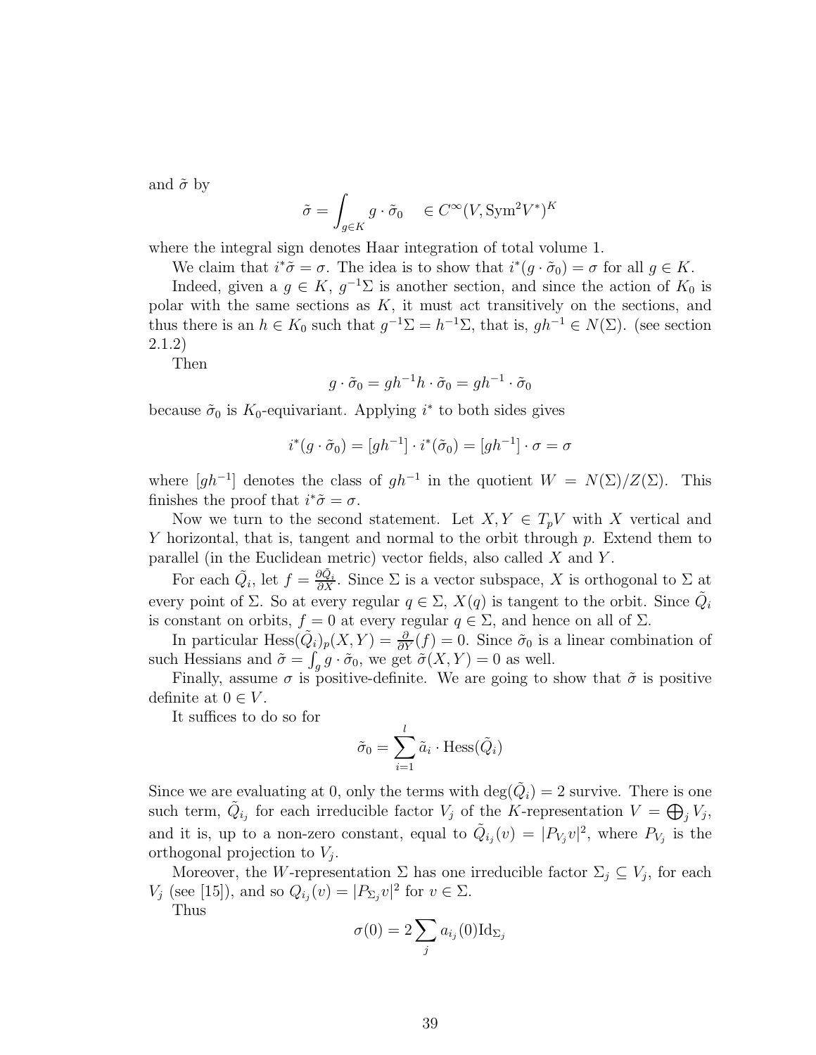and $\tilde{\sigma}$ by

$$\tilde{\sigma} = \int_{g\in K} g \cdot \tilde{\sigma}_0 \quad \in C^\infty(V, \mathrm{Sym}^2 V^*)^K$$

where the integral sign denotes Haar integration of total volume 1.

We claim that $i^*\tilde{\sigma} = \sigma$. The idea is to show that $i^*(g \cdot \tilde{\sigma}_0) = \sigma$ for all $g \in K$.

Indeed, given a $g \in K$, $g^{-1}\Sigma$ is another section, and since the action of $K_0$ is polar with the same sections as $K$, it must act transitively on the sections, and thus there is an $h \in K_0$ such that $g^{-1}\Sigma = h^{-1}\Sigma$, that is, $gh^{-1} \in N(\Sigma)$. (see section 2.1.2)

Then

$$g \cdot \tilde{\sigma}_0 = gh^{-1}h \cdot \tilde{\sigma}_0 = gh^{-1} \cdot \tilde{\sigma}_0$$

because $\tilde{\sigma}_0$ is $K_0$-equivariant. Applying $i^*$ to both sides gives

$$i^*(g \cdot \tilde{\sigma}_0) = [gh^{-1}] \cdot i^*(\tilde{\sigma}_0) = [gh^{-1}] \cdot \sigma = \sigma$$

where $[gh^{-1}]$ denotes the class of $gh^{-1}$ in the quotient $W = N(\Sigma)/Z(\Sigma)$. This finishes the proof that $i^*\tilde{\sigma} = \sigma$.

Now we turn to the second statement. Let $X, Y \in T_pV$ with $X$ vertical and $Y$ horizontal, that is, tangent and normal to the orbit through $p$. Extend them to parallel (in the Euclidean metric) vector fields, also called $X$ and $Y$.

For each $\tilde{Q}_i$, let $f = \frac{\partial \tilde{Q}_i}{\partial X}$. Since $\Sigma$ is a vector subspace, $X$ is orthogonal to $\Sigma$ at every point of $\Sigma$. So at every regular $q \in \Sigma$, $X(q)$ is tangent to the orbit. Since $\tilde{Q}_i$ is constant on orbits, $f = 0$ at every regular $q \in \Sigma$, and hence on all of $\Sigma$.

In particular $\mathrm{Hess}(\tilde{Q}_i)_p(X, Y) = \frac{\partial}{\partial Y}(f) = 0$. Since $\tilde{\sigma}_0$ is a linear combination of such Hessians and $\tilde{\sigma} = \int_g g \cdot \tilde{\sigma}_0$, we get $\tilde{\sigma}(X, Y) = 0$ as well.

Finally, assume $\sigma$ is positive-definite. We are going to show that $\tilde{\sigma}$ is positive definite at $0 \in V$.

It suffices to do so for

$$\tilde{\sigma}_0 = \sum_{i=1}^{l} \tilde{a}_i \cdot \mathrm{Hess}(\tilde{Q}_i)$$

Since we are evaluating at 0, only the terms with $\deg(\tilde{Q}_i) = 2$ survive. There is one such term, $\tilde{Q}_{i_j}$ for each irreducible factor $V_j$ of the $K$-representation $V = \bigoplus_j V_j$, and it is, up to a non-zero constant, equal to $\tilde{Q}_{i_j}(v) = |P_{V_j} v|^2$, where $P_{V_j}$ is the orthogonal projection to $V_j$.

Moreover, the $W$-representation $\Sigma$ has one irreducible factor $\Sigma_j \subseteq V_j$, for each $V_j$ (see [15]), and so $Q_{i_j}(v) = |P_{\Sigma_j} v|^2$ for $v \in \Sigma$.

Thus

$$\sigma(0) = 2 \sum_j a_{i_j}(0) \mathrm{Id}_{\Sigma_j}$$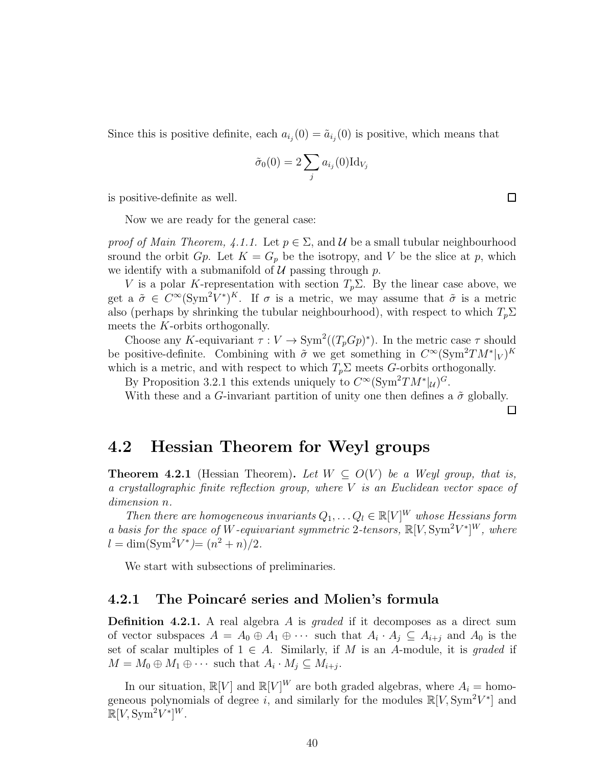Since this is positive definite, each $a_{i_j}(0) = \tilde{a}_{i_j}(0)$ is positive, which means that

$$\tilde{\sigma}_0(0) = 2 \sum_j a_{i_j}(0) \mathrm{Id}_{V_j}$$

is positive-definite as well. ☐

Now we are ready for the general case:

*proof of Main Theorem, 4.1.1.* Let $p \in \Sigma$, and $\mathcal{U}$ be a small tubular neighbourhood sround the orbit $Gp$. Let $K = G_p$ be the isotropy, and $V$ be the slice at $p$, which we identify with a submanifold of $\mathcal{U}$ passing through $p$.

$V$ is a polar $K$-representation with section $T_p\Sigma$. By the linear case above, we get a $\tilde{\sigma} \in C^\infty(\mathrm{Sym}^2 V^*)^K$. If $\sigma$ is a metric, we may assume that $\tilde{\sigma}$ is a metric also (perhaps by shrinking the tubular neighbourhood), with respect to which $T_p\Sigma$ meets the $K$-orbits orthogonally.

Choose any $K$-equivariant $\tau : V \to \mathrm{Sym}^2((T_pGp)^*)$. In the metric case $\tau$ should be positive-definite. Combining with $\tilde{\sigma}$ we get something in $C^\infty(\mathrm{Sym}^2 TM^*|_V)^K$ which is a metric, and with respect to which $T_p\Sigma$ meets $G$-orbits orthogonally.

By Proposition 3.2.1 this extends uniquely to $C^\infty(\mathrm{Sym}^2 TM^*|_{\mathcal{U}})^G$.

With these and a $G$-invariant partition of unity one then defines a $\tilde{\sigma}$ globally. ☐

## 4.2 Hessian Theorem for Weyl groups

**Theorem 4.2.1** (Hessian Theorem). *Let $W \subseteq O(V)$ be a Weyl group, that is, a crystallographic finite reflection group, where $V$ is an Euclidean vector space of dimension $n$.*

*Then there are homogeneous invariants $Q_1, \dots Q_l \in \mathbb{R}[V]^W$ whose Hessians form a basis for the space of $W$-equivariant symmetric 2-tensors, $\mathbb{R}[V, \mathrm{Sym}^2 V^*]^W$, where $l = \dim(\mathrm{Sym}^2 V^*) = (n^2 + n)/2$.*

We start with subsections of preliminaries.

### 4.2.1 The Poincaré series and Molien's formula

**Definition 4.2.1.** A real algebra $A$ is *graded* if it decomposes as a direct sum of vector subspaces $A = A_0 \oplus A_1 \oplus \cdots$ such that $A_i \cdot A_j \subseteq A_{i+j}$ and $A_0$ is the set of scalar multiples of $1 \in A$. Similarly, if $M$ is an $A$-module, it is *graded* if $M = M_0 \oplus M_1 \oplus \cdots$ such that $A_i \cdot M_j \subseteq M_{i+j}$.

In our situation, $\mathbb{R}[V]$ and $\mathbb{R}[V]^W$ are both graded algebras, where $A_i$ = homogeneous polynomials of degree $i$, and similarly for the modules $\mathbb{R}[V, \mathrm{Sym}^2 V^*]$ and $\mathbb{R}[V, \mathrm{Sym}^2 V^*]^W$.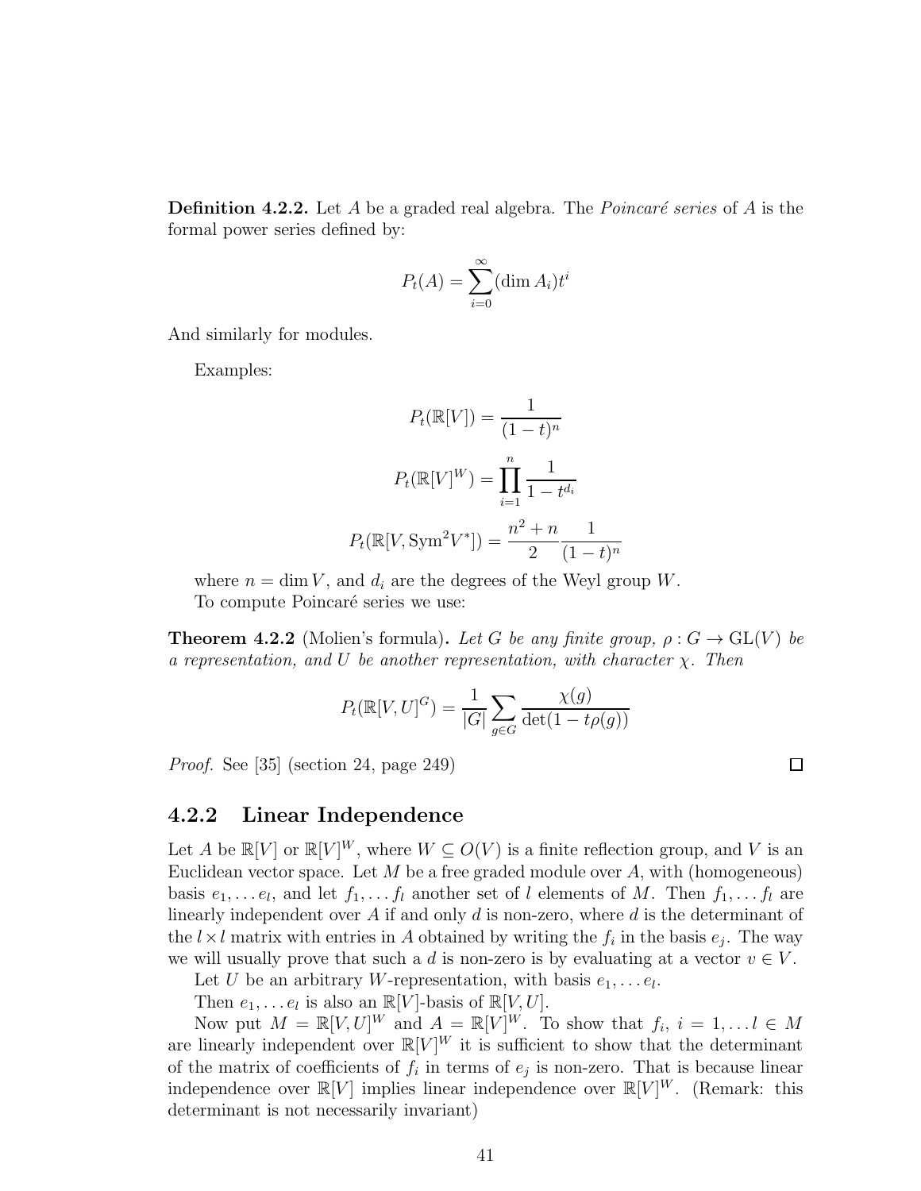**Definition 4.2.2.** Let $A$ be a graded real algebra. The *Poincaré series* of $A$ is the formal power series defined by:

$$P_t(A) = \sum_{i=0}^{\infty} (\dim A_i) t^i$$

And similarly for modules.

Examples:

$$P_t(\mathbb{R}[V]) = \frac{1}{(1-t)^n}$$

$$P_t(\mathbb{R}[V]^W) = \prod_{i=1}^{n} \frac{1}{1-t^{d_i}}$$

$$P_t(\mathbb{R}[V, \mathrm{Sym}^2 V^*]) = \frac{n^2+n}{2} \frac{1}{(1-t)^n}$$

where $n = \dim V$, and $d_i$ are the degrees of the Weyl group $W$.

To compute Poincaré series we use:

**Theorem 4.2.2** (Molien's formula)**.** *Let $G$ be any finite group, $\rho : G \to \mathrm{GL}(V)$ be a representation, and $U$ be another representation, with character $\chi$. Then*

$$P_t(\mathbb{R}[V, U]^G) = \frac{1}{|G|} \sum_{g \in G} \frac{\chi(g)}{\det(1 - t\rho(g))}$$

*Proof.* See [35] (section 24, page 249) $\square$

### 4.2.2 Linear Independence

Let $A$ be $\mathbb{R}[V]$ or $\mathbb{R}[V]^W$, where $W \subseteq O(V)$ is a finite reflection group, and $V$ is an Euclidean vector space. Let $M$ be a free graded module over $A$, with (homogeneous) basis $e_1, \dots e_l$, and let $f_1, \dots f_l$ another set of $l$ elements of $M$. Then $f_1, \dots f_l$ are linearly independent over $A$ if and only $d$ is non-zero, where $d$ is the determinant of the $l \times l$ matrix with entries in $A$ obtained by writing the $f_i$ in the basis $e_j$. The way we will usually prove that such a $d$ is non-zero is by evaluating at a vector $v \in V$.

Let $U$ be an arbitrary $W$-representation, with basis $e_1, \dots e_l$.

Then $e_1, \dots e_l$ is also an $\mathbb{R}[V]$-basis of $\mathbb{R}[V, U]$.

Now put $M = \mathbb{R}[V, U]^W$ and $A = \mathbb{R}[V]^W$. To show that $f_i$, $i = 1, \dots l \in M$ are linearly independent over $\mathbb{R}[V]^W$ it is sufficient to show that the determinant of the matrix of coefficients of $f_i$ in terms of $e_j$ is non-zero. That is because linear independence over $\mathbb{R}[V]$ implies linear independence over $\mathbb{R}[V]^W$. (Remark: this determinant is not necessarily invariant)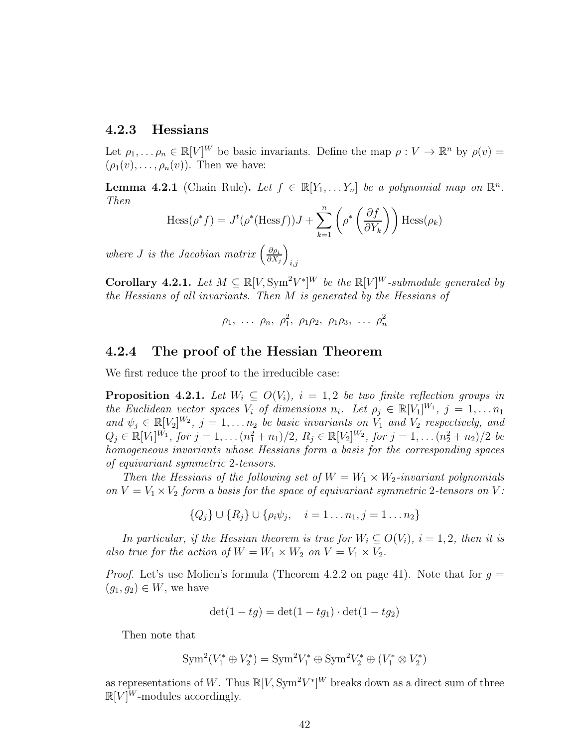### 4.2.3 Hessians

Let $\rho_1, \dots \rho_n \in \mathbb{R}[V]^W$ be basic invariants. Define the map $\rho : V \to \mathbb{R}^n$ by $\rho(v) = (\rho_1(v), \dots, \rho_n(v))$. Then we have:

**Lemma 4.2.1** (Chain Rule)**.** *Let $f \in \mathbb{R}[Y_1, \dots Y_n]$ be a polynomial map on $\mathbb{R}^n$. Then*

$$\mathrm{Hess}(\rho^* f) = J^t(\rho^*(\mathrm{Hess} f))J + \sum_{k=1}^{n} \left( \rho^* \left( \frac{\partial f}{\partial Y_k} \right) \right) \mathrm{Hess}(\rho_k)$$

*where $J$ is the Jacobian matrix $\left( \frac{\partial \rho_i}{\partial X_j} \right)_{i,j}$*

**Corollary 4.2.1.** *Let $M \subseteq \mathbb{R}[V, \mathrm{Sym}^2 V^*]^W$ be the $\mathbb{R}[V]^W$-submodule generated by the Hessians of all invariants. Then $M$ is generated by the Hessians of*

$$\rho_1, \ \dots \ \rho_n, \ \rho_1^2, \ \rho_1\rho_2, \ \rho_1\rho_3, \ \dots \ \rho_n^2$$

### 4.2.4 The proof of the Hessian Theorem

We first reduce the proof to the irreducible case:

**Proposition 4.2.1.** *Let $W_i \subseteq O(V_i)$, $i = 1, 2$ be two finite reflection groups in the Euclidean vector spaces $V_i$ of dimensions $n_i$. Let $\rho_j \in \mathbb{R}[V_1]^{W_1}$, $j = 1, \dots n_1$ and $\psi_j \in \mathbb{R}[V_2]^{W_2}$, $j = 1, \dots n_2$ be basic invariants on $V_1$ and $V_2$ respectively, and $Q_j \in \mathbb{R}[V_1]^{W_1}$, for $j = 1, \dots (n_1^2 + n_1)/2$, $R_j \in \mathbb{R}[V_2]^{W_2}$, for $j = 1, \dots (n_2^2 + n_2)/2$ be homogeneous invariants whose Hessians form a basis for the corresponding spaces of equivariant symmetric 2-tensors.*

*Then the Hessians of the following set of $W = W_1 \times W_2$-invariant polynomials on $V = V_1 \times V_2$ form a basis for the space of equivariant symmetric 2-tensors on $V$:*

$$\{Q_j\} \cup \{R_j\} \cup \{\rho_i \psi_j, \quad i = 1 \dots n_1, j = 1 \dots n_2\}$$

*In particular, if the Hessian theorem is true for $W_i \subseteq O(V_i)$, $i = 1, 2$, then it is also true for the action of $W = W_1 \times W_2$ on $V = V_1 \times V_2$.*

*Proof.* Let's use Molien's formula (Theorem 4.2.2 on page 41). Note that for $g = (g_1, g_2) \in W$, we have

$$\det(1 - tg) = \det(1 - tg_1) \cdot \det(1 - tg_2)$$

Then note that

$$\mathrm{Sym}^2(V_1^* \oplus V_2^*) = \mathrm{Sym}^2 V_1^* \oplus \mathrm{Sym}^2 V_2^* \oplus (V_1^* \otimes V_2^*)$$

as representations of $W$. Thus $\mathbb{R}[V, \mathrm{Sym}^2 V^*]^W$ breaks down as a direct sum of three $\mathbb{R}[V]^W$-modules accordingly.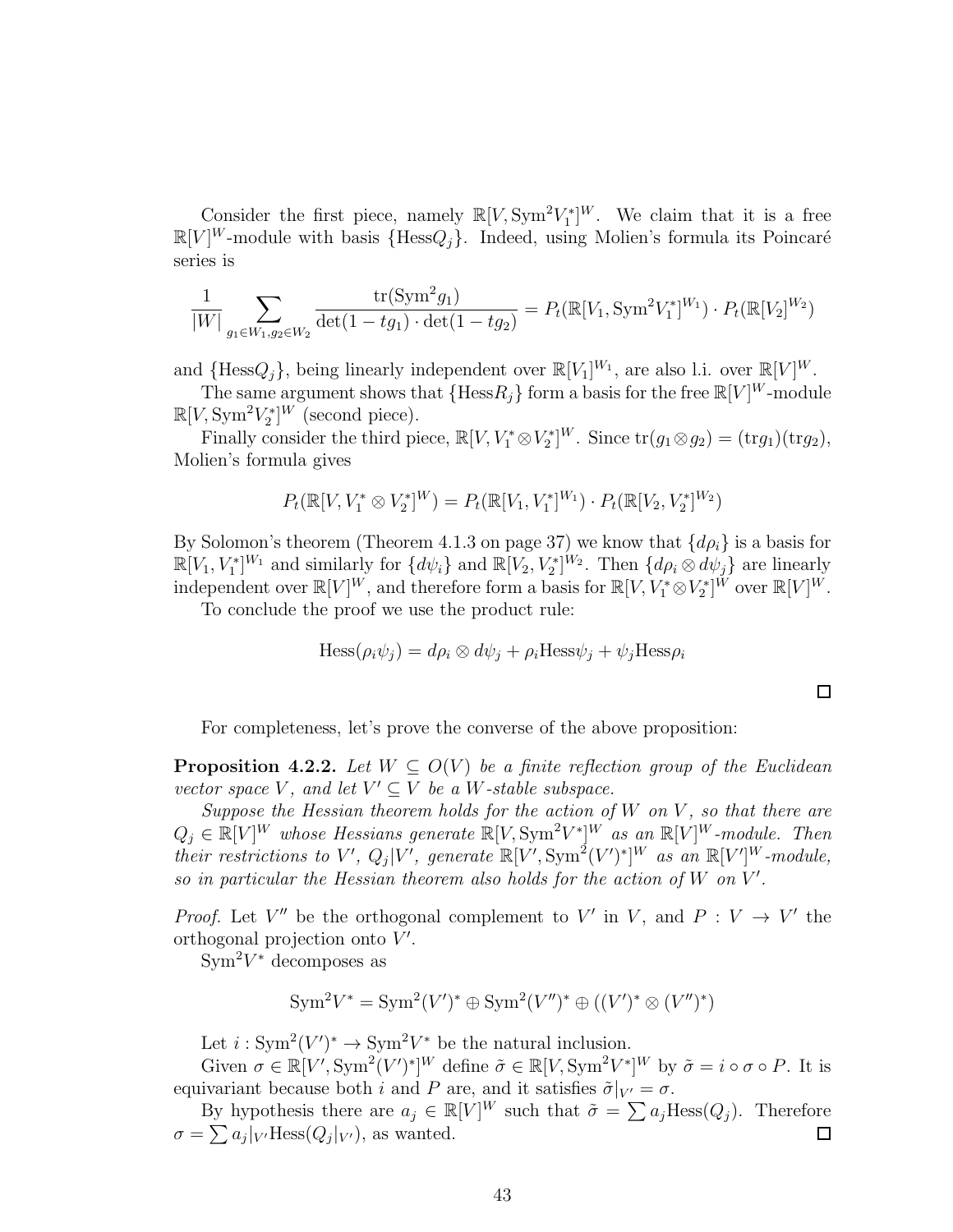Consider the first piece, namely $\mathbb{R}[V, \mathrm{Sym}^2 V_1^*]^W$. We claim that it is a free $\mathbb{R}[V]^W$-module with basis $\{\mathrm{Hess} Q_j\}$. Indeed, using Molien's formula its Poincaré series is

$$\frac{1}{|W|} \sum_{g_1 \in W_1, g_2 \in W_2} \frac{\mathrm{tr}(\mathrm{Sym}^2 g_1)}{\det(1 - tg_1) \cdot \det(1 - tg_2)} = P_t(\mathbb{R}[V_1, \mathrm{Sym}^2 V_1^*]^{W_1}) \cdot P_t(\mathbb{R}[V_2]^{W_2})$$

and $\{\mathrm{Hess} Q_j\}$, being linearly independent over $\mathbb{R}[V_1]^{W_1}$, are also l.i. over $\mathbb{R}[V]^W$.

The same argument shows that $\{\mathrm{Hess} R_j\}$ form a basis for the free $\mathbb{R}[V]^W$-module $\mathbb{R}[V, \mathrm{Sym}^2 V_2^*]^W$ (second piece).

Finally consider the third piece, $\mathbb{R}[V, V_1^* \otimes V_2^*]^W$. Since $\mathrm{tr}(g_1 \otimes g_2) = (\mathrm{tr} g_1)(\mathrm{tr} g_2)$, Molien's formula gives

$$P_t(\mathbb{R}[V, V_1^* \otimes V_2^*]^W) = P_t(\mathbb{R}[V_1, V_1^*]^{W_1}) \cdot P_t(\mathbb{R}[V_2, V_2^*]^{W_2})$$

By Solomon's theorem (Theorem 4.1.3 on page 37) we know that $\{d\rho_i\}$ is a basis for $\mathbb{R}[V_1, V_1^*]^{W_1}$ and similarly for $\{d\psi_i\}$ and $\mathbb{R}[V_2, V_2^*]^{W_2}$. Then $\{d\rho_i \otimes d\psi_j\}$ are linearly independent over $\mathbb{R}[V]^W$, and therefore form a basis for $\mathbb{R}[V, V_1^* \otimes V_2^*]^W$ over $\mathbb{R}[V]^W$.

To conclude the proof we use the product rule:

$$\mathrm{Hess}(\rho_i \psi_j) = d\rho_i \otimes d\psi_j + \rho_i \mathrm{Hess}\psi_j + \psi_j \mathrm{Hess}\rho_i$$

□

For completeness, let's prove the converse of the above proposition:

**Proposition 4.2.2.** *Let $W \subseteq O(V)$ be a finite reflection group of the Euclidean vector space $V$, and let $V' \subseteq V$ be a $W$-stable subspace.*

*Suppose the Hessian theorem holds for the action of $W$ on $V$, so that there are $Q_j \in \mathbb{R}[V]^W$ whose Hessians generate $\mathbb{R}[V, \mathrm{Sym}^2 V^*]^W$ as an $\mathbb{R}[V]^W$-module. Then their restrictions to $V'$, $Q_j|V'$, generate $\mathbb{R}[V', \mathrm{Sym}^2 (V')^*]^W$ as an $\mathbb{R}[V']^W$-module, so in particular the Hessian theorem also holds for the action of $W$ on $V'$.*

*Proof.* Let $V''$ be the orthogonal complement to $V'$ in $V$, and $P : V \to V'$ the orthogonal projection onto $V'$.

$\mathrm{Sym}^2 V^*$ decomposes as

$$\mathrm{Sym}^2 V^* = \mathrm{Sym}^2 (V')^* \oplus \mathrm{Sym}^2 (V'')^* \oplus ((V')^* \otimes (V'')^*)$$

Let $i : \mathrm{Sym}^2 (V')^* \to \mathrm{Sym}^2 V^*$ be the natural inclusion.

Given $\sigma \in \mathbb{R}[V', \mathrm{Sym}^2 (V')^*]^W$ define $\tilde{\sigma} \in \mathbb{R}[V, \mathrm{Sym}^2 V^*]^W$ by $\tilde{\sigma} = i \circ \sigma \circ P$. It is equivariant because both $i$ and $P$ are, and it satisfies $\tilde{\sigma}|_{V'} = \sigma$.

By hypothesis there are $a_j \in \mathbb{R}[V]^W$ such that $\tilde{\sigma} = \sum a_j \mathrm{Hess}(Q_j)$. Therefore $\sigma = \sum a_j|_{V'} \mathrm{Hess}(Q_j|_{V'})$, as wanted. □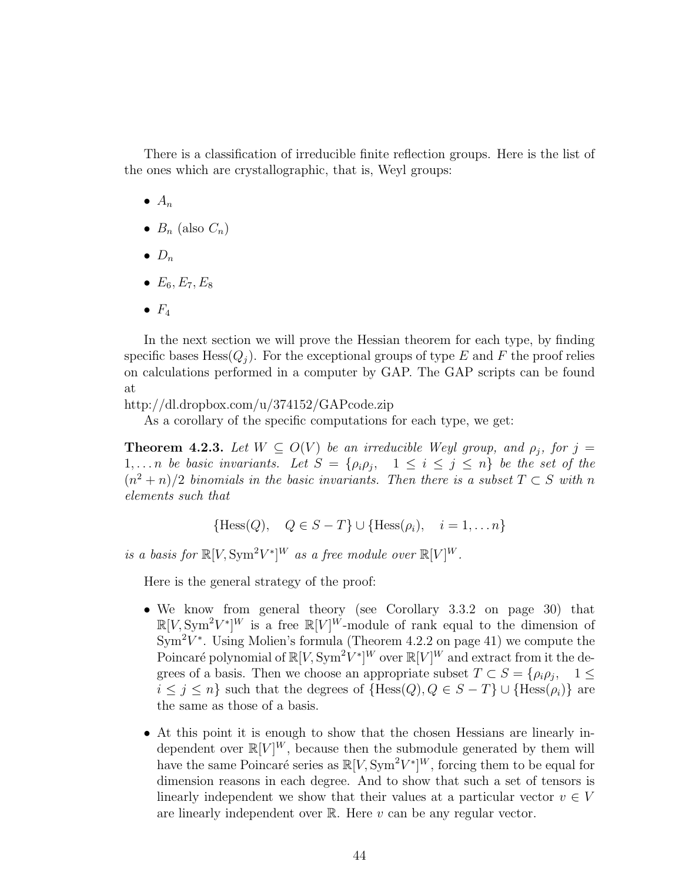There is a classification of irreducible finite reflection groups. Here is the list of the ones which are crystallographic, that is, Weyl groups:

- $A_n$
- $B_n$ (also $C_n$)
- $D_n$
- $E_6, E_7, E_8$
- $F_4$

In the next section we will prove the Hessian theorem for each type, by finding specific bases $\mathrm{Hess}(Q_j)$. For the exceptional groups of type $E$ and $F$ the proof relies on calculations performed in a computer by GAP. The GAP scripts can be found at
http://dl.dropbox.com/u/374152/GAPcode.zip

As a corollary of the specific computations for each type, we get:

**Theorem 4.2.3.** *Let $W \subseteq O(V)$ be an irreducible Weyl group, and $\rho_j$, for $j = 1, \ldots n$ be basic invariants. Let $S = \{\rho_i \rho_j, \quad 1 \leq i \leq j \leq n\}$ be the set of the $(n^2+n)/2$ binomials in the basic invariants. Then there is a subset $T \subset S$ with $n$ elements such that*

$$\{\mathrm{Hess}(Q), \quad Q \in S - T\} \cup \{\mathrm{Hess}(\rho_i), \quad i = 1, \ldots n\}$$

*is a basis for $\mathbb{R}[V, \mathrm{Sym}^2 V^*]^W$ as a free module over $\mathbb{R}[V]^W$.*

Here is the general strategy of the proof:

- We know from general theory (see Corollary 3.3.2 on page 30) that $\mathbb{R}[V, \mathrm{Sym}^2 V^*]^W$ is a free $\mathbb{R}[V]^W$-module of rank equal to the dimension of $\mathrm{Sym}^2 V^*$. Using Molien's formula (Theorem 4.2.2 on page 41) we compute the Poincaré polynomial of $\mathbb{R}[V, \mathrm{Sym}^2 V^*]^W$ over $\mathbb{R}[V]^W$ and extract from it the degrees of a basis. Then we choose an appropriate subset $T \subset S = \{\rho_i \rho_j, \quad 1 \leq i \leq j \leq n\}$ such that the degrees of $\{\mathrm{Hess}(Q), Q \in S - T\} \cup \{\mathrm{Hess}(\rho_i)\}$ are the same as those of a basis.
- At this point it is enough to show that the chosen Hessians are linearly independent over $\mathbb{R}[V]^W$, because then the submodule generated by them will have the same Poincaré series as $\mathbb{R}[V, \mathrm{Sym}^2 V^*]^W$, forcing them to be equal for dimension reasons in each degree. And to show that such a set of tensors is linearly independent we show that their values at a particular vector $v \in V$ are linearly independent over $\mathbb{R}$. Here $v$ can be any regular vector.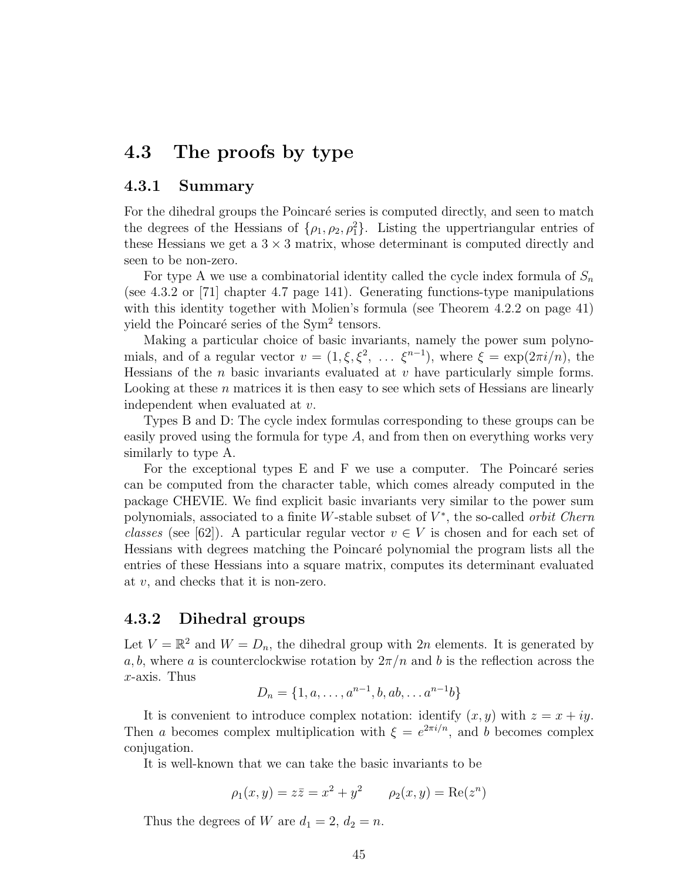## 4.3 The proofs by type

### 4.3.1 Summary

For the dihedral groups the Poincaré series is computed directly, and seen to match the degrees of the Hessians of $\{\rho_1, \rho_2, \rho_1^2\}$. Listing the uppertriangular entries of these Hessians we get a $3 \times 3$ matrix, whose determinant is computed directly and seen to be non-zero.

For type A we use a combinatorial identity called the cycle index formula of $S_n$ (see 4.3.2 or [71] chapter 4.7 page 141). Generating functions-type manipulations with this identity together with Molien's formula (see Theorem 4.2.2 on page 41) yield the Poincaré series of the $\mathrm{Sym}^2$ tensors.

Making a particular choice of basic invariants, namely the power sum polynomials, and of a regular vector $v = (1, \xi, \xi^2, \ \ldots \ \xi^{n-1})$, where $\xi = \exp(2\pi i/n)$, the Hessians of the $n$ basic invariants evaluated at $v$ have particularly simple forms. Looking at these $n$ matrices it is then easy to see which sets of Hessians are linearly independent when evaluated at $v$.

Types B and D: The cycle index formulas corresponding to these groups can be easily proved using the formula for type $A$, and from then on everything works very similarly to type A.

For the exceptional types E and F we use a computer. The Poincaré series can be computed from the character table, which comes already computed in the package CHEVIE. We find explicit basic invariants very similar to the power sum polynomials, associated to a finite $W$-stable subset of $V^*$, the so-called *orbit Chern classes* (see [62]). A particular regular vector $v \in V$ is chosen and for each set of Hessians with degrees matching the Poincaré polynomial the program lists all the entries of these Hessians into a square matrix, computes its determinant evaluated at $v$, and checks that it is non-zero.

### 4.3.2 Dihedral groups

Let $V = \mathbb{R}^2$ and $W = D_n$, the dihedral group with $2n$ elements. It is generated by $a, b$, where $a$ is counterclockwise rotation by $2\pi/n$ and $b$ is the reflection across the $x$-axis. Thus

$$D_n = \{1, a, \ldots, a^{n-1}, b, ab, \ldots a^{n-1}b\}$$

It is convenient to introduce complex notation: identify $(x, y)$ with $z = x + iy$. Then $a$ becomes complex multiplication with $\xi = e^{2\pi i/n}$, and $b$ becomes complex conjugation.

It is well-known that we can take the basic invariants to be

$$\rho_1(x, y) = z\bar{z} = x^2 + y^2 \qquad \rho_2(x, y) = \mathrm{Re}(z^n)$$

Thus the degrees of $W$ are $d_1 = 2$, $d_2 = n$.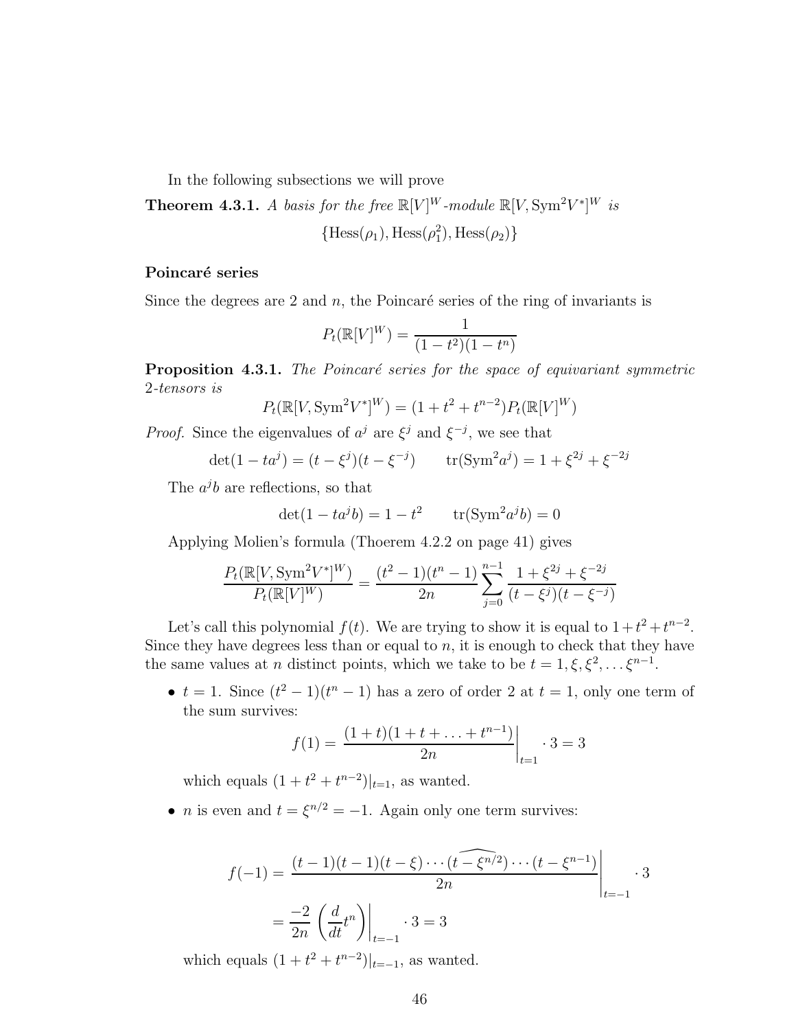In the following subsections we will prove

**Theorem 4.3.1.** *A basis for the free $\mathbb{R}[V]^W$-module $\mathbb{R}[V, \mathrm{Sym}^2 V^*]^W$ is*

$$\{\mathrm{Hess}(\rho_1), \mathrm{Hess}(\rho_1^2), \mathrm{Hess}(\rho_2)\}$$

### Poincaré series

Since the degrees are 2 and $n$, the Poincaré series of the ring of invariants is

$$P_t(\mathbb{R}[V]^W) = \frac{1}{(1-t^2)(1-t^n)}$$

**Proposition 4.3.1.** *The Poincaré series for the space of equivariant symmetric 2-tensors is*

$$P_t(\mathbb{R}[V, \mathrm{Sym}^2 V^*]^W) = (1 + t^2 + t^{n-2}) P_t(\mathbb{R}[V]^W)$$

*Proof.* Since the eigenvalues of $a^j$ are $\xi^j$ and $\xi^{-j}$, we see that

$$\det(1 - ta^j) = (t - \xi^j)(t - \xi^{-j}) \qquad \mathrm{tr}(\mathrm{Sym}^2 a^j) = 1 + \xi^{2j} + \xi^{-2j}$$

The $a^j b$ are reflections, so that

$$\det(1 - ta^j b) = 1 - t^2 \qquad \mathrm{tr}(\mathrm{Sym}^2 a^j b) = 0$$

Applying Molien's formula (Thoerem 4.2.2 on page 41) gives

$$\frac{P_t(\mathbb{R}[V, \mathrm{Sym}^2 V^*]^W)}{P_t(\mathbb{R}[V]^W)} = \frac{(t^2-1)(t^n-1)}{2n} \sum_{j=0}^{n-1} \frac{1 + \xi^{2j} + \xi^{-2j}}{(t - \xi^j)(t - \xi^{-j})}$$

Let's call this polynomial $f(t)$. We are trying to show it is equal to $1 + t^2 + t^{n-2}$. Since they have degrees less than or equal to $n$, it is enough to check that they have the same values at $n$ distinct points, which we take to be $t = 1, \xi, \xi^2, \ldots \xi^{n-1}$.

- $t = 1$. Since $(t^2-1)(t^n-1)$ has a zero of order 2 at $t = 1$, only one term of the sum survives:

  $$f(1) = \left.\frac{(1+t)(1+t+\ldots+t^{n-1})}{2n}\right|_{t=1} \cdot 3 = 3$$

  which equals $(1 + t^2 + t^{n-2})|_{t=1}$, as wanted.

- $n$ is even and $t = \xi^{n/2} = -1$. Again only one term survives:

  $$f(-1) = \left.\frac{(t-1)(t-1)(t-\xi)\cdots\widehat{(t-\xi^{n/2})}\cdots(t-\xi^{n-1})}{2n}\right|_{t=-1} \cdot 3$$
  $$= \frac{-2}{2n}\left.\left(\frac{d}{dt}t^n\right)\right|_{t=-1} \cdot 3 = 3$$

  which equals $(1 + t^2 + t^{n-2})|_{t=-1}$, as wanted.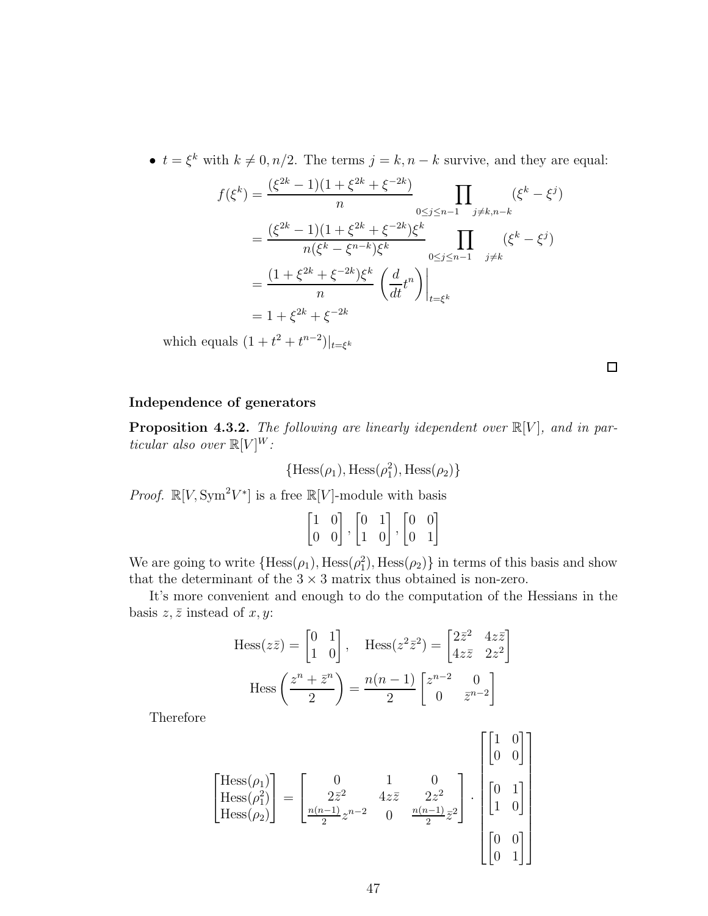- $t = \xi^k$ with $k \neq 0, n/2$. The terms $j = k, n-k$ survive, and they are equal:

$$
\begin{aligned}
f(\xi^k) &= \frac{(\xi^{2k}-1)(1+\xi^{2k}+\xi^{-2k})}{n} \prod_{0 \le j \le n-1 \quad j \neq k, n-k} (\xi^k - \xi^j) \\
&= \frac{(\xi^{2k}-1)(1+\xi^{2k}+\xi^{-2k})\xi^k}{n(\xi^k - \xi^{n-k})\xi^k} \prod_{0 \le j \le n-1 \quad j \neq k} (\xi^k - \xi^j) \\
&= \frac{(1+\xi^{2k}+\xi^{-2k})\xi^k}{n} \left( \frac{d}{dt} t^n \right)\bigg|_{t=\xi^k} \\
&= 1 + \xi^{2k} + \xi^{-2k}
\end{aligned}
$$

which equals $(1 + t^2 + t^{n-2})|_{t=\xi^k}$

$\square$

**Independence of generators**

**Proposition 4.3.2.** *The following are linearly idependent over $\mathbb{R}[V]$, and in particular also over $\mathbb{R}[V]^W$:*

$$\{\mathrm{Hess}(\rho_1), \mathrm{Hess}(\rho_1^2), \mathrm{Hess}(\rho_2)\}$$

*Proof.* $\mathbb{R}[V, \mathrm{Sym}^2 V^*]$ is a free $\mathbb{R}[V]$-module with basis

$$\begin{bmatrix} 1 & 0 \\ 0 & 0 \end{bmatrix}, \begin{bmatrix} 0 & 1 \\ 1 & 0 \end{bmatrix}, \begin{bmatrix} 0 & 0 \\ 0 & 1 \end{bmatrix}$$

We are going to write $\{\mathrm{Hess}(\rho_1), \mathrm{Hess}(\rho_1^2), \mathrm{Hess}(\rho_2)\}$ in terms of this basis and show that the determinant of the $3 \times 3$ matrix thus obtained is non-zero.

It's more convenient and enough to do the computation of the Hessians in the basis $z, \bar{z}$ instead of $x, y$:

$$\mathrm{Hess}(z\bar{z}) = \begin{bmatrix} 0 & 1 \\ 1 & 0 \end{bmatrix}, \quad \mathrm{Hess}(z^2\bar{z}^2) = \begin{bmatrix} 2\bar{z}^2 & 4z\bar{z} \\ 4z\bar{z} & 2z^2 \end{bmatrix}$$

$$\mathrm{Hess}\left(\frac{z^n + \bar{z}^n}{2}\right) = \frac{n(n-1)}{2} \begin{bmatrix} z^{n-2} & 0 \\ 0 & \bar{z}^{n-2} \end{bmatrix}$$

Therefore

$$\begin{bmatrix} \mathrm{Hess}(\rho_1) \\ \mathrm{Hess}(\rho_1^2) \\ \mathrm{Hess}(\rho_2) \end{bmatrix} = \begin{bmatrix} 0 & 1 & 0 \\ 2\bar{z}^2 & 4z\bar{z} & 2z^2 \\ \frac{n(n-1)}{2} z^{n-2} & 0 & \frac{n(n-1)}{2} \bar{z}^2 \end{bmatrix} \cdot \begin{bmatrix} \begin{bmatrix} 1 & 0 \\ 0 & 0 \end{bmatrix} \\ \begin{bmatrix} 0 & 1 \\ 1 & 0 \end{bmatrix} \\ \begin{bmatrix} 0 & 0 \\ 0 & 1 \end{bmatrix} \end{bmatrix}$$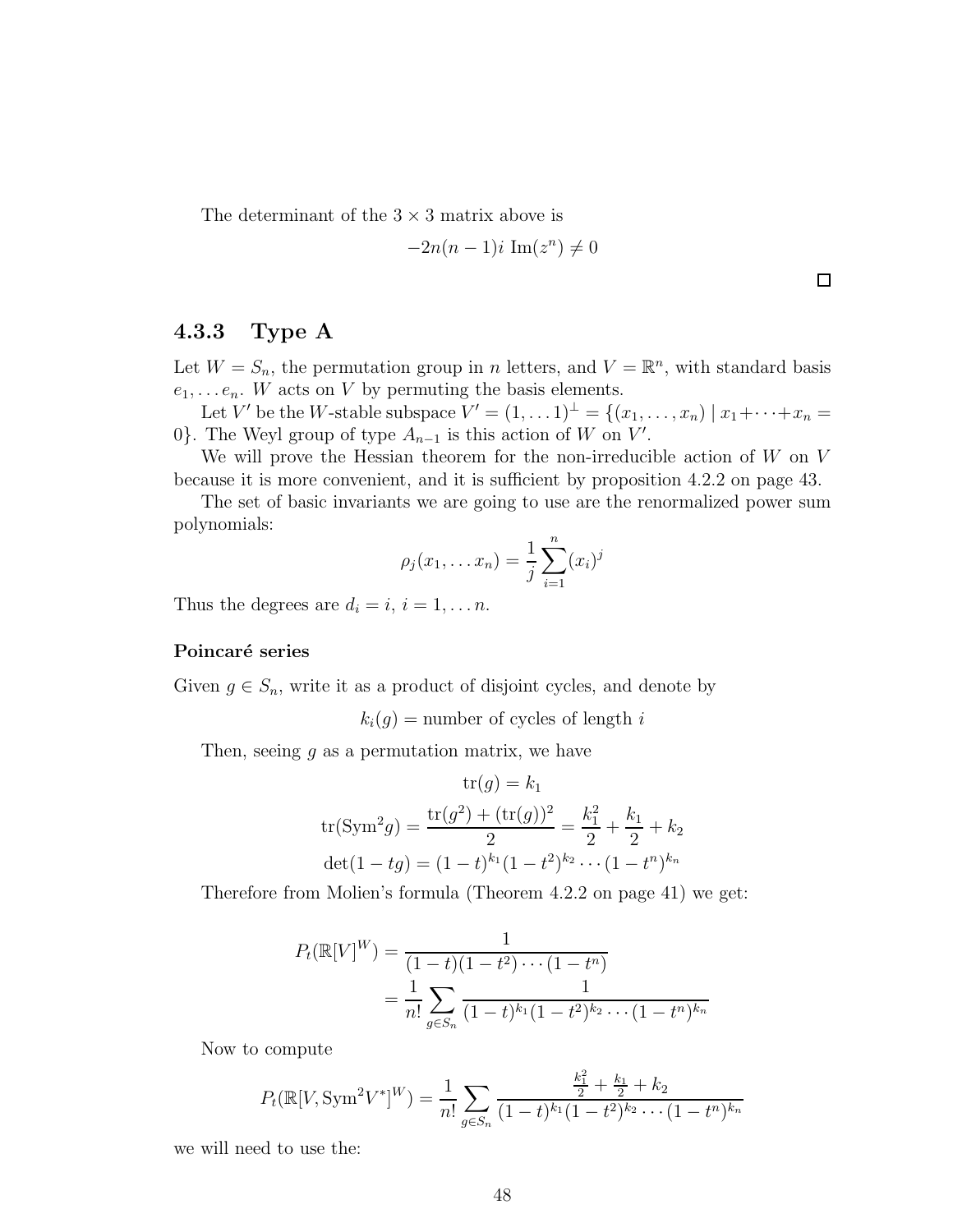The determinant of the $3 \times 3$ matrix above is

$$-2n(n-1)i \operatorname{Im}(z^n) \neq 0$$

□

### 4.3.3 Type A

Let $W = S_n$, the permutation group in $n$ letters, and $V = \mathbb{R}^n$, with standard basis $e_1, \ldots e_n$. $W$ acts on $V$ by permuting the basis elements.

Let $V'$ be the $W$-stable subspace $V' = (1, \ldots 1)^\perp = \{(x_1, \ldots, x_n) \mid x_1 + \cdots + x_n = 0\}$. The Weyl group of type $A_{n-1}$ is this action of $W$ on $V'$.

We will prove the Hessian theorem for the non-irreducible action of $W$ on $V$ because it is more convenient, and it is sufficient by proposition 4.2.2 on page 43.

The set of basic invariants we are going to use are the renormalized power sum polynomials:

$$\rho_j(x_1, \ldots x_n) = \frac{1}{j} \sum_{i=1}^{n} (x_i)^j$$

Thus the degrees are $d_i = i$, $i = 1, \ldots n$.

#### Poincaré series

Given $g \in S_n$, write it as a product of disjoint cycles, and denote by

$$k_i(g) = \text{number of cycles of length } i$$

Then, seeing $g$ as a permutation matrix, we have

$$\operatorname{tr}(g) = k_1$$

$$\operatorname{tr}(\operatorname{Sym}^2 g) = \frac{\operatorname{tr}(g^2) + (\operatorname{tr}(g))^2}{2} = \frac{k_1^2}{2} + \frac{k_1}{2} + k_2$$

$$\det(1 - tg) = (1-t)^{k_1}(1-t^2)^{k_2} \cdots (1-t^n)^{k_n}$$

Therefore from Molien's formula (Theorem 4.2.2 on page 41) we get:

$$P_t(\mathbb{R}[V]^W) = \frac{1}{(1-t)(1-t^2)\cdots(1-t^n)}$$
$$= \frac{1}{n!} \sum_{g \in S_n} \frac{1}{(1-t)^{k_1}(1-t^2)^{k_2} \cdots (1-t^n)^{k_n}}$$

Now to compute

$$P_t(\mathbb{R}[V, \operatorname{Sym}^2 V^*]^W) = \frac{1}{n!} \sum_{g \in S_n} \frac{\frac{k_1^2}{2} + \frac{k_1}{2} + k_2}{(1-t)^{k_1}(1-t^2)^{k_2} \cdots (1-t^n)^{k_n}}$$

we will need to use the: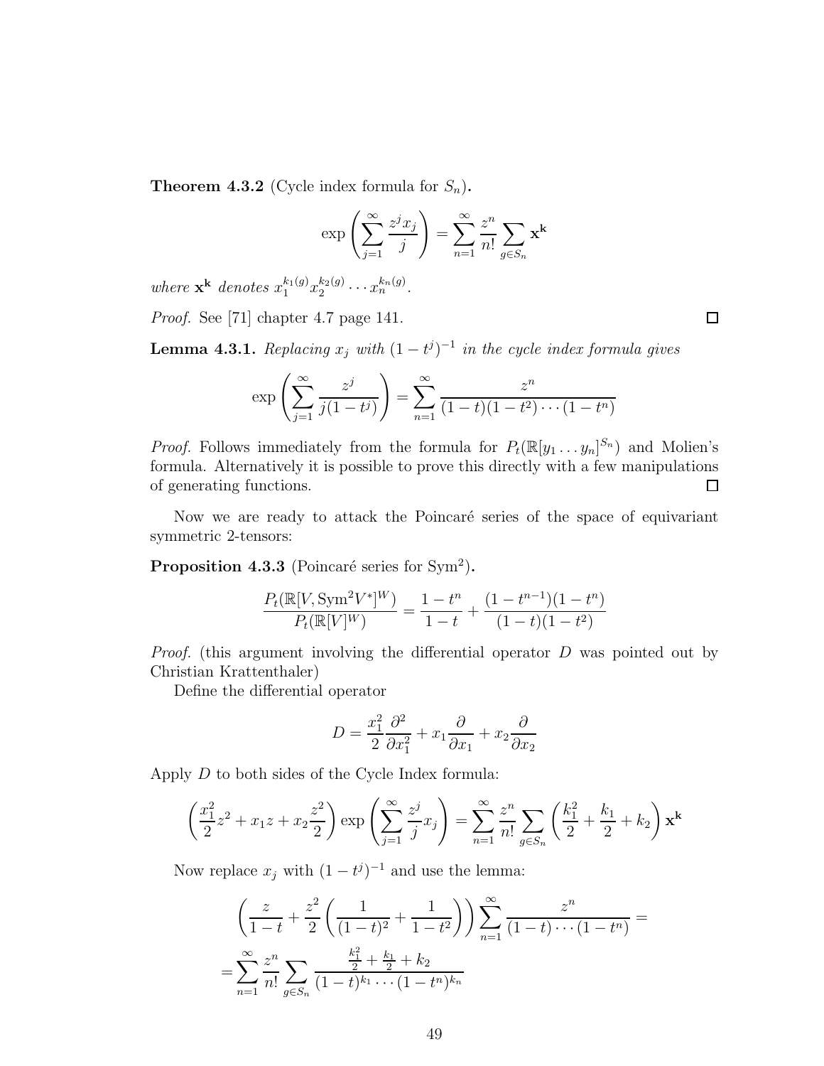**Theorem 4.3.2** (Cycle index formula for $S_n$)**.**

$$\exp\left(\sum_{j=1}^{\infty} \frac{z^j x_j}{j}\right) = \sum_{n=1}^{\infty} \frac{z^n}{n!} \sum_{g \in S_n} \mathbf{x}^{\mathbf{k}}$$

*where* $\mathbf{x}^{\mathbf{k}}$ *denotes* $x_1^{k_1(g)} x_2^{k_2(g)} \cdots x_n^{k_n(g)}$.

*Proof.* See [71] chapter 4.7 page 141. $\square$

**Lemma 4.3.1.** *Replacing* $x_j$ *with* $(1-t^j)^{-1}$ *in the cycle index formula gives*

$$\exp\left(\sum_{j=1}^{\infty} \frac{z^j}{j(1-t^j)}\right) = \sum_{n=1}^{\infty} \frac{z^n}{(1-t)(1-t^2)\cdots(1-t^n)}$$

*Proof.* Follows immediately from the formula for $P_t(\mathbb{R}[y_1 \dots y_n]^{S_n})$ and Molien's formula. Alternatively it is possible to prove this directly with a few manipulations of generating functions. $\square$

Now we are ready to attack the Poincaré series of the space of equivariant symmetric 2-tensors:

**Proposition 4.3.3** (Poincaré series for $\mathrm{Sym}^2$)**.**

$$\frac{P_t(\mathbb{R}[V, \mathrm{Sym}^2 V^*]^W)}{P_t(\mathbb{R}[V]^W)} = \frac{1-t^n}{1-t} + \frac{(1-t^{n-1})(1-t^n)}{(1-t)(1-t^2)}$$

*Proof.* (this argument involving the differential operator $D$ was pointed out by Christian Krattenthaler)

Define the differential operator

$$D = \frac{x_1^2}{2}\frac{\partial^2}{\partial x_1^2} + x_1 \frac{\partial}{\partial x_1} + x_2 \frac{\partial}{\partial x_2}$$

Apply $D$ to both sides of the Cycle Index formula:

$$\left(\frac{x_1^2}{2}z^2 + x_1 z + x_2 \frac{z^2}{2}\right) \exp\left(\sum_{j=1}^{\infty} \frac{z^j}{j} x_j\right) = \sum_{n=1}^{\infty} \frac{z^n}{n!} \sum_{g \in S_n} \left(\frac{k_1^2}{2} + \frac{k_1}{2} + k_2\right) \mathbf{x}^{\mathbf{k}}$$

Now replace $x_j$ with $(1-t^j)^{-1}$ and use the lemma:

$$\left(\frac{z}{1-t} + \frac{z^2}{2}\left(\frac{1}{(1-t)^2} + \frac{1}{1-t^2}\right)\right) \sum_{n=1}^{\infty} \frac{z^n}{(1-t)\cdots(1-t^n)} =$$

$$= \sum_{n=1}^{\infty} \frac{z^n}{n!} \sum_{g \in S_n} \frac{\frac{k_1^2}{2} + \frac{k_1}{2} + k_2}{(1-t)^{k_1} \cdots (1-t^n)^{k_n}}$$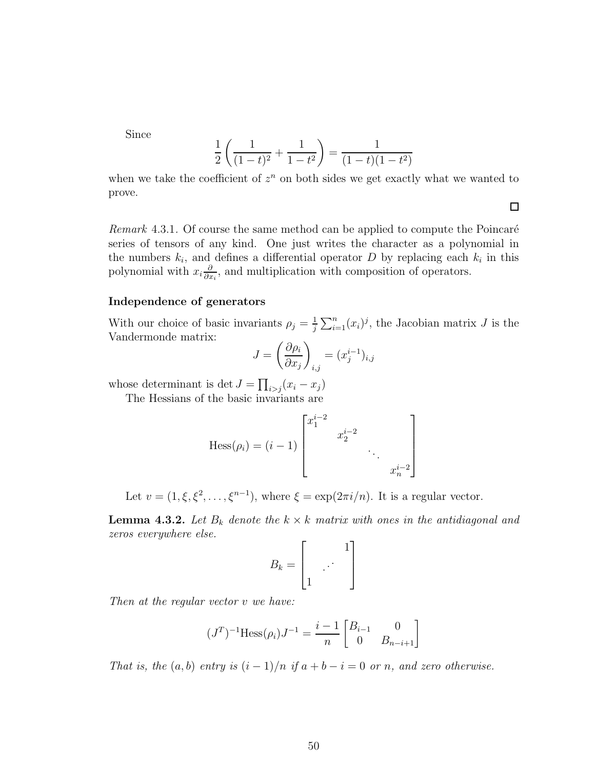Since

$$\frac{1}{2}\left(\frac{1}{(1-t)^2}+\frac{1}{1-t^2}\right)=\frac{1}{(1-t)(1-t^2)}$$

when we take the coefficient of $z^n$ on both sides we get exactly what we wanted to prove.

□

*Remark* 4.3.1. Of course the same method can be applied to compute the Poincaré series of tensors of any kind. One just writes the character as a polynomial in the numbers $k_i$, and defines a differential operator $D$ by replacing each $k_i$ in this polynomial with $x_i\frac{\partial}{\partial x_i}$, and multiplication with composition of operators.

**Independence of generators**

With our choice of basic invariants $\rho_j = \frac{1}{j}\sum_{i=1}^n (x_i)^j$, the Jacobian matrix $J$ is the Vandermonde matrix:

$$J = \left(\frac{\partial \rho_i}{\partial x_j}\right)_{i,j} = (x_j^{i-1})_{i,j}$$

whose determinant is $\det J = \prod_{i>j}(x_i - x_j)$

The Hessians of the basic invariants are

$$\text{Hess}(\rho_i) = (i-1)\begin{bmatrix} x_1^{i-2} & & & \\ & x_2^{i-2} & & \\ & & \ddots & \\ & & & x_n^{i-2} \end{bmatrix}$$

Let $v = (1, \xi, \xi^2, \ldots, \xi^{n-1})$, where $\xi = \exp(2\pi i/n)$. It is a regular vector.

**Lemma 4.3.2.** *Let $B_k$ denote the $k \times k$ matrix with ones in the antidiagonal and zeros everywhere else.*

$$B_k = \begin{bmatrix} & & 1 \\ & \cdot^{\cdot^{\cdot}} & \\ 1 & & \end{bmatrix}$$

*Then at the regular vector $v$ we have:*

$$(J^T)^{-1}\text{Hess}(\rho_i)J^{-1} = \frac{i-1}{n}\begin{bmatrix} B_{i-1} & 0 \\ 0 & B_{n-i+1} \end{bmatrix}$$

*That is, the $(a,b)$ entry is $(i-1)/n$ if $a+b-i=0$ or $n$, and zero otherwise.*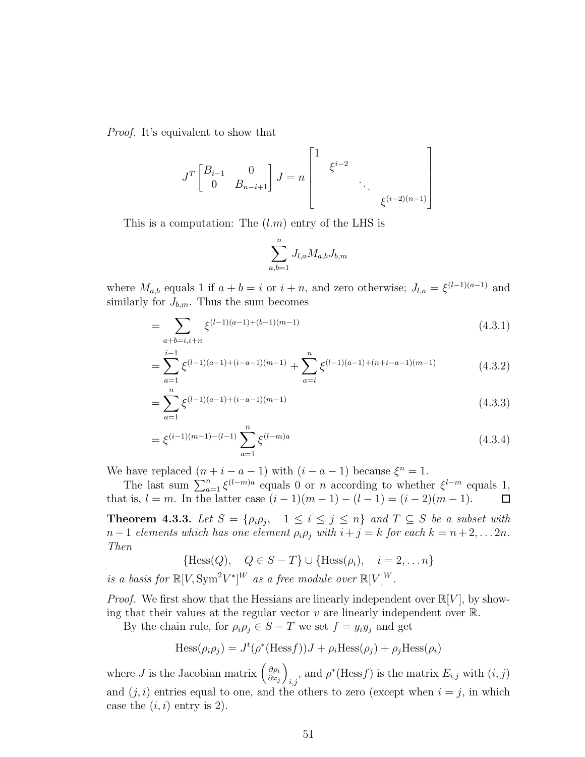*Proof.* It's equivalent to show that

$$J^T \begin{bmatrix} B_{i-1} & 0 \\ 0 & B_{n-i+1} \end{bmatrix} J = n \begin{bmatrix} 1 & & & \\ & \xi^{i-2} & & \\ & & \ddots & \\ & & & \xi^{(i-2)(n-1)} \end{bmatrix}$$

This is a computation: The $(l.m)$ entry of the LHS is

$$\sum_{a,b=1}^{n} J_{l,a} M_{a,b} J_{b,m}$$

where $M_{a,b}$ equals 1 if $a+b=i$ or $i+n$, and zero otherwise; $J_{l,a} = \xi^{(l-1)(a-1)}$ and similarly for $J_{b,m}$. Thus the sum becomes

$$= \sum_{a+b=i,i+n} \xi^{(l-1)(a-1)+(b-1)(m-1)} \tag{4.3.1}$$

$$= \sum_{a=1}^{i-1} \xi^{(l-1)(a-1)+(i-a-1)(m-1)} + \sum_{a=i}^{n} \xi^{(l-1)(a-1)+(n+i-a-1)(m-1)} \tag{4.3.2}$$

$$= \sum_{a=1}^{n} \xi^{(l-1)(a-1)+(i-a-1)(m-1)} \tag{4.3.3}$$

$$= \xi^{(i-1)(m-1)-(l-1)} \sum_{a=1}^{n} \xi^{(l-m)a} \tag{4.3.4}$$

We have replaced $(n+i-a-1)$ with $(i-a-1)$ because $\xi^n = 1$.

The last sum $\sum_{a=1}^{n} \xi^{(l-m)a}$ equals 0 or $n$ according to whether $\xi^{l-m}$ equals 1, that is, $l=m$. In the latter case $(i-1)(m-1)-(l-1) = (i-2)(m-1)$. □

**Theorem 4.3.3.** *Let $S = \{\rho_i\rho_j, \quad 1 \le i \le j \le n\}$ and $T \subseteq S$ be a subset with $n-1$ elements which has one element $\rho_i\rho_j$ with $i+j=k$ for each $k = n+2, \dots 2n$. Then*

$$\{\mathrm{Hess}(Q), \quad Q \in S - T\} \cup \{\mathrm{Hess}(\rho_i), \quad i = 2, \dots n\}$$

*is a basis for $\mathbb{R}[V, \mathrm{Sym}^2 V^*]^W$ as a free module over $\mathbb{R}[V]^W$.*

*Proof.* We first show that the Hessians are linearly independent over $\mathbb{R}[V]$, by showing that their values at the regular vector $v$ are linearly independent over $\mathbb{R}$.

By the chain rule, for $\rho_i\rho_j \in S - T$ we set $f = y_i y_j$ and get

$$\mathrm{Hess}(\rho_i\rho_j) = J^t(\rho^*(\mathrm{Hess} f))J + \rho_i \mathrm{Hess}(\rho_j) + \rho_j \mathrm{Hess}(\rho_i)$$

where $J$ is the Jacobian matrix $\left(\frac{\partial \rho_i}{\partial x_j}\right)_{i,j}$, and $\rho^*(\mathrm{Hess} f)$ is the matrix $E_{i,j}$ with $(i,j)$ and $(j,i)$ entries equal to one, and the others to zero (except when $i=j$, in which case the $(i,i)$ entry is 2).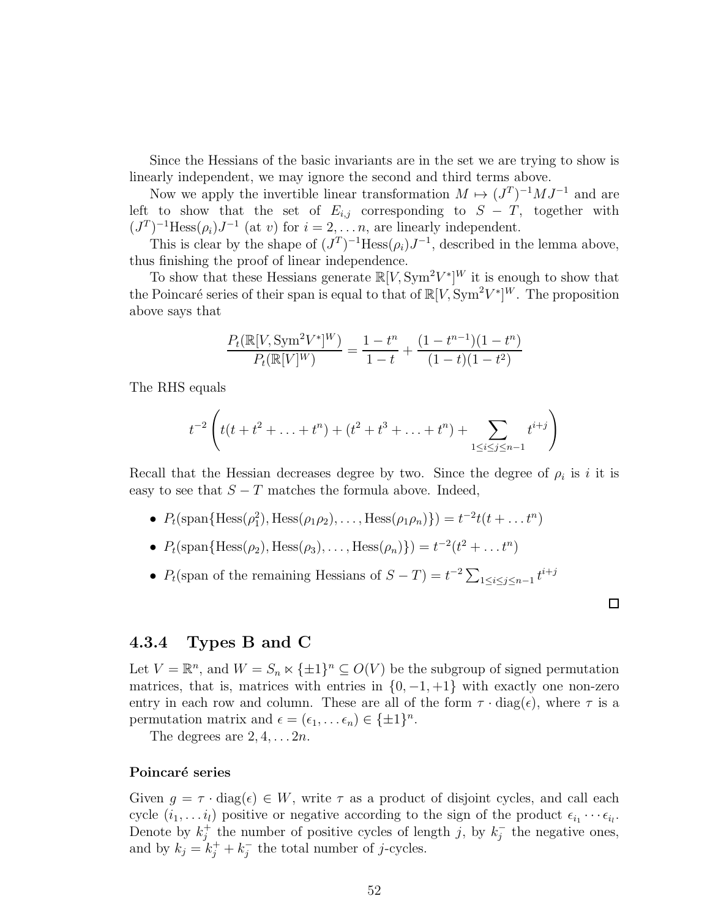Since the Hessians of the basic invariants are in the set we are trying to show is linearly independent, we may ignore the second and third terms above.

Now we apply the invertible linear transformation $M \mapsto (J^T)^{-1} M J^{-1}$ and are left to show that the set of $E_{i,j}$ corresponding to $S - T$, together with $(J^T)^{-1}\text{Hess}(\rho_i)J^{-1}$ (at $v$) for $i = 2, \ldots n$, are linearly independent.

This is clear by the shape of $(J^T)^{-1}\text{Hess}(\rho_i)J^{-1}$, described in the lemma above, thus finishing the proof of linear independence.

To show that these Hessians generate $\mathbb{R}[V, \text{Sym}^2 V^*]^W$ it is enough to show that the Poincaré series of their span is equal to that of $\mathbb{R}[V, \text{Sym}^2 V^*]^W$. The proposition above says that

$$\frac{P_t(\mathbb{R}[V, \text{Sym}^2 V^*]^W)}{P_t(\mathbb{R}[V]^W)} = \frac{1 - t^n}{1 - t} + \frac{(1 - t^{n-1})(1 - t^n)}{(1 - t)(1 - t^2)}$$

The RHS equals

$$t^{-2}\left( t(t + t^2 + \ldots + t^n) + (t^2 + t^3 + \ldots + t^n) + \sum_{1 \leq i \leq j \leq n-1} t^{i+j} \right)$$

Recall that the Hessian decreases degree by two. Since the degree of $\rho_i$ is $i$ it is easy to see that $S - T$ matches the formula above. Indeed,

- $P_t(\text{span}\{\text{Hess}(\rho_1^2), \text{Hess}(\rho_1\rho_2), \ldots, \text{Hess}(\rho_1\rho_n)\}) = t^{-2}t(t + \ldots t^n)$
- $P_t(\text{span}\{\text{Hess}(\rho_2), \text{Hess}(\rho_3), \ldots, \text{Hess}(\rho_n)\}) = t^{-2}(t^2 + \ldots t^n)$
- $P_t(\text{span of the remaining Hessians of } S - T) = t^{-2}\sum_{1 \leq i \leq j \leq n-1} t^{i+j}$

□

### 4.3.4 Types B and C

Let $V = \mathbb{R}^n$, and $W = S_n \ltimes \{\pm 1\}^n \subseteq O(V)$ be the subgroup of signed permutation matrices, that is, matrices with entries in $\{0, -1, +1\}$ with exactly one non-zero entry in each row and column. These are all of the form $\tau \cdot \text{diag}(\epsilon)$, where $\tau$ is a permutation matrix and $\epsilon = (\epsilon_1, \ldots \epsilon_n) \in \{\pm 1\}^n$.

The degrees are $2, 4, \ldots 2n$.

#### Poincaré series

Given $g = \tau \cdot \text{diag}(\epsilon) \in W$, write $\tau$ as a product of disjoint cycles, and call each cycle $(i_1, \ldots i_l)$ positive or negative according to the sign of the product $\epsilon_{i_1} \cdots \epsilon_{i_l}$. Denote by $k_j^+$ the number of positive cycles of length $j$, by $k_j^-$ the negative ones, and by $k_j = k_j^+ + k_j^-$ the total number of $j$-cycles.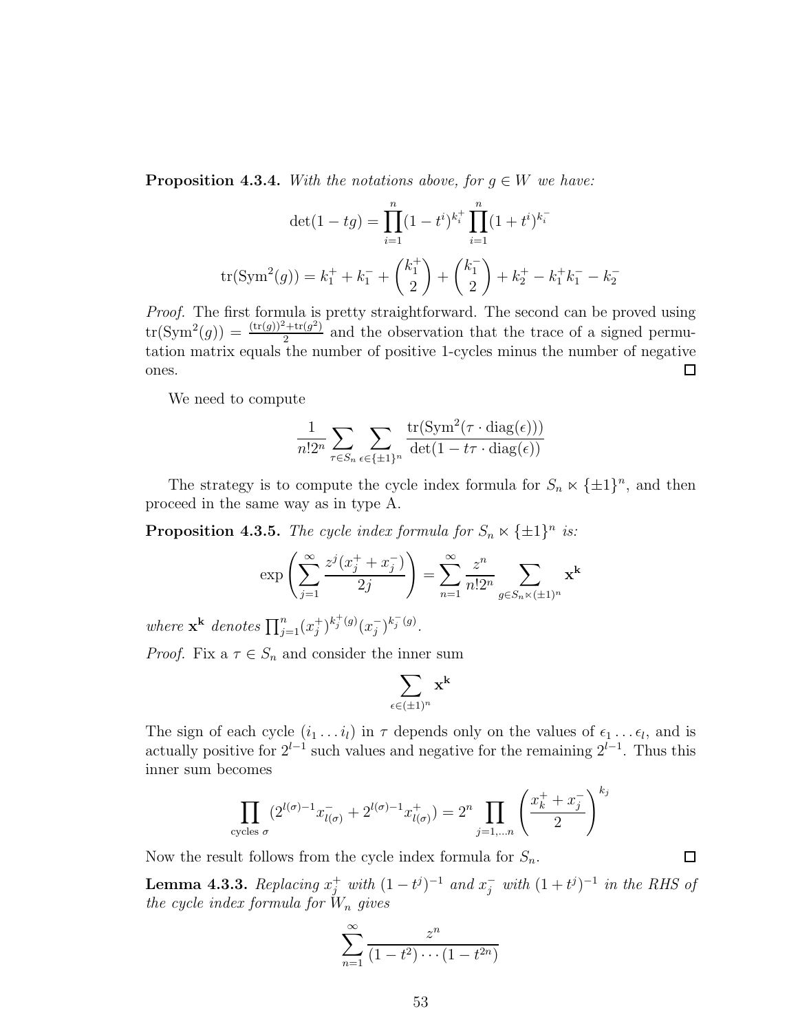**Proposition 4.3.4.** *With the notations above, for $g \in W$ we have:*

$$\det(1 - tg) = \prod_{i=1}^{n}(1 - t^i)^{k_i^+} \prod_{i=1}^{n}(1 + t^i)^{k_i^-}$$

$$\mathrm{tr}(\mathrm{Sym}^2(g)) = k_1^+ + k_1^- + \binom{k_1^+}{2} + \binom{k_1^-}{2} + k_2^+ - k_1^+ k_1^- - k_2^-$$

*Proof.* The first formula is pretty straightforward. The second can be proved using $\mathrm{tr}(\mathrm{Sym}^2(g)) = \frac{(\mathrm{tr}(g))^2 + \mathrm{tr}(g^2)}{2}$ and the observation that the trace of a signed permutation matrix equals the number of positive 1-cycles minus the number of negative ones. $\square$

We need to compute

$$\frac{1}{n!2^n} \sum_{\tau \in S_n} \sum_{\epsilon \in \{\pm 1\}^n} \frac{\mathrm{tr}(\mathrm{Sym}^2(\tau \cdot \mathrm{diag}(\epsilon)))}{\det(1 - t\tau \cdot \mathrm{diag}(\epsilon))}$$

The strategy is to compute the cycle index formula for $S_n \ltimes \{\pm 1\}^n$, and then proceed in the same way as in type A.

**Proposition 4.3.5.** *The cycle index formula for $S_n \ltimes \{\pm 1\}^n$ is:*

$$\exp\left(\sum_{j=1}^{\infty} \frac{z^j(x_j^+ + x_j^-)}{2j}\right) = \sum_{n=1}^{\infty} \frac{z^n}{n!2^n} \sum_{g \in S_n \ltimes (\pm 1)^n} \mathbf{x}^{\mathbf{k}}$$

*where $\mathbf{x}^{\mathbf{k}}$ denotes $\prod_{j=1}^{n}(x_j^+)^{k_j^+(g)}(x_j^-)^{k_j^-(g)}$.*

*Proof.* Fix a $\tau \in S_n$ and consider the inner sum

$$\sum_{\epsilon \in (\pm 1)^n} \mathbf{x}^{\mathbf{k}}$$

The sign of each cycle $(i_1 \ldots i_l)$ in $\tau$ depends only on the values of $\epsilon_1 \ldots \epsilon_l$, and is actually positive for $2^{l-1}$ such values and negative for the remaining $2^{l-1}$. Thus this inner sum becomes

$$\prod_{\text{cycles } \sigma} (2^{l(\sigma)-1} x_{l(\sigma)}^- + 2^{l(\sigma)-1} x_{l(\sigma)}^+) = 2^n \prod_{j=1,\ldots n} \left(\frac{x_k^+ + x_j^-}{2}\right)^{k_j}$$

Now the result follows from the cycle index formula for $S_n$. $\square$

**Lemma 4.3.3.** *Replacing $x_j^+$ with $(1 - t^j)^{-1}$ and $x_j^-$ with $(1 + t^j)^{-1}$ in the RHS of the cycle index formula for $W_n$ gives*

$$\sum_{n=1}^{\infty} \frac{z^n}{(1 - t^2) \cdots (1 - t^{2n})}$$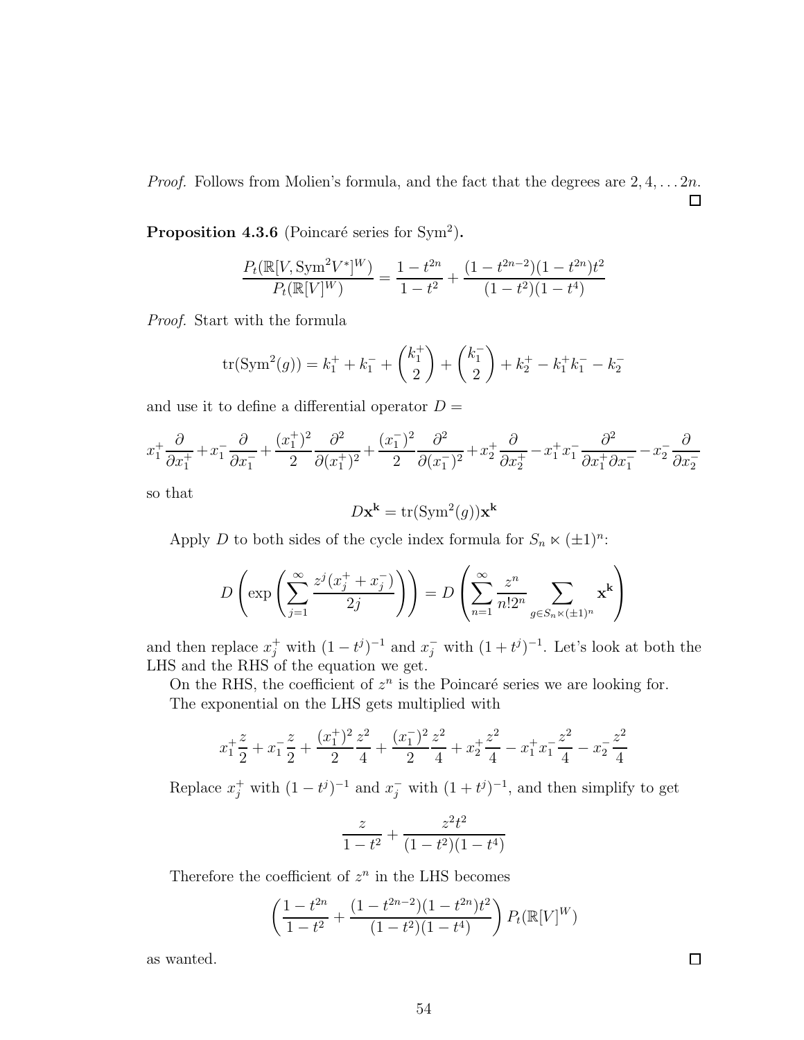*Proof.* Follows from Molien's formula, and the fact that the degrees are $2, 4, \ldots 2n$. ◻

**Proposition 4.3.6** (Poincaré series for $\mathrm{Sym}^2$)**.**

$$\frac{P_t(\mathbb{R}[V, \mathrm{Sym}^2 V^*]^W)}{P_t(\mathbb{R}[V]^W)} = \frac{1 - t^{2n}}{1 - t^2} + \frac{(1 - t^{2n-2})(1 - t^{2n})t^2}{(1 - t^2)(1 - t^4)}$$

*Proof.* Start with the formula

$$\mathrm{tr}(\mathrm{Sym}^2(g)) = k_1^+ + k_1^- + \binom{k_1^+}{2} + \binom{k_1^-}{2} + k_2^+ - k_1^+ k_1^- - k_2^-$$

and use it to define a differential operator $D =$

$$x_1^+ \frac{\partial}{\partial x_1^+} + x_1^- \frac{\partial}{\partial x_1^-} + \frac{(x_1^+)^2}{2} \frac{\partial^2}{\partial (x_1^+)^2} + \frac{(x_1^-)^2}{2} \frac{\partial^2}{\partial (x_1^-)^2} + x_2^+ \frac{\partial}{\partial x_2^+} - x_1^+ x_1^- \frac{\partial^2}{\partial x_1^+ \partial x_1^-} - x_2^- \frac{\partial}{\partial x_2^-}$$

so that

$$D \mathbf{x}^{\mathbf{k}} = \mathrm{tr}(\mathrm{Sym}^2(g)) \mathbf{x}^{\mathbf{k}}$$

Apply $D$ to both sides of the cycle index formula for $S_n \ltimes (\pm 1)^n$:

$$D\left(\exp\left(\sum_{j=1}^{\infty} \frac{z^j (x_j^+ + x_j^-)}{2j}\right)\right) = D\left(\sum_{n=1}^{\infty} \frac{z^n}{n! 2^n} \sum_{g \in S_n \ltimes (\pm 1)^n} \mathbf{x}^{\mathbf{k}}\right)$$

and then replace $x_j^+$ with $(1 - t^j)^{-1}$ and $x_j^-$ with $(1 + t^j)^{-1}$. Let's look at both the LHS and the RHS of the equation we get.

On the RHS, the coefficient of $z^n$ is the Poincaré series we are looking for.

The exponential on the LHS gets multiplied with

$$x_1^+ \frac{z}{2} + x_1^- \frac{z}{2} + \frac{(x_1^+)^2}{2} \frac{z^2}{4} + \frac{(x_1^-)^2}{2} \frac{z^2}{4} + x_2^+ \frac{z^2}{4} - x_1^+ x_1^- \frac{z^2}{4} - x_2^- \frac{z^2}{4}$$

Replace $x_j^+$ with $(1 - t^j)^{-1}$ and $x_j^-$ with $(1 + t^j)^{-1}$, and then simplify to get

$$\frac{z}{1 - t^2} + \frac{z^2 t^2}{(1 - t^2)(1 - t^4)}$$

Therefore the coefficient of $z^n$ in the LHS becomes

$$\left(\frac{1 - t^{2n}}{1 - t^2} + \frac{(1 - t^{2n-2})(1 - t^{2n})t^2}{(1 - t^2)(1 - t^4)}\right) P_t(\mathbb{R}[V]^W)$$

as wanted. ◻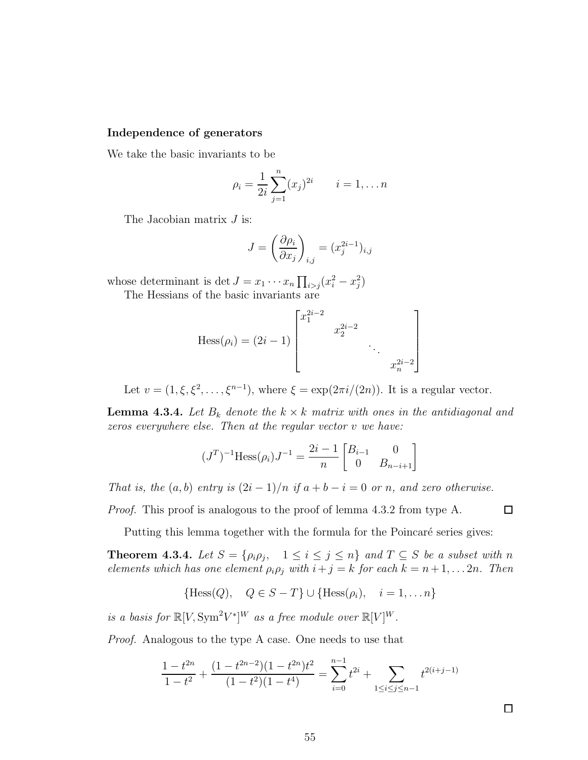**Independence of generators**

We take the basic invariants to be

$$\rho_i = \frac{1}{2i}\sum_{j=1}^{n}(x_j)^{2i} \qquad i = 1, \dots n$$

The Jacobian matrix $J$ is:

$$J = \left(\frac{\partial \rho_i}{\partial x_j}\right)_{i,j} = (x_j^{2i-1})_{i,j}$$

whose determinant is $\det J = x_1 \cdots x_n \prod_{i>j}(x_i^2 - x_j^2)$

The Hessians of the basic invariants are

$$\mathrm{Hess}(\rho_i) = (2i-1)\begin{bmatrix} x_1^{2i-2} & & & \\ & x_2^{2i-2} & & \\ & & \ddots & \\ & & & x_n^{2i-2} \end{bmatrix}$$

Let $v = (1, \xi, \xi^2, \dots, \xi^{n-1})$, where $\xi = \exp(2\pi i/(2n))$. It is a regular vector.

**Lemma 4.3.4.** *Let $B_k$ denote the $k \times k$ matrix with ones in the antidiagonal and zeros everywhere else. Then at the regular vector $v$ we have:*

$$(J^T)^{-1}\mathrm{Hess}(\rho_i)J^{-1} = \frac{2i-1}{n}\begin{bmatrix} B_{i-1} & 0 \\ 0 & B_{n-i+1} \end{bmatrix}$$

*That is, the $(a, b)$ entry is $(2i-1)/n$ if $a + b - i = 0$ or $n$, and zero otherwise.*

*Proof.* This proof is analogous to the proof of lemma 4.3.2 from type A. □

Putting this lemma together with the formula for the Poincaré series gives:

**Theorem 4.3.4.** *Let $S = \{\rho_i\rho_j, \quad 1 \le i \le j \le n\}$ and $T \subseteq S$ be a subset with $n$ elements which has one element $\rho_i\rho_j$ with $i+j = k$ for each $k = n+1, \dots 2n$. Then*

$$\{\mathrm{Hess}(Q), \quad Q \in S - T\} \cup \{\mathrm{Hess}(\rho_i), \quad i = 1, \dots n\}$$

*is a basis for $\mathbb{R}[V, \mathrm{Sym}^2 V^*]^W$ as a free module over $\mathbb{R}[V]^W$.*

*Proof.* Analogous to the type A case. One needs to use that

$$\frac{1 - t^{2n}}{1 - t^2} + \frac{(1 - t^{2n-2})(1 - t^{2n})t^2}{(1 - t^2)(1 - t^4)} = \sum_{i=0}^{n-1} t^{2i} + \sum_{1 \le i \le j \le n-1} t^{2(i+j-1)}$$

□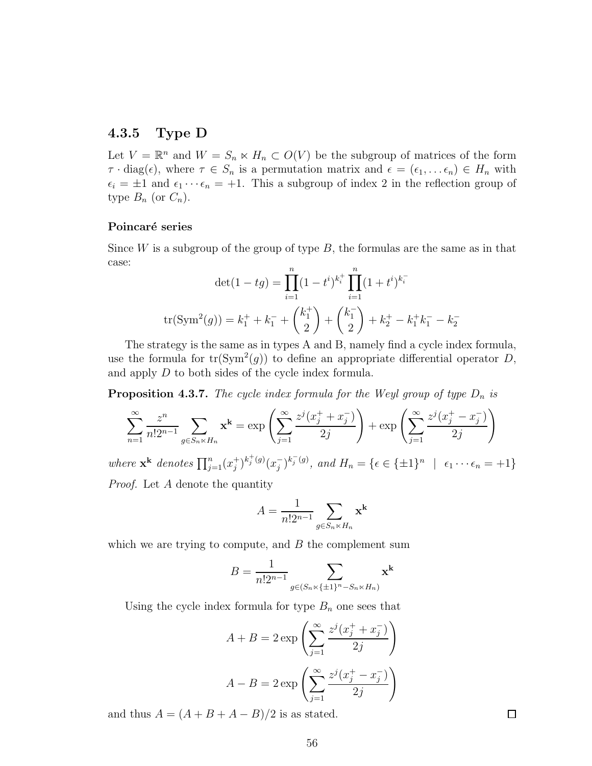### 4.3.5 Type D

Let $V = \mathbb{R}^n$ and $W = S_n \ltimes H_n \subset O(V)$ be the subgroup of matrices of the form $\tau \cdot \mathrm{diag}(\epsilon)$, where $\tau \in S_n$ is a permutation matrix and $\epsilon = (\epsilon_1, \ldots \epsilon_n) \in H_n$ with $\epsilon_i = \pm 1$ and $\epsilon_1 \cdots \epsilon_n = +1$. This a subgroup of index 2 in the reflection group of type $B_n$ (or $C_n$).

#### Poincaré series

Since $W$ is a subgroup of the group of type $B$, the formulas are the same as in that case:

$$\det(1 - tg) = \prod_{i=1}^{n} (1 - t^i)^{k_i^+} \prod_{i=1}^{n} (1 + t^i)^{k_i^-}$$

$$\mathrm{tr}(\mathrm{Sym}^2(g)) = k_1^+ + k_1^- + \binom{k_1^+}{2} + \binom{k_1^-}{2} + k_2^+ - k_1^+ k_1^- - k_2^-$$

The strategy is the same as in types A and B, namely find a cycle index formula, use the formula for $\mathrm{tr}(\mathrm{Sym}^2(g))$ to define an appropriate differential operator $D$, and apply $D$ to both sides of the cycle index formula.

**Proposition 4.3.7.** *The cycle index formula for the Weyl group of type $D_n$ is*

$$\sum_{n=1}^{\infty} \frac{z^n}{n! 2^{n-1}} \sum_{g \in S_n \ltimes H_n} \mathbf{x}^{\mathbf{k}} = \exp\left( \sum_{j=1}^{\infty} \frac{z^j (x_j^+ + x_j^-)}{2j} \right) + \exp\left( \sum_{j=1}^{\infty} \frac{z^j (x_j^+ - x_j^-)}{2j} \right)$$

*where $\mathbf{x}^{\mathbf{k}}$ denotes $\prod_{j=1}^{n} (x_j^+)^{k_j^+(g)} (x_j^-)^{k_j^-(g)}$, and $H_n = \{\epsilon \in \{\pm 1\}^n \mid \epsilon_1 \cdots \epsilon_n = +1\}$*

*Proof.* Let $A$ denote the quantity

$$A = \frac{1}{n! 2^{n-1}} \sum_{g \in S_n \ltimes H_n} \mathbf{x}^{\mathbf{k}}$$

which we are trying to compute, and $B$ the complement sum

$$B = \frac{1}{n! 2^{n-1}} \sum_{g \in (S_n \ltimes \{\pm 1\}^n - S_n \ltimes H_n)} \mathbf{x}^{\mathbf{k}}$$

Using the cycle index formula for type $B_n$ one sees that

$$A + B = 2 \exp\left( \sum_{j=1}^{\infty} \frac{z^j (x_j^+ + x_j^-)}{2j} \right)$$

$$A - B = 2 \exp\left( \sum_{j=1}^{\infty} \frac{z^j (x_j^+ - x_j^-)}{2j} \right)$$

and thus $A = (A + B + A - B)/2$ is as stated. ☐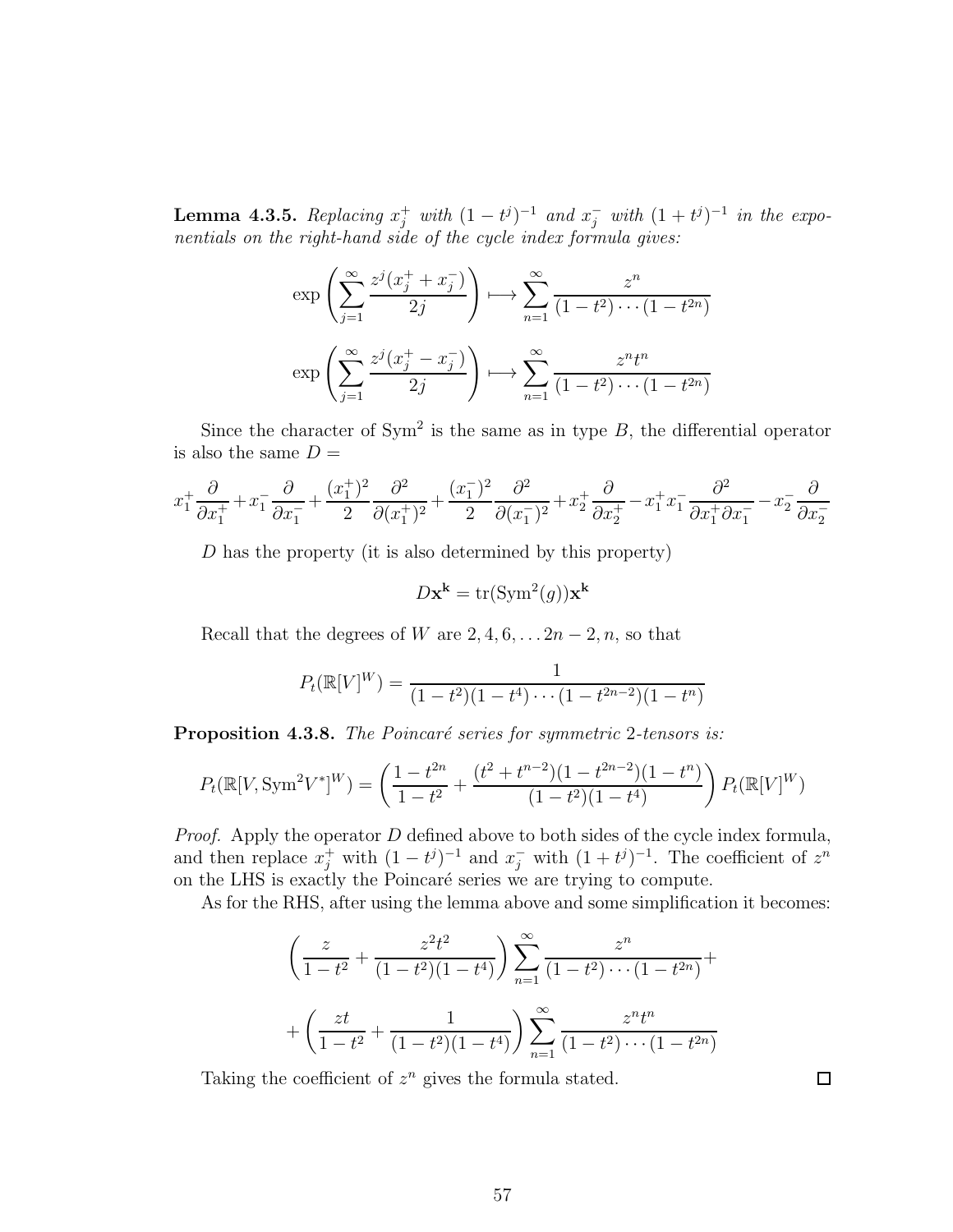**Lemma 4.3.5.** *Replacing $x_j^+$ with $(1-t^j)^{-1}$ and $x_j^-$ with $(1+t^j)^{-1}$ in the exponentials on the right-hand side of the cycle index formula gives:*

$$\exp\left(\sum_{j=1}^{\infty} \frac{z^j(x_j^+ + x_j^-)}{2j}\right) \longmapsto \sum_{n=1}^{\infty} \frac{z^n}{(1-t^2)\cdots(1-t^{2n})}$$

$$\exp\left(\sum_{j=1}^{\infty} \frac{z^j(x_j^+ - x_j^-)}{2j}\right) \longmapsto \sum_{n=1}^{\infty} \frac{z^n t^n}{(1-t^2)\cdots(1-t^{2n})}$$

Since the character of $\mathrm{Sym}^2$ is the same as in type $B$, the differential operator is also the same $D =$

$$x_1^+ \frac{\partial}{\partial x_1^+} + x_1^- \frac{\partial}{\partial x_1^-} + \frac{(x_1^+)^2}{2}\frac{\partial^2}{\partial (x_1^+)^2} + \frac{(x_1^-)^2}{2}\frac{\partial^2}{\partial (x_1^-)^2} + x_2^+ \frac{\partial}{\partial x_2^+} - x_1^+ x_1^- \frac{\partial^2}{\partial x_1^+ \partial x_1^-} - x_2^- \frac{\partial}{\partial x_2^-}$$

$D$ has the property (it is also determined by this property)

$$D\mathbf{x}^{\mathbf{k}} = \mathrm{tr}(\mathrm{Sym}^2(g))\mathbf{x}^{\mathbf{k}}$$

Recall that the degrees of $W$ are $2, 4, 6, \ldots 2n-2, n$, so that

$$P_t(\mathbb{R}[V]^W) = \frac{1}{(1-t^2)(1-t^4)\cdots(1-t^{2n-2})(1-t^n)}$$

**Proposition 4.3.8.** *The Poincaré series for symmetric 2-tensors is:*

$$P_t(\mathbb{R}[V, \mathrm{Sym}^2 V^*]^W) = \left(\frac{1-t^{2n}}{1-t^2} + \frac{(t^2+t^{n-2})(1-t^{2n-2})(1-t^n)}{(1-t^2)(1-t^4)}\right) P_t(\mathbb{R}[V]^W)$$

*Proof.* Apply the operator $D$ defined above to both sides of the cycle index formula, and then replace $x_j^+$ with $(1-t^j)^{-1}$ and $x_j^-$ with $(1+t^j)^{-1}$. The coefficient of $z^n$ on the LHS is exactly the Poincaré series we are trying to compute.

As for the RHS, after using the lemma above and some simplification it becomes:

$$\left(\frac{z}{1-t^2} + \frac{z^2t^2}{(1-t^2)(1-t^4)}\right)\sum_{n=1}^{\infty} \frac{z^n}{(1-t^2)\cdots(1-t^{2n})} +$$

$$+\left(\frac{zt}{1-t^2} + \frac{1}{(1-t^2)(1-t^4)}\right)\sum_{n=1}^{\infty} \frac{z^n t^n}{(1-t^2)\cdots(1-t^{2n})}$$

Taking the coefficient of $z^n$ gives the formula stated. $\square$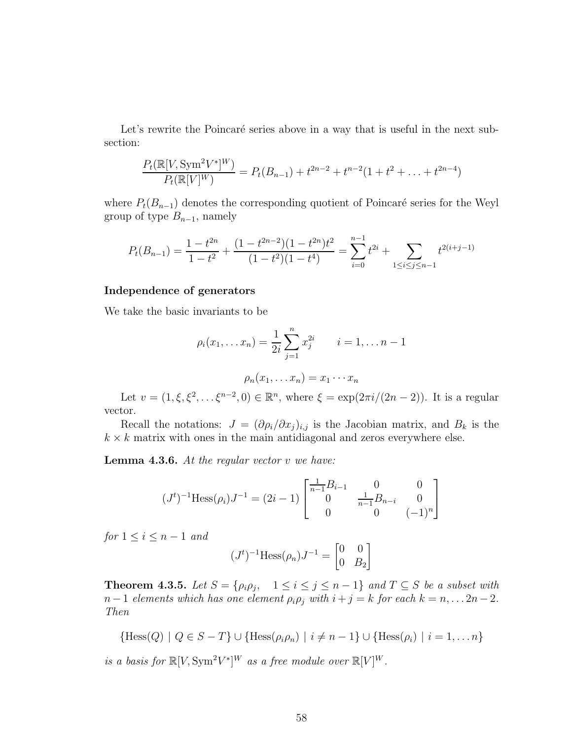Let's rewrite the Poincaré series above in a way that is useful in the next subsection:

$$\frac{P_t(\mathbb{R}[V, \mathrm{Sym}^2 V^*]^W)}{P_t(\mathbb{R}[V]^W)} = P_t(B_{n-1}) + t^{2n-2} + t^{n-2}(1 + t^2 + \ldots + t^{2n-4})$$

where $P_t(B_{n-1})$ denotes the corresponding quotient of Poincaré series for the Weyl group of type $B_{n-1}$, namely

$$P_t(B_{n-1}) = \frac{1 - t^{2n}}{1 - t^2} + \frac{(1 - t^{2n-2})(1 - t^{2n})t^2}{(1 - t^2)(1 - t^4)} = \sum_{i=0}^{n-1} t^{2i} + \sum_{1 \leq i \leq j \leq n-1} t^{2(i+j-1)}$$

**Independence of generators**

We take the basic invariants to be

$$\rho_i(x_1, \ldots x_n) = \frac{1}{2i} \sum_{j=1}^{n} x_j^{2i} \qquad i = 1, \ldots n-1$$

$$\rho_n(x_1, \ldots x_n) = x_1 \cdots x_n$$

Let $v = (1, \xi, \xi^2, \ldots \xi^{n-2}, 0) \in \mathbb{R}^n$, where $\xi = \exp(2\pi i/(2n-2))$. It is a regular vector.

Recall the notations: $J = (\partial \rho_i / \partial x_j)_{i,j}$ is the Jacobian matrix, and $B_k$ is the $k \times k$ matrix with ones in the main antidiagonal and zeros everywhere else.

**Lemma 4.3.6.** *At the regular vector $v$ we have:*

$$(J^t)^{-1} \mathrm{Hess}(\rho_i) J^{-1} = (2i-1) \begin{bmatrix} \frac{1}{n-1} B_{i-1} & 0 & 0 \\ 0 & \frac{1}{n-1} B_{n-i} & 0 \\ 0 & 0 & (-1)^n \end{bmatrix}$$

*for $1 \leq i \leq n-1$ and*

$$(J^t)^{-1} \mathrm{Hess}(\rho_n) J^{-1} = \begin{bmatrix} 0 & 0 \\ 0 & B_2 \end{bmatrix}$$

**Theorem 4.3.5.** *Let $S = \{\rho_i \rho_j, \quad 1 \leq i \leq j \leq n-1\}$ and $T \subseteq S$ be a subset with $n-1$ elements which has one element $\rho_i \rho_j$ with $i + j = k$ for each $k = n, \ldots 2n-2$. Then*

$$\{\mathrm{Hess}(Q) \mid Q \in S - T\} \cup \{\mathrm{Hess}(\rho_i \rho_n) \mid i \neq n-1\} \cup \{\mathrm{Hess}(\rho_i) \mid i = 1, \ldots n\}$$

*is a basis for $\mathbb{R}[V, \mathrm{Sym}^2 V^*]^W$ as a free module over $\mathbb{R}[V]^W$.*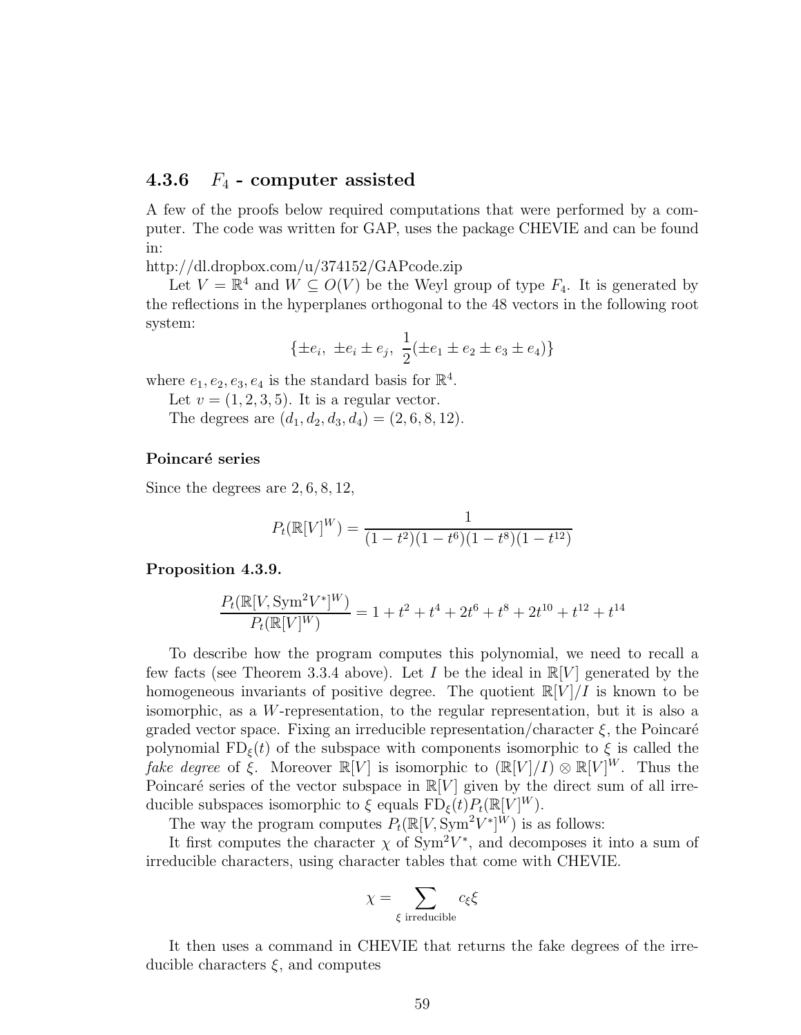### 4.3.6 $F_4$ - computer assisted

A few of the proofs below required computations that were performed by a computer. The code was written for GAP, uses the package CHEVIE and can be found in:

http://dl.dropbox.com/u/374152/GAPcode.zip

Let $V = \mathbb{R}^4$ and $W \subseteq O(V)$ be the Weyl group of type $F_4$. It is generated by the reflections in the hyperplanes orthogonal to the 48 vectors in the following root system:

$$\{\pm e_i,\ \pm e_i \pm e_j,\ \frac{1}{2}(\pm e_1 \pm e_2 \pm e_3 \pm e_4)\}$$

where $e_1, e_2, e_3, e_4$ is the standard basis for $\mathbb{R}^4$.

Let $v = (1, 2, 3, 5)$. It is a regular vector.

The degrees are $(d_1, d_2, d_3, d_4) = (2, 6, 8, 12)$.

#### Poincaré series

Since the degrees are $2, 6, 8, 12$,

$$P_t(\mathbb{R}[V]^W) = \frac{1}{(1-t^2)(1-t^6)(1-t^8)(1-t^{12})}$$

**Proposition 4.3.9.**

$$\frac{P_t(\mathbb{R}[V, \mathrm{Sym}^2 V^*]^W)}{P_t(\mathbb{R}[V]^W)} = 1 + t^2 + t^4 + 2t^6 + t^8 + 2t^{10} + t^{12} + t^{14}$$

To describe how the program computes this polynomial, we need to recall a few facts (see Theorem 3.3.4 above). Let $I$ be the ideal in $\mathbb{R}[V]$ generated by the homogeneous invariants of positive degree. The quotient $\mathbb{R}[V]/I$ is known to be isomorphic, as a $W$-representation, to the regular representation, but it is also a graded vector space. Fixing an irreducible representation/character $\xi$, the Poincaré polynomial $\mathrm{FD}_\xi(t)$ of the subspace with components isomorphic to $\xi$ is called the *fake degree* of $\xi$. Moreover $\mathbb{R}[V]$ is isomorphic to $(\mathbb{R}[V]/I) \otimes \mathbb{R}[V]^W$. Thus the Poincaré series of the vector subspace in $\mathbb{R}[V]$ given by the direct sum of all irreducible subspaces isomorphic to $\xi$ equals $\mathrm{FD}_\xi(t) P_t(\mathbb{R}[V]^W)$.

The way the program computes $P_t(\mathbb{R}[V, \mathrm{Sym}^2 V^*]^W)$ is as follows:

It first computes the character $\chi$ of $\mathrm{Sym}^2 V^*$, and decomposes it into a sum of irreducible characters, using character tables that come with CHEVIE.

$$\chi = \sum_{\xi \text{ irreducible}} c_\xi \xi$$

It then uses a command in CHEVIE that returns the fake degrees of the irreducible characters $\xi$, and computes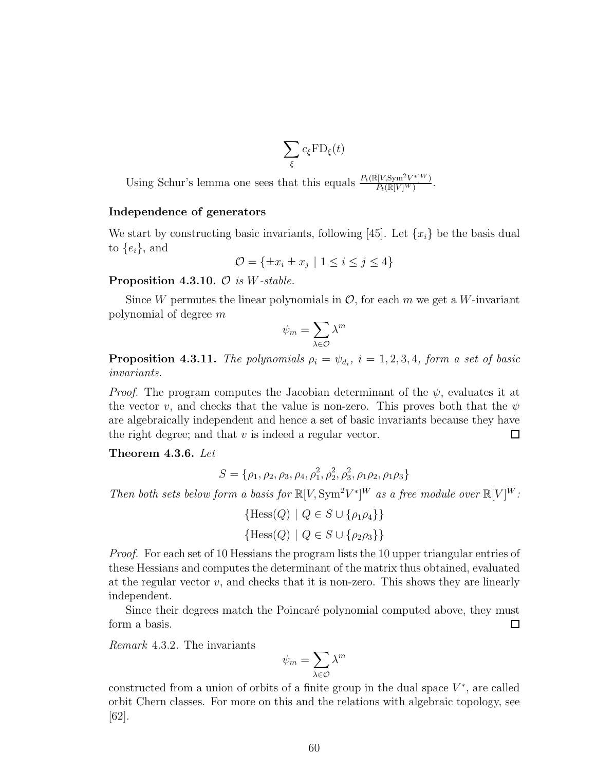$$\sum_{\xi} c_\xi \mathrm{FD}_\xi(t)$$

Using Schur's lemma one sees that this equals $\frac{P_t(\mathbb{R}[V,\mathrm{Sym}^2V^*]^W)}{P_t(\mathbb{R}[V]^W)}$.

### Independence of generators

We start by constructing basic invariants, following [45]. Let $\{x_i\}$ be the basis dual to $\{e_i\}$, and

$$\mathcal{O} = \{\pm x_i \pm x_j \mid 1 \leq i \leq j \leq 4\}$$

**Proposition 4.3.10.** *$\mathcal{O}$ is $W$-stable.*

Since $W$ permutes the linear polynomials in $\mathcal{O}$, for each $m$ we get a $W$-invariant polynomial of degree $m$

$$\psi_m = \sum_{\lambda \in \mathcal{O}} \lambda^m$$

**Proposition 4.3.11.** *The polynomials $\rho_i = \psi_{d_i}$, $i = 1, 2, 3, 4$, form a set of basic invariants.*

*Proof.* The program computes the Jacobian determinant of the $\psi$, evaluates it at the vector $v$, and checks that the value is non-zero. This proves both that the $\psi$ are algebraically independent and hence a set of basic invariants because they have the right degree; and that $v$ is indeed a regular vector. □

**Theorem 4.3.6.** *Let*

$$S = \{\rho_1, \rho_2, \rho_3, \rho_4, \rho_1^2, \rho_2^2, \rho_3^2, \rho_1\rho_2, \rho_1\rho_3\}$$

*Then both sets below form a basis for $\mathbb{R}[V, \mathrm{Sym}^2V^*]^W$ as a free module over $\mathbb{R}[V]^W$:*

$$\{\mathrm{Hess}(Q) \mid Q \in S \cup \{\rho_1\rho_4\}\}$$

$$\{\mathrm{Hess}(Q) \mid Q \in S \cup \{\rho_2\rho_3\}\}$$

*Proof.* For each set of 10 Hessians the program lists the 10 upper triangular entries of these Hessians and computes the determinant of the matrix thus obtained, evaluated at the regular vector $v$, and checks that it is non-zero. This shows they are linearly independent.

Since their degrees match the Poincaré polynomial computed above, they must form a basis. □

*Remark* 4.3.2. The invariants

$$\psi_m = \sum_{\lambda \in \mathcal{O}} \lambda^m$$

constructed from a union of orbits of a finite group in the dual space $V^*$, are called orbit Chern classes. For more on this and the relations with algebraic topology, see [62].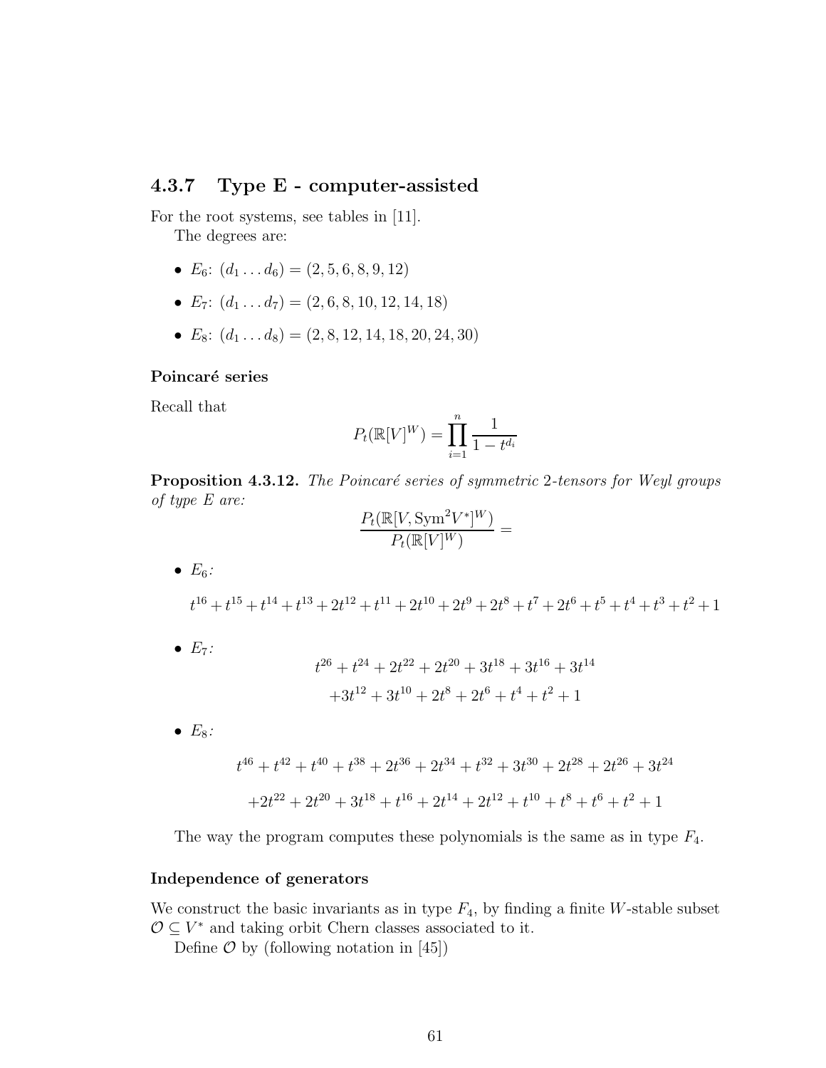### 4.3.7 Type E - computer-assisted

For the root systems, see tables in [11].

The degrees are:

- $E_6$: $(d_1 \dots d_6) = (2, 5, 6, 8, 9, 12)$
- $E_7$: $(d_1 \dots d_7) = (2, 6, 8, 10, 12, 14, 18)$
- $E_8$: $(d_1 \dots d_8) = (2, 8, 12, 14, 18, 20, 24, 30)$

#### Poincaré series

Recall that

$$P_t(\mathbb{R}[V]^W) = \prod_{i=1}^{n} \frac{1}{1 - t^{d_i}}$$

**Proposition 4.3.12.** *The Poincaré series of symmetric 2-tensors for Weyl groups of type E are:*

$$\frac{P_t(\mathbb{R}[V, \mathrm{Sym}^2 V^*]^W)}{P_t(\mathbb{R}[V]^W)} =$$

- $E_6$:

$$t^{16} + t^{15} + t^{14} + t^{13} + 2t^{12} + t^{11} + 2t^{10} + 2t^9 + 2t^8 + t^7 + 2t^6 + t^5 + t^4 + t^3 + t^2 + 1$$

- $E_7$:

$$t^{26} + t^{24} + 2t^{22} + 2t^{20} + 3t^{18} + 3t^{16} + 3t^{14}$$
$$+ 3t^{12} + 3t^{10} + 2t^8 + 2t^6 + t^4 + t^2 + 1$$

- $E_8$:

$$t^{46} + t^{42} + t^{40} + t^{38} + 2t^{36} + 2t^{34} + t^{32} + 3t^{30} + 2t^{28} + 2t^{26} + 3t^{24}$$
$$+ 2t^{22} + 2t^{20} + 3t^{18} + t^{16} + 2t^{14} + 2t^{12} + t^{10} + t^8 + t^6 + t^2 + 1$$

The way the program computes these polynomials is the same as in type $F_4$.

#### Independence of generators

We construct the basic invariants as in type $F_4$, by finding a finite $W$-stable subset $\mathcal{O} \subseteq V^*$ and taking orbit Chern classes associated to it.

Define $\mathcal{O}$ by (following notation in [45])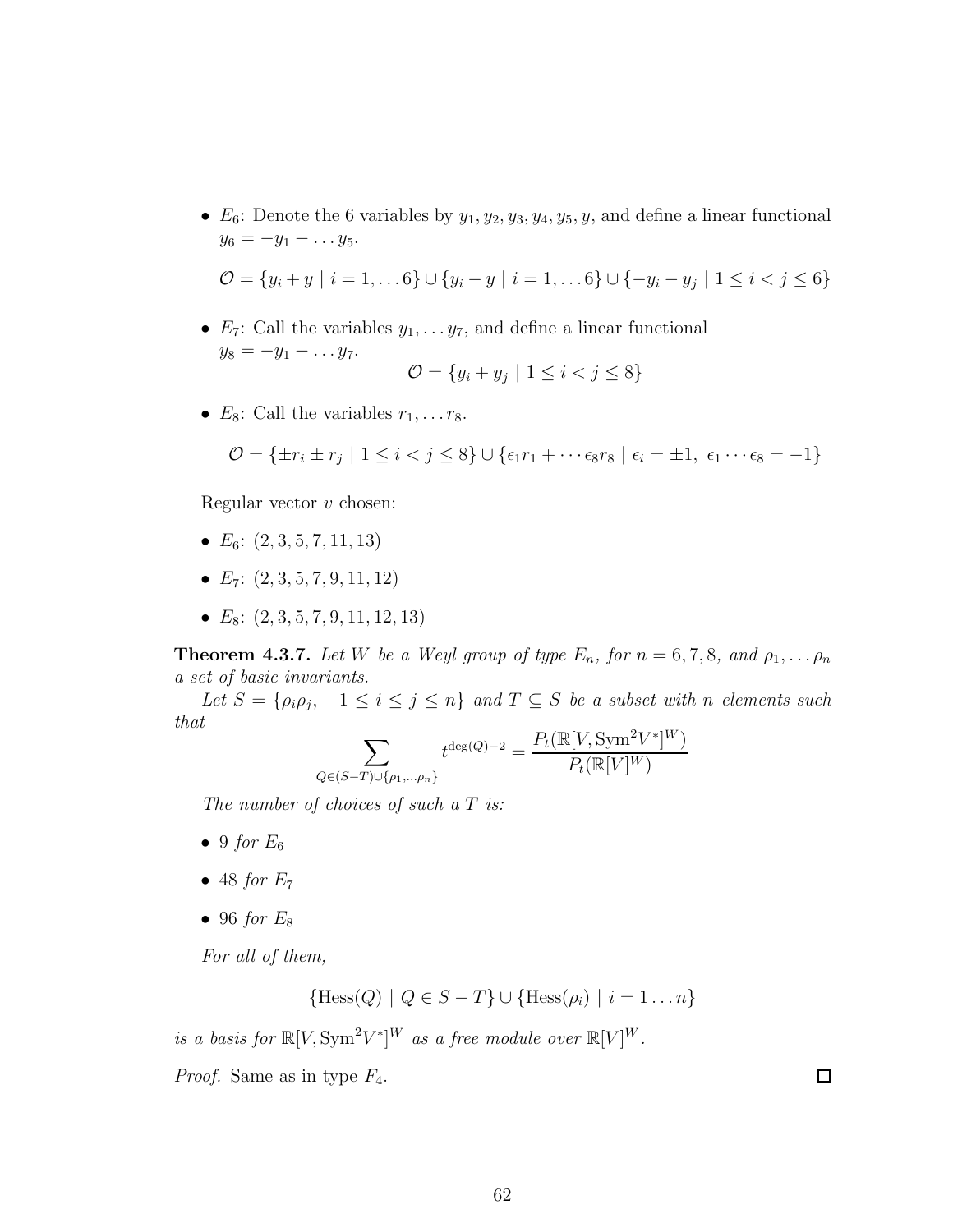- $E_6$: Denote the 6 variables by $y_1, y_2, y_3, y_4, y_5, y$, and define a linear functional $y_6 = -y_1 - \ldots y_5$.

$$\mathcal{O} = \{y_i + y \mid i = 1, \ldots 6\} \cup \{y_i - y \mid i = 1, \ldots 6\} \cup \{-y_i - y_j \mid 1 \leq i < j \leq 6\}$$

- $E_7$: Call the variables $y_1, \ldots y_7$, and define a linear functional $y_8 = -y_1 - \ldots y_7$.

$$\mathcal{O} = \{y_i + y_j \mid 1 \leq i < j \leq 8\}$$

- $E_8$: Call the variables $r_1, \ldots r_8$.

$$\mathcal{O} = \{\pm r_i \pm r_j \mid 1 \leq i < j \leq 8\} \cup \{\epsilon_1 r_1 + \cdots \epsilon_8 r_8 \mid \epsilon_i = \pm 1,\ \epsilon_1 \cdots \epsilon_8 = -1\}$$

Regular vector $v$ chosen:

- $E_6$: $(2, 3, 5, 7, 11, 13)$
- $E_7$: $(2, 3, 5, 7, 9, 11, 12)$
- $E_8$: $(2, 3, 5, 7, 9, 11, 12, 13)$

**Theorem 4.3.7.** *Let $W$ be a Weyl group of type $E_n$, for $n = 6, 7, 8$, and $\rho_1, \ldots \rho_n$ a set of basic invariants.*

*Let $S = \{\rho_i \rho_j, \quad 1 \leq i \leq j \leq n\}$ and $T \subseteq S$ be a subset with $n$ elements such that*

$$\sum_{Q \in (S-T) \cup \{\rho_1, \ldots \rho_n\}} t^{\deg(Q)-2} = \frac{P_t(\mathbb{R}[V, \mathrm{Sym}^2 V^*]^W)}{P_t(\mathbb{R}[V]^W)}$$

*The number of choices of such a $T$ is:*

- *9 for $E_6$*
- *48 for $E_7$*
- *96 for $E_8$*

*For all of them,*

$$\{\mathrm{Hess}(Q) \mid Q \in S - T\} \cup \{\mathrm{Hess}(\rho_i) \mid i = 1 \ldots n\}$$

*is a basis for $\mathbb{R}[V, \mathrm{Sym}^2 V^*]^W$ as a free module over $\mathbb{R}[V]^W$.*

*Proof.* Same as in type $F_4$. □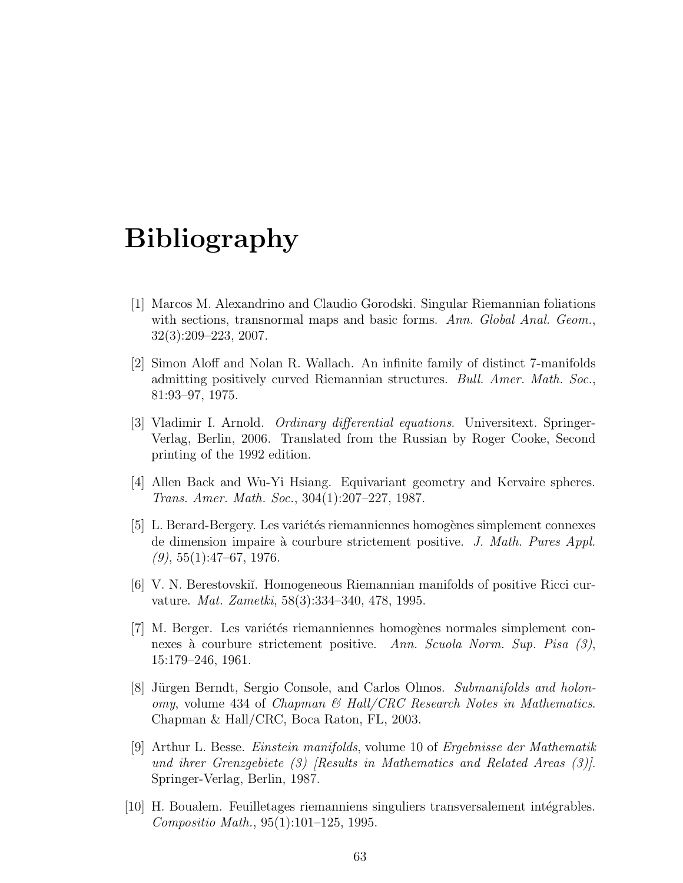# Bibliography

[1] Marcos M. Alexandrino and Claudio Gorodski. Singular Riemannian foliations with sections, transnormal maps and basic forms. *Ann. Global Anal. Geom.*, 32(3):209–223, 2007.

[2] Simon Aloff and Nolan R. Wallach. An infinite family of distinct 7-manifolds admitting positively curved Riemannian structures. *Bull. Amer. Math. Soc.*, 81:93–97, 1975.

[3] Vladimir I. Arnold. *Ordinary differential equations*. Universitext. Springer-Verlag, Berlin, 2006. Translated from the Russian by Roger Cooke, Second printing of the 1992 edition.

[4] Allen Back and Wu-Yi Hsiang. Equivariant geometry and Kervaire spheres. *Trans. Amer. Math. Soc.*, 304(1):207–227, 1987.

[5] L. Berard-Bergery. Les variétés riemanniennes homogènes simplement connexes de dimension impaire à courbure strictement positive. *J. Math. Pures Appl. (9)*, 55(1):47–67, 1976.

[6] V. N. Berestovskiĭ. Homogeneous Riemannian manifolds of positive Ricci curvature. *Mat. Zametki*, 58(3):334–340, 478, 1995.

[7] M. Berger. Les variétés riemanniennes homogènes normales simplement connexes à courbure strictement positive. *Ann. Scuola Norm. Sup. Pisa (3)*, 15:179–246, 1961.

[8] Jürgen Berndt, Sergio Console, and Carlos Olmos. *Submanifolds and holonomy*, volume 434 of *Chapman & Hall/CRC Research Notes in Mathematics*. Chapman & Hall/CRC, Boca Raton, FL, 2003.

[9] Arthur L. Besse. *Einstein manifolds*, volume 10 of *Ergebnisse der Mathematik und ihrer Grenzgebiete (3) [Results in Mathematics and Related Areas (3)]*. Springer-Verlag, Berlin, 1987.

[10] H. Boualem. Feuilletages riemanniens singuliers transversalement intégrables. *Compositio Math.*, 95(1):101–125, 1995.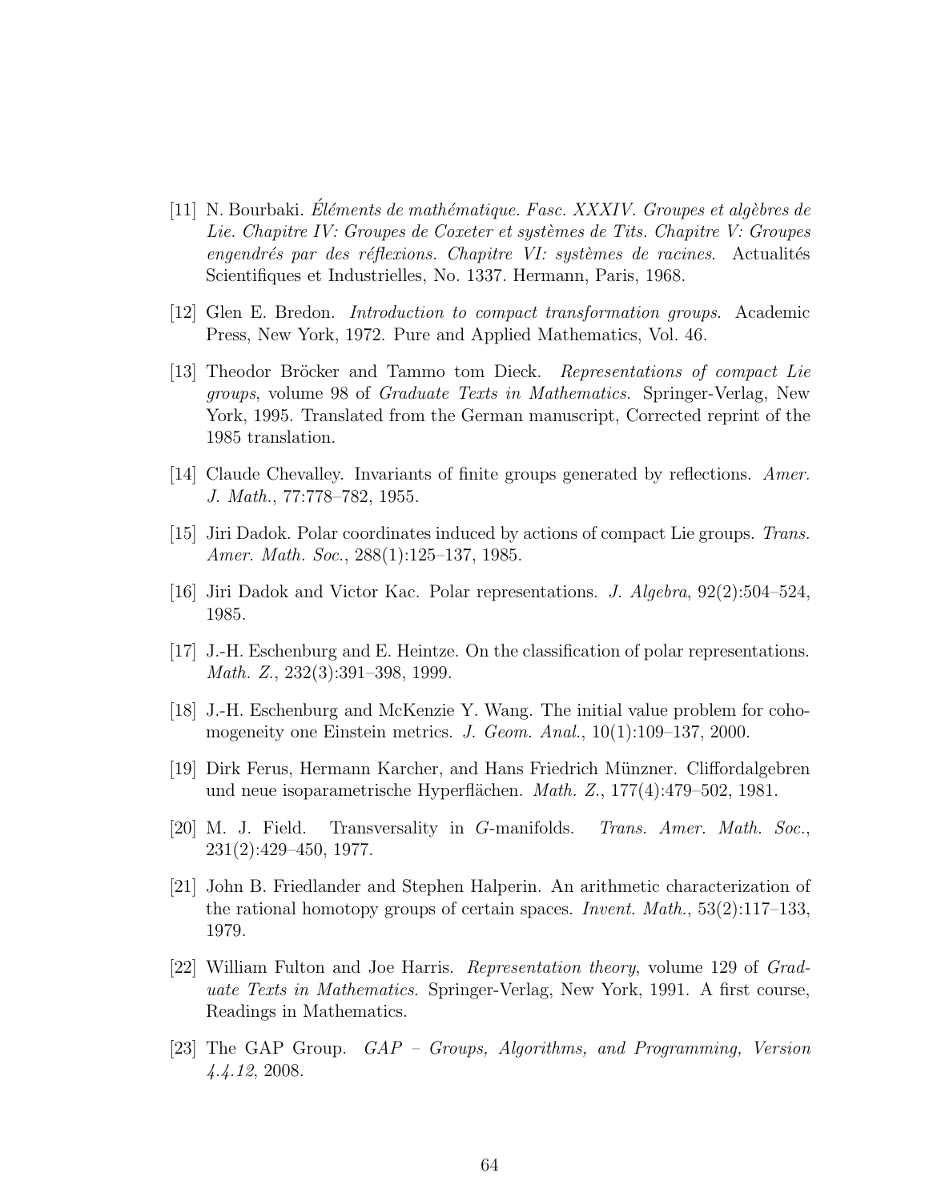[11] N. Bourbaki. *Éléments de mathématique. Fasc. XXXIV. Groupes et algèbres de Lie. Chapitre IV: Groupes de Coxeter et systèmes de Tits. Chapitre V: Groupes engendrés par des réflexions. Chapitre VI: systèmes de racines*. Actualités Scientifiques et Industrielles, No. 1337. Hermann, Paris, 1968.

[12] Glen E. Bredon. *Introduction to compact transformation groups*. Academic Press, New York, 1972. Pure and Applied Mathematics, Vol. 46.

[13] Theodor Bröcker and Tammo tom Dieck. *Representations of compact Lie groups*, volume 98 of *Graduate Texts in Mathematics*. Springer-Verlag, New York, 1995. Translated from the German manuscript, Corrected reprint of the 1985 translation.

[14] Claude Chevalley. Invariants of finite groups generated by reflections. *Amer. J. Math.*, 77:778–782, 1955.

[15] Jiri Dadok. Polar coordinates induced by actions of compact Lie groups. *Trans. Amer. Math. Soc.*, 288(1):125–137, 1985.

[16] Jiri Dadok and Victor Kac. Polar representations. *J. Algebra*, 92(2):504–524, 1985.

[17] J.-H. Eschenburg and E. Heintze. On the classification of polar representations. *Math. Z.*, 232(3):391–398, 1999.

[18] J.-H. Eschenburg and McKenzie Y. Wang. The initial value problem for cohomogeneity one Einstein metrics. *J. Geom. Anal.*, 10(1):109–137, 2000.

[19] Dirk Ferus, Hermann Karcher, and Hans Friedrich Münzner. Cliffordalgebren und neue isoparametrische Hyperflächen. *Math. Z.*, 177(4):479–502, 1981.

[20] M. J. Field. Transversality in $G$-manifolds. *Trans. Amer. Math. Soc.*, 231(2):429–450, 1977.

[21] John B. Friedlander and Stephen Halperin. An arithmetic characterization of the rational homotopy groups of certain spaces. *Invent. Math.*, 53(2):117–133, 1979.

[22] William Fulton and Joe Harris. *Representation theory*, volume 129 of *Graduate Texts in Mathematics*. Springer-Verlag, New York, 1991. A first course, Readings in Mathematics.

[23] The GAP Group. *GAP – Groups, Algorithms, and Programming, Version 4.4.12*, 2008.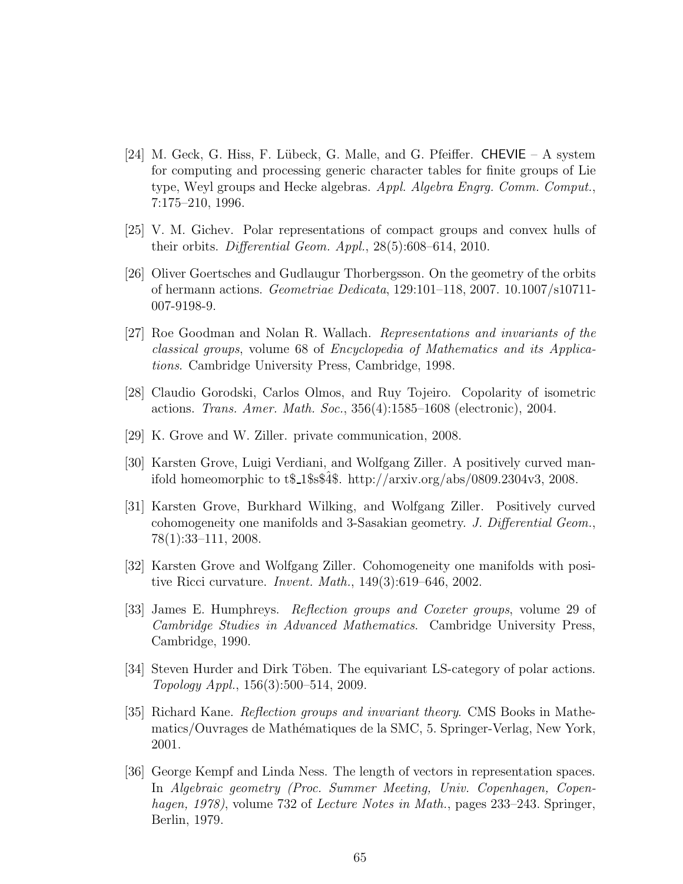[24] M. Geck, G. Hiss, F. Lübeck, G. Malle, and G. Pfeiffer. CHEVIE – A system for computing and processing generic character tables for finite groups of Lie type, Weyl groups and Hecke algebras. *Appl. Algebra Engrg. Comm. Comput.*, 7:175–210, 1996.

[25] V. M. Gichev. Polar representations of compact groups and convex hulls of their orbits. *Differential Geom. Appl.*, 28(5):608–614, 2010.

[26] Oliver Goertsches and Gudlaugur Thorbergsson. On the geometry of the orbits of hermann actions. *Geometriae Dedicata*, 129:101–118, 2007. 10.1007/s10711-007-9198-9.

[27] Roe Goodman and Nolan R. Wallach. *Representations and invariants of the classical groups*, volume 68 of *Encyclopedia of Mathematics and its Applications*. Cambridge University Press, Cambridge, 1998.

[28] Claudio Gorodski, Carlos Olmos, and Ruy Tojeiro. Copolarity of isometric actions. *Trans. Amer. Math. Soc.*, 356(4):1585–1608 (electronic), 2004.

[29] K. Grove and W. Ziller. private communication, 2008.

[30] Karsten Grove, Luigi Verdiani, and Wolfgang Ziller. A positively curved manifold homeomorphic to t$_1$s$\hat{4}$. http://arxiv.org/abs/0809.2304v3, 2008.

[31] Karsten Grove, Burkhard Wilking, and Wolfgang Ziller. Positively curved cohomogeneity one manifolds and 3-Sasakian geometry. *J. Differential Geom.*, 78(1):33–111, 2008.

[32] Karsten Grove and Wolfgang Ziller. Cohomogeneity one manifolds with positive Ricci curvature. *Invent. Math.*, 149(3):619–646, 2002.

[33] James E. Humphreys. *Reflection groups and Coxeter groups*, volume 29 of *Cambridge Studies in Advanced Mathematics*. Cambridge University Press, Cambridge, 1990.

[34] Steven Hurder and Dirk Töben. The equivariant LS-category of polar actions. *Topology Appl.*, 156(3):500–514, 2009.

[35] Richard Kane. *Reflection groups and invariant theory*. CMS Books in Mathematics/Ouvrages de Mathématiques de la SMC, 5. Springer-Verlag, New York, 2001.

[36] George Kempf and Linda Ness. The length of vectors in representation spaces. In *Algebraic geometry (Proc. Summer Meeting, Univ. Copenhagen, Copenhagen, 1978)*, volume 732 of *Lecture Notes in Math.*, pages 233–243. Springer, Berlin, 1979.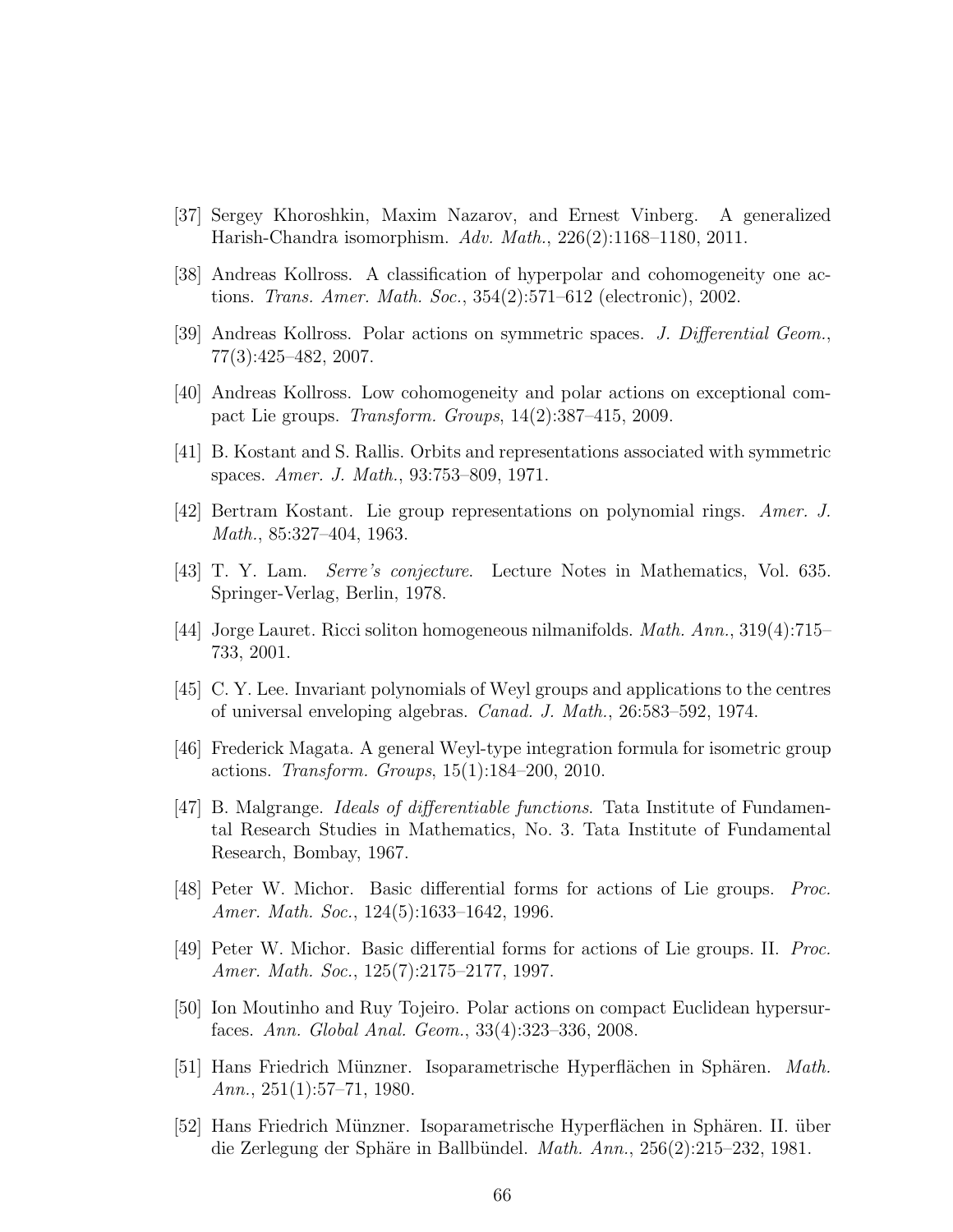[37] Sergey Khoroshkin, Maxim Nazarov, and Ernest Vinberg. A generalized Harish-Chandra isomorphism. *Adv. Math.*, 226(2):1168–1180, 2011.

[38] Andreas Kollross. A classification of hyperpolar and cohomogeneity one actions. *Trans. Amer. Math. Soc.*, 354(2):571–612 (electronic), 2002.

[39] Andreas Kollross. Polar actions on symmetric spaces. *J. Differential Geom.*, 77(3):425–482, 2007.

[40] Andreas Kollross. Low cohomogeneity and polar actions on exceptional compact Lie groups. *Transform. Groups*, 14(2):387–415, 2009.

[41] B. Kostant and S. Rallis. Orbits and representations associated with symmetric spaces. *Amer. J. Math.*, 93:753–809, 1971.

[42] Bertram Kostant. Lie group representations on polynomial rings. *Amer. J. Math.*, 85:327–404, 1963.

[43] T. Y. Lam. *Serre's conjecture*. Lecture Notes in Mathematics, Vol. 635. Springer-Verlag, Berlin, 1978.

[44] Jorge Lauret. Ricci soliton homogeneous nilmanifolds. *Math. Ann.*, 319(4):715–733, 2001.

[45] C. Y. Lee. Invariant polynomials of Weyl groups and applications to the centres of universal enveloping algebras. *Canad. J. Math.*, 26:583–592, 1974.

[46] Frederick Magata. A general Weyl-type integration formula for isometric group actions. *Transform. Groups*, 15(1):184–200, 2010.

[47] B. Malgrange. *Ideals of differentiable functions*. Tata Institute of Fundamental Research Studies in Mathematics, No. 3. Tata Institute of Fundamental Research, Bombay, 1967.

[48] Peter W. Michor. Basic differential forms for actions of Lie groups. *Proc. Amer. Math. Soc.*, 124(5):1633–1642, 1996.

[49] Peter W. Michor. Basic differential forms for actions of Lie groups. II. *Proc. Amer. Math. Soc.*, 125(7):2175–2177, 1997.

[50] Ion Moutinho and Ruy Tojeiro. Polar actions on compact Euclidean hypersurfaces. *Ann. Global Anal. Geom.*, 33(4):323–336, 2008.

[51] Hans Friedrich Münzner. Isoparametrische Hyperflächen in Sphären. *Math. Ann.*, 251(1):57–71, 1980.

[52] Hans Friedrich Münzner. Isoparametrische Hyperflächen in Sphären. II. über die Zerlegung der Sphäre in Ballbündel. *Math. Ann.*, 256(2):215–232, 1981.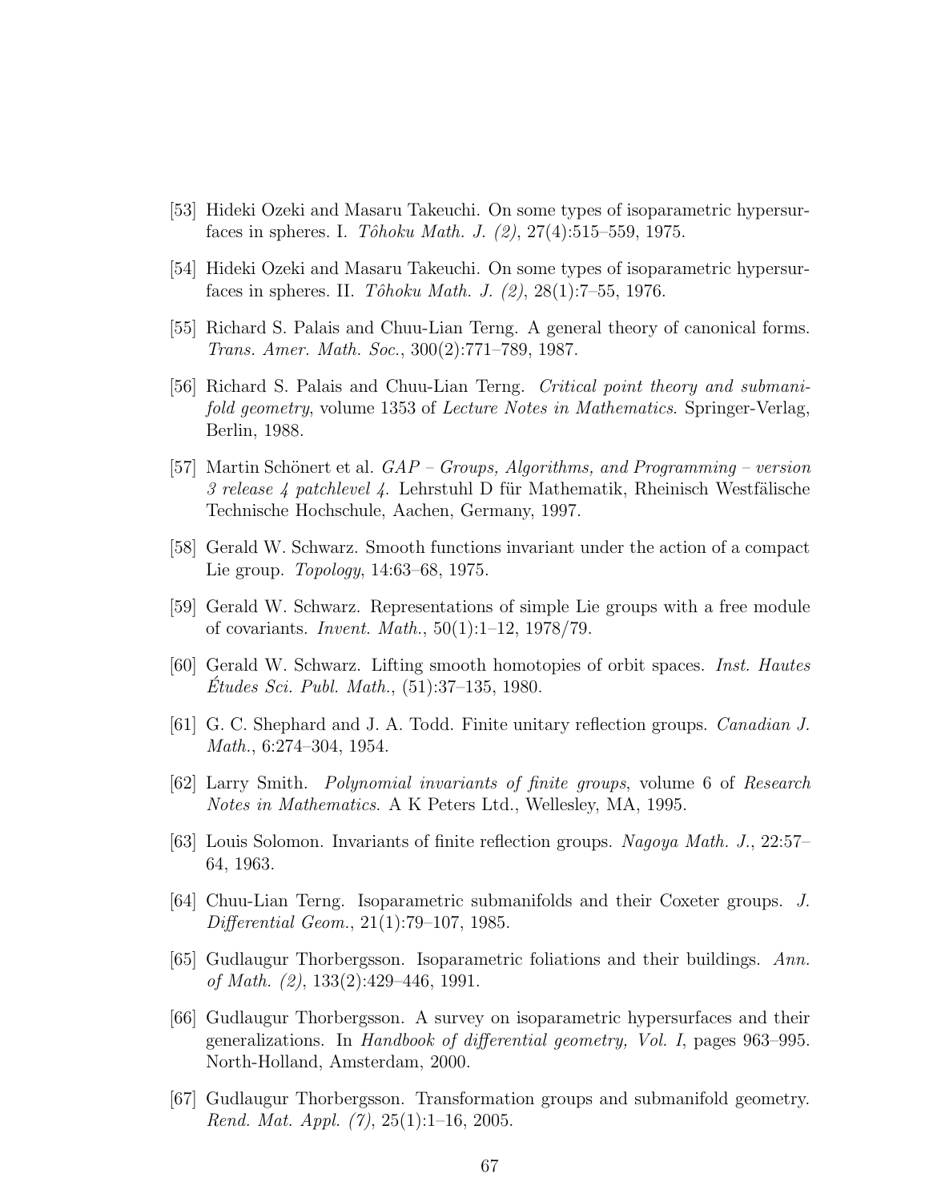[53] Hideki Ozeki and Masaru Takeuchi. On some types of isoparametric hypersurfaces in spheres. I. *Tôhoku Math. J. (2)*, 27(4):515–559, 1975.

[54] Hideki Ozeki and Masaru Takeuchi. On some types of isoparametric hypersurfaces in spheres. II. *Tôhoku Math. J. (2)*, 28(1):7–55, 1976.

[55] Richard S. Palais and Chuu-Lian Terng. A general theory of canonical forms. *Trans. Amer. Math. Soc.*, 300(2):771–789, 1987.

[56] Richard S. Palais and Chuu-Lian Terng. *Critical point theory and submanifold geometry*, volume 1353 of *Lecture Notes in Mathematics*. Springer-Verlag, Berlin, 1988.

[57] Martin Schönert et al. *GAP – Groups, Algorithms, and Programming – version 3 release 4 patchlevel 4*. Lehrstuhl D für Mathematik, Rheinisch Westfälische Technische Hochschule, Aachen, Germany, 1997.

[58] Gerald W. Schwarz. Smooth functions invariant under the action of a compact Lie group. *Topology*, 14:63–68, 1975.

[59] Gerald W. Schwarz. Representations of simple Lie groups with a free module of covariants. *Invent. Math.*, 50(1):1–12, 1978/79.

[60] Gerald W. Schwarz. Lifting smooth homotopies of orbit spaces. *Inst. Hautes Études Sci. Publ. Math.*, (51):37–135, 1980.

[61] G. C. Shephard and J. A. Todd. Finite unitary reflection groups. *Canadian J. Math.*, 6:274–304, 1954.

[62] Larry Smith. *Polynomial invariants of finite groups*, volume 6 of *Research Notes in Mathematics*. A K Peters Ltd., Wellesley, MA, 1995.

[63] Louis Solomon. Invariants of finite reflection groups. *Nagoya Math. J.*, 22:57–64, 1963.

[64] Chuu-Lian Terng. Isoparametric submanifolds and their Coxeter groups. *J. Differential Geom.*, 21(1):79–107, 1985.

[65] Gudlaugur Thorbergsson. Isoparametric foliations and their buildings. *Ann. of Math. (2)*, 133(2):429–446, 1991.

[66] Gudlaugur Thorbergsson. A survey on isoparametric hypersurfaces and their generalizations. In *Handbook of differential geometry, Vol. I*, pages 963–995. North-Holland, Amsterdam, 2000.

[67] Gudlaugur Thorbergsson. Transformation groups and submanifold geometry. *Rend. Mat. Appl. (7)*, 25(1):1–16, 2005.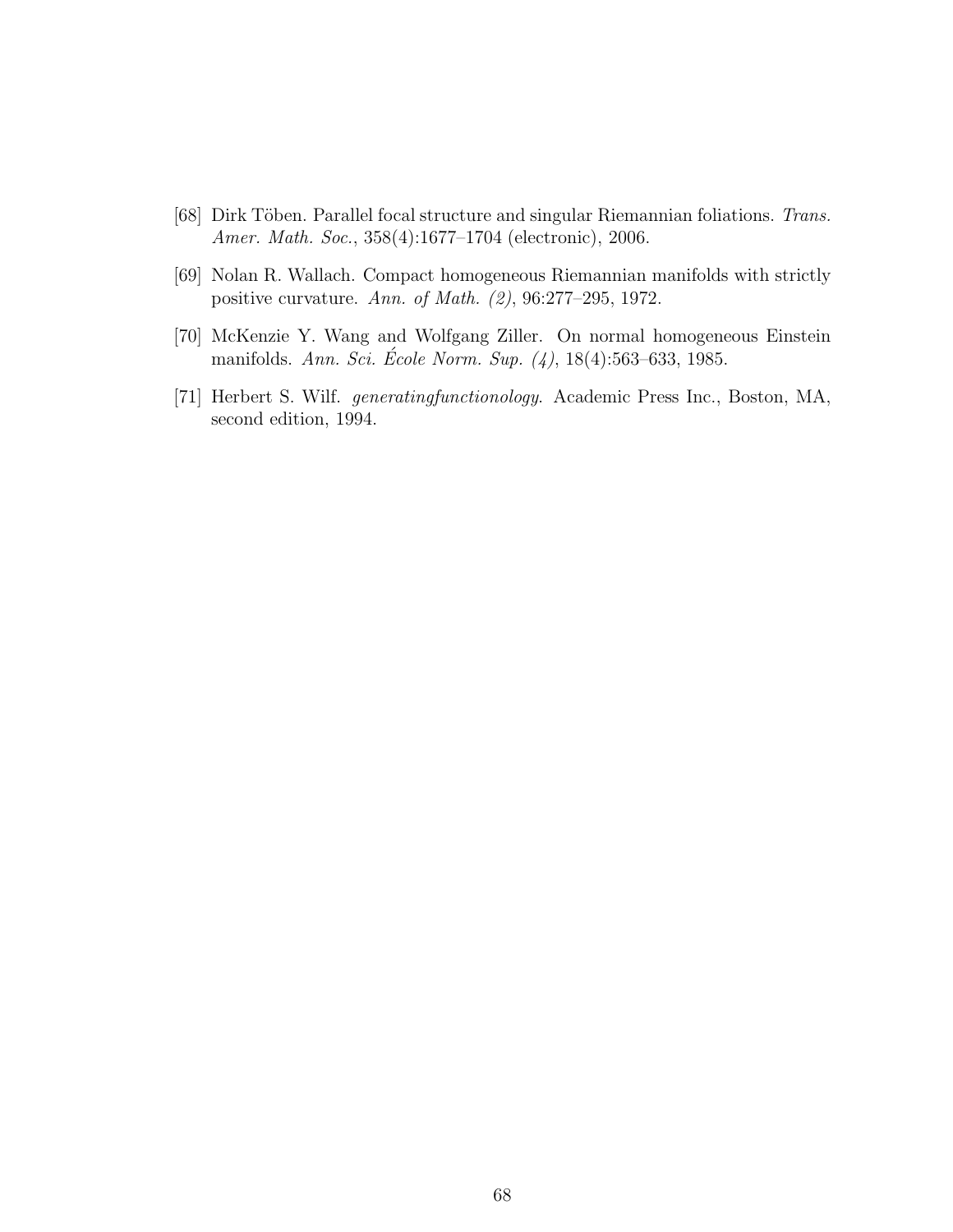[68] Dirk Töben. Parallel focal structure and singular Riemannian foliations. *Trans. Amer. Math. Soc.*, 358(4):1677–1704 (electronic), 2006.

[69] Nolan R. Wallach. Compact homogeneous Riemannian manifolds with strictly positive curvature. *Ann. of Math. (2)*, 96:277–295, 1972.

[70] McKenzie Y. Wang and Wolfgang Ziller. On normal homogeneous Einstein manifolds. *Ann. Sci. École Norm. Sup. (4)*, 18(4):563–633, 1985.

[71] Herbert S. Wilf. *generatingfunctionology*. Academic Press Inc., Boston, MA, second edition, 1994.